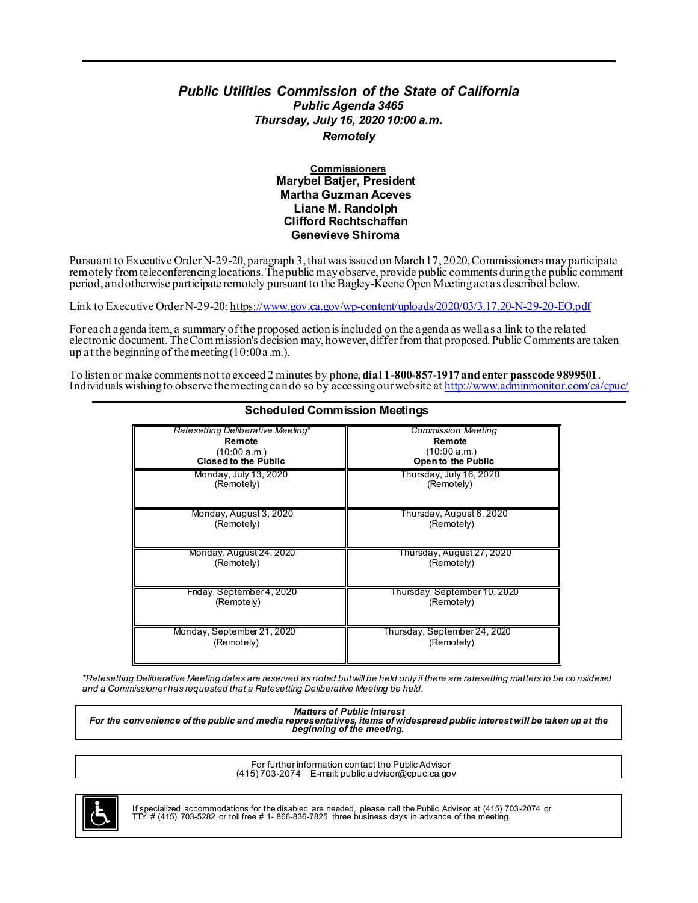# *Public Utilities Commission of the State of California*

***Public Agenda 3465***

***Thursday, July 16, 2020 10:00 a.m.***

***Remotely***

**Commissioners**

**Marybel Batjer, President**
**Martha Guzman Aceves**
**Liane M. Randolph**
**Clifford Rechtschaffen**
**Genevieve Shiroma**

Pursuant to Executive Order N-29-20, paragraph 3, that was issued on March 17, 2020, Commissioners may participate remotely from teleconferencing locations. The public may observe, provide public comments during the public comment period, and otherwise participate remotely pursuant to the Bagley-Keene Open Meeting act as described below.

Link to Executive Order N-29-20: https://www.gov.ca.gov/wp-content/uploads/2020/03/3.17.20-N-29-20-EO.pdf

For each agenda item, a summary of the proposed action is included on the agenda as well as a link to the related electronic document. The Commission's decision may, however, differ from that proposed. Public Comments are taken up at the beginning of the meeting (10:00 a.m.).

To listen or make comments not to exceed 2 minutes by phone, **dial 1-800-857-1917 and enter passcode 9899501**. Individuals wishing to observe the meeting can do so by accessing our website at http://www.adminmonitor.com/ca/cpuc/

## Scheduled Commission Meetings

| *Ratesetting Deliberative Meeting** **Remote** (10:00 a.m.) **Closed to the Public** | *Commission Meeting* **Remote** (10:00 a.m.) **Open to the Public** |
|---|---|
| Monday, July 13, 2020 (Remotely) | Thursday, July 16, 2020 (Remotely) |
| Monday, August 3, 2020 (Remotely) | Thursday, August 6, 2020 (Remotely) |
| Monday, August 24, 2020 (Remotely) | Thursday, August 27, 2020 (Remotely) |
| Friday, September 4, 2020 (Remotely) | Thursday, September 10, 2020 (Remotely) |
| Monday, September 21, 2020 (Remotely) | Thursday, September 24, 2020 (Remotely) |

*\*Ratesetting Deliberative Meeting dates are reserved as noted but will be held only if there are ratesetting matters to be considered and a Commissioner has requested that a Ratesetting Deliberative Meeting be held.*

***Matters of Public Interest***
***For the convenience of the public and media representatives, items of widespread public interest will be taken up at the beginning of the meeting.***

For further information contact the Public Advisor
(415) 703-2074 E-mail: public.advisor@cpuc.ca.gov

If specialized accommodations for the disabled are needed, please call the Public Advisor at (415) 703-2074 or TTY # (415) 703-5282 or toll free # 1- 866-836-7825 three business days in advance of the meeting.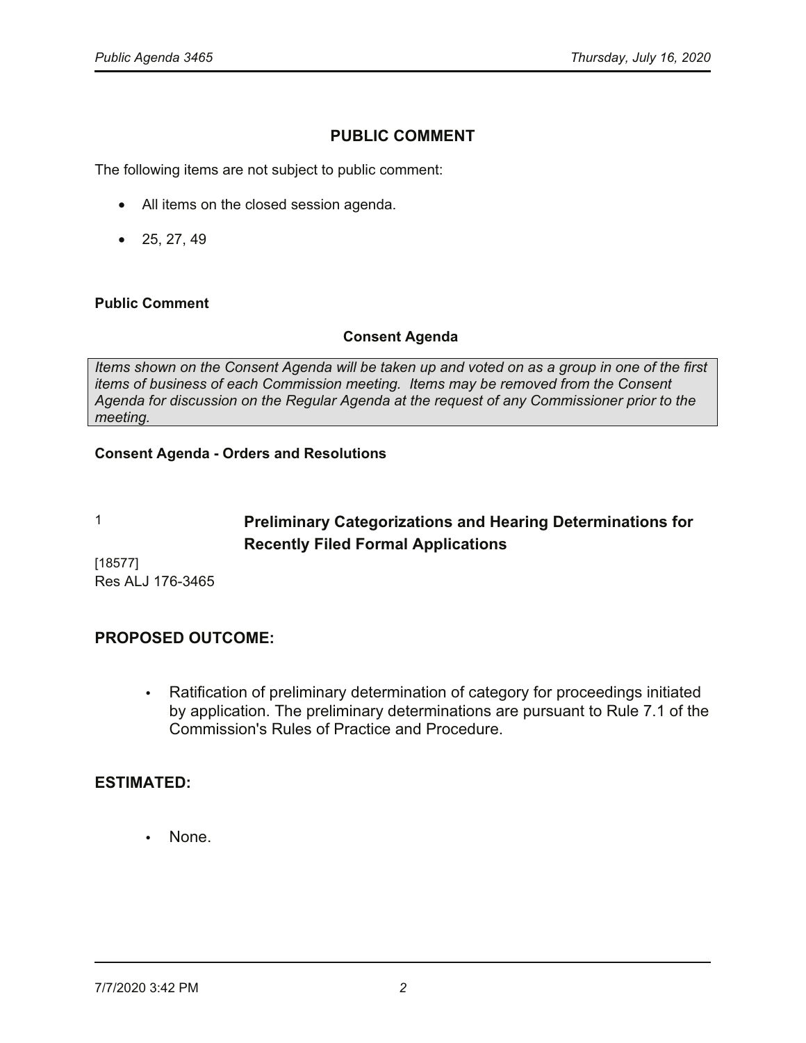## PUBLIC COMMENT

The following items are not subject to public comment:

- All items on the closed session agenda.
- 25, 27, 49

**Public Comment**

**Consent Agenda**

*Items shown on the Consent Agenda will be taken up and voted on as a group in one of the first items of business of each Commission meeting. Items may be removed from the Consent Agenda for discussion on the Regular Agenda at the request of any Commissioner prior to the meeting.*

**Consent Agenda - Orders and Resolutions**

1 **Preliminary Categorizations and Hearing Determinations for Recently Filed Formal Applications**

[18577]
Res ALJ 176-3465

### PROPOSED OUTCOME:

- Ratification of preliminary determination of category for proceedings initiated by application. The preliminary determinations are pursuant to Rule 7.1 of the Commission's Rules of Practice and Procedure.

### ESTIMATED:

- None.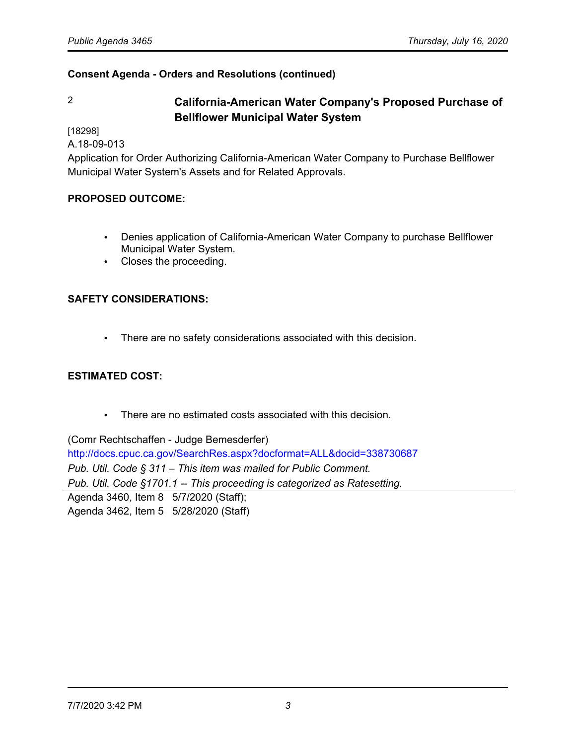**Consent Agenda - Orders and Resolutions (continued)**

2

### California-American Water Company's Proposed Purchase of Bellflower Municipal Water System

[18298]
A.18-09-013
Application for Order Authorizing California-American Water Company to Purchase Bellflower Municipal Water System's Assets and for Related Approvals.

**PROPOSED OUTCOME:**

- Denies application of California-American Water Company to purchase Bellflower Municipal Water System.
- Closes the proceeding.

**SAFETY CONSIDERATIONS:**

- There are no safety considerations associated with this decision.

**ESTIMATED COST:**

- There are no estimated costs associated with this decision.

(Comr Rechtschaffen - Judge Bemesderfer)
http://docs.cpuc.ca.gov/SearchRes.aspx?docformat=ALL&docid=338730687
*Pub. Util. Code § 311 – This item was mailed for Public Comment.*
*Pub. Util. Code §1701.1 -- This proceeding is categorized as Ratesetting.*

---

Agenda 3460, Item 8 5/7/2020 (Staff);
Agenda 3462, Item 5 5/28/2020 (Staff)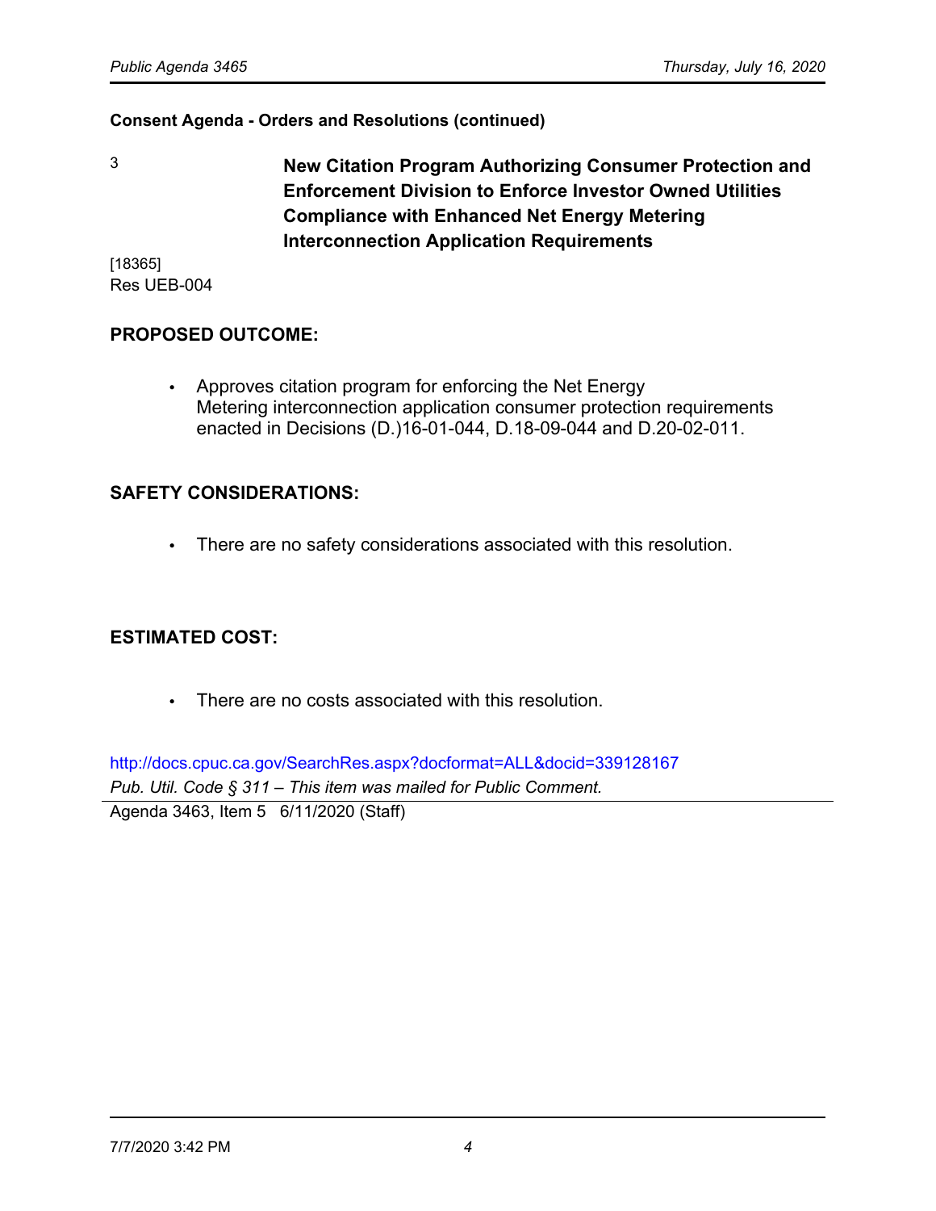**Consent Agenda - Orders and Resolutions (continued)**

3

**New Citation Program Authorizing Consumer Protection and Enforcement Division to Enforce Investor Owned Utilities Compliance with Enhanced Net Energy Metering Interconnection Application Requirements**

[18365]
Res UEB-004

**PROPOSED OUTCOME:**

- Approves citation program for enforcing the Net Energy Metering interconnection application consumer protection requirements enacted in Decisions (D.)16-01-044, D.18-09-044 and D.20-02-011.

**SAFETY CONSIDERATIONS:**

- There are no safety considerations associated with this resolution.

**ESTIMATED COST:**

- There are no costs associated with this resolution.

http://docs.cpuc.ca.gov/SearchRes.aspx?docformat=ALL&docid=339128167

*Pub. Util. Code § 311 – This item was mailed for Public Comment.*

Agenda 3463, Item 5 6/11/2020 (Staff)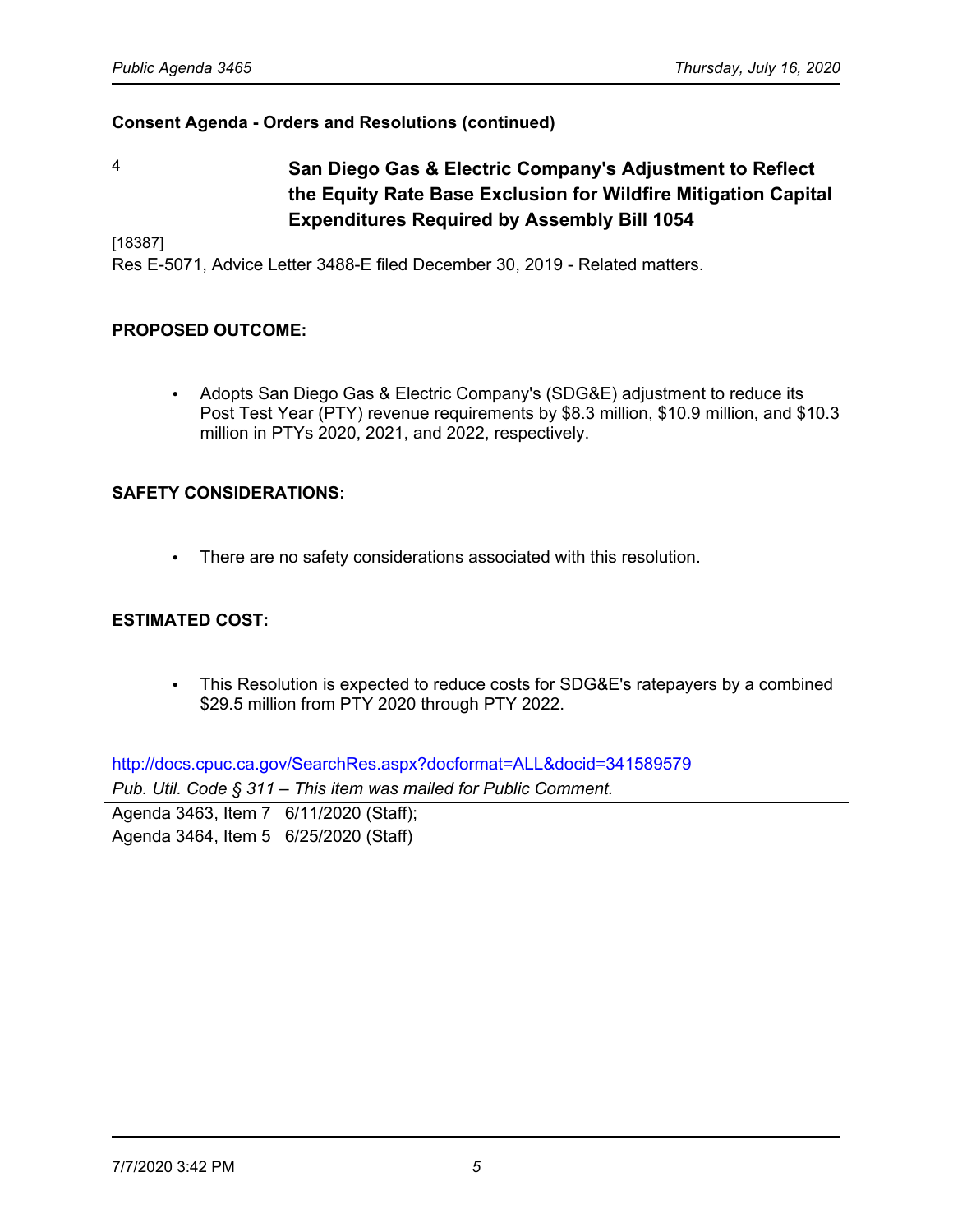**Consent Agenda - Orders and Resolutions (continued)**

4 **San Diego Gas & Electric Company's Adjustment to Reflect the Equity Rate Base Exclusion for Wildfire Mitigation Capital Expenditures Required by Assembly Bill 1054**

[18387]

Res E-5071, Advice Letter 3488-E filed December 30, 2019 - Related matters.

**PROPOSED OUTCOME:**

- Adopts San Diego Gas & Electric Company's (SDG&E) adjustment to reduce its Post Test Year (PTY) revenue requirements by $8.3 million, $10.9 million, and $10.3 million in PTYs 2020, 2021, and 2022, respectively.

**SAFETY CONSIDERATIONS:**

- There are no safety considerations associated with this resolution.

**ESTIMATED COST:**

- This Resolution is expected to reduce costs for SDG&E's ratepayers by a combined $29.5 million from PTY 2020 through PTY 2022.

http://docs.cpuc.ca.gov/SearchRes.aspx?docformat=ALL&docid=341589579

*Pub. Util. Code § 311 – This item was mailed for Public Comment.*

---

Agenda 3463, Item 7 6/11/2020 (Staff);
Agenda 3464, Item 5 6/25/2020 (Staff)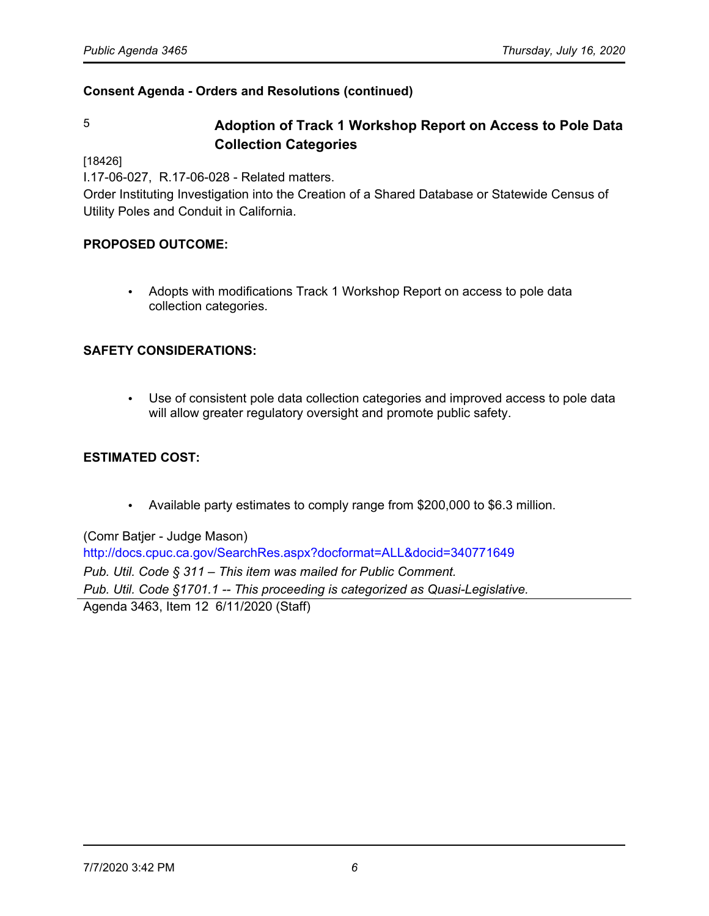**Consent Agenda - Orders and Resolutions (continued)**

5 **Adoption of Track 1 Workshop Report on Access to Pole Data Collection Categories**

[18426]
I.17-06-027, R.17-06-028 - Related matters.
Order Instituting Investigation into the Creation of a Shared Database or Statewide Census of Utility Poles and Conduit in California.

**PROPOSED OUTCOME:**

- Adopts with modifications Track 1 Workshop Report on access to pole data collection categories.

**SAFETY CONSIDERATIONS:**

- Use of consistent pole data collection categories and improved access to pole data will allow greater regulatory oversight and promote public safety.

**ESTIMATED COST:**

- Available party estimates to comply range from $200,000 to $6.3 million.

(Comr Batjer - Judge Mason)
http://docs.cpuc.ca.gov/SearchRes.aspx?docformat=ALL&docid=340771649
*Pub. Util. Code § 311 – This item was mailed for Public Comment.*
*Pub. Util. Code §1701.1 -- This proceeding is categorized as Quasi-Legislative.*

Agenda 3463, Item 12 6/11/2020 (Staff)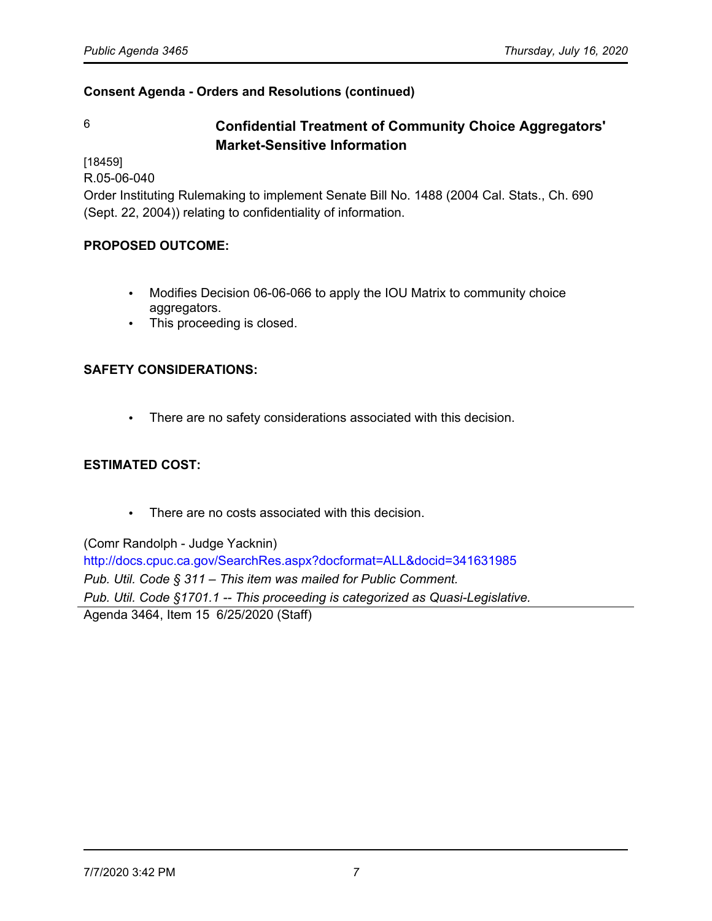**Consent Agenda - Orders and Resolutions (continued)**

6 **Confidential Treatment of Community Choice Aggregators' Market-Sensitive Information**

[18459]
R.05-06-040
Order Instituting Rulemaking to implement Senate Bill No. 1488 (2004 Cal. Stats., Ch. 690 (Sept. 22, 2004)) relating to confidentiality of information.

**PROPOSED OUTCOME:**

- Modifies Decision 06-06-066 to apply the IOU Matrix to community choice aggregators.
- This proceeding is closed.

**SAFETY CONSIDERATIONS:**

- There are no safety considerations associated with this decision.

**ESTIMATED COST:**

- There are no costs associated with this decision.

(Comr Randolph - Judge Yacknin)
http://docs.cpuc.ca.gov/SearchRes.aspx?docformat=ALL&docid=341631985
*Pub. Util. Code § 311 – This item was mailed for Public Comment.*
*Pub. Util. Code §1701.1 -- This proceeding is categorized as Quasi-Legislative.*

Agenda 3464, Item 15 6/25/2020 (Staff)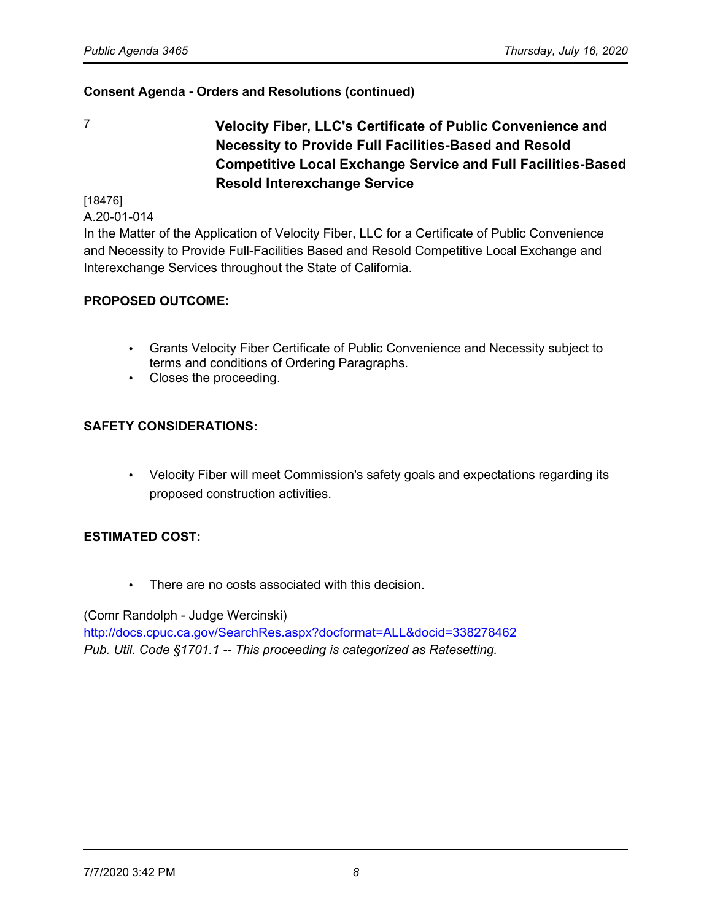**Consent Agenda - Orders and Resolutions (continued)**

7 **Velocity Fiber, LLC's Certificate of Public Convenience and Necessity to Provide Full Facilities-Based and Resold Competitive Local Exchange Service and Full Facilities-Based Resold Interexchange Service**

[18476]
A.20-01-014
In the Matter of the Application of Velocity Fiber, LLC for a Certificate of Public Convenience and Necessity to Provide Full-Facilities Based and Resold Competitive Local Exchange and Interexchange Services throughout the State of California.

**PROPOSED OUTCOME:**

- Grants Velocity Fiber Certificate of Public Convenience and Necessity subject to terms and conditions of Ordering Paragraphs.
- Closes the proceeding.

**SAFETY CONSIDERATIONS:**

- Velocity Fiber will meet Commission's safety goals and expectations regarding its proposed construction activities.

**ESTIMATED COST:**

- There are no costs associated with this decision.

(Comr Randolph - Judge Wercinski)
http://docs.cpuc.ca.gov/SearchRes.aspx?docformat=ALL&docid=338278462
*Pub. Util. Code §1701.1 -- This proceeding is categorized as Ratesetting.*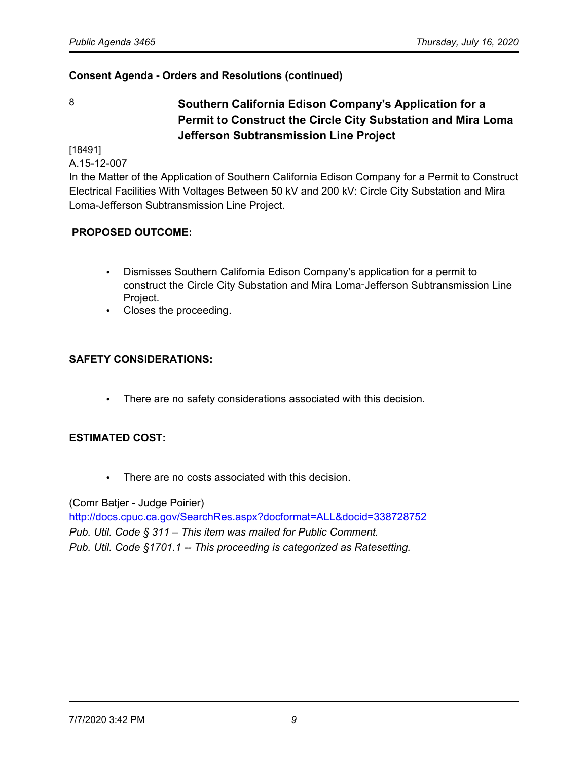**Consent Agenda - Orders and Resolutions (continued)**

8 **Southern California Edison Company's Application for a Permit to Construct the Circle City Substation and Mira Loma Jefferson Subtransmission Line Project**

[18491]
A.15-12-007
In the Matter of the Application of Southern California Edison Company for a Permit to Construct Electrical Facilities With Voltages Between 50 kV and 200 kV: Circle City Substation and Mira Loma-Jefferson Subtransmission Line Project.

**PROPOSED OUTCOME:**

- Dismisses Southern California Edison Company's application for a permit to construct the Circle City Substation and Mira Loma-Jefferson Subtransmission Line Project.
- Closes the proceeding.

**SAFETY CONSIDERATIONS:**

- There are no safety considerations associated with this decision.

**ESTIMATED COST:**

- There are no costs associated with this decision.

(Comr Batjer - Judge Poirier)
http://docs.cpuc.ca.gov/SearchRes.aspx?docformat=ALL&docid=338728752
*Pub. Util. Code § 311 – This item was mailed for Public Comment.*
*Pub. Util. Code §1701.1 -- This proceeding is categorized as Ratesetting.*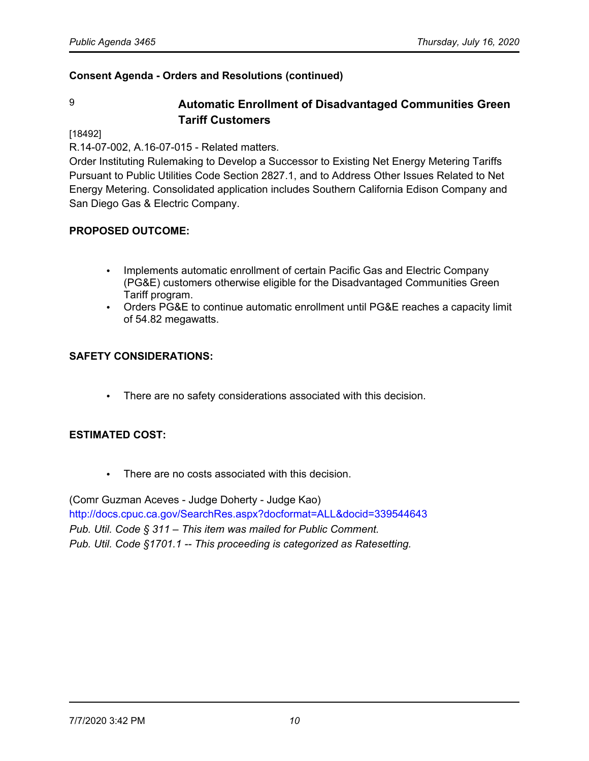**Consent Agenda - Orders and Resolutions (continued)**

9 **Automatic Enrollment of Disadvantaged Communities Green Tariff Customers**

[18492]

R.14-07-002, A.16-07-015 - Related matters.
Order Instituting Rulemaking to Develop a Successor to Existing Net Energy Metering Tariffs Pursuant to Public Utilities Code Section 2827.1, and to Address Other Issues Related to Net Energy Metering. Consolidated application includes Southern California Edison Company and San Diego Gas & Electric Company.

**PROPOSED OUTCOME:**

- Implements automatic enrollment of certain Pacific Gas and Electric Company (PG&E) customers otherwise eligible for the Disadvantaged Communities Green Tariff program.
- Orders PG&E to continue automatic enrollment until PG&E reaches a capacity limit of 54.82 megawatts.

**SAFETY CONSIDERATIONS:**

- There are no safety considerations associated with this decision.

**ESTIMATED COST:**

- There are no costs associated with this decision.

(Comr Guzman Aceves - Judge Doherty - Judge Kao)
http://docs.cpuc.ca.gov/SearchRes.aspx?docformat=ALL&docid=339544643
*Pub. Util. Code § 311 – This item was mailed for Public Comment.*
*Pub. Util. Code §1701.1 -- This proceeding is categorized as Ratesetting.*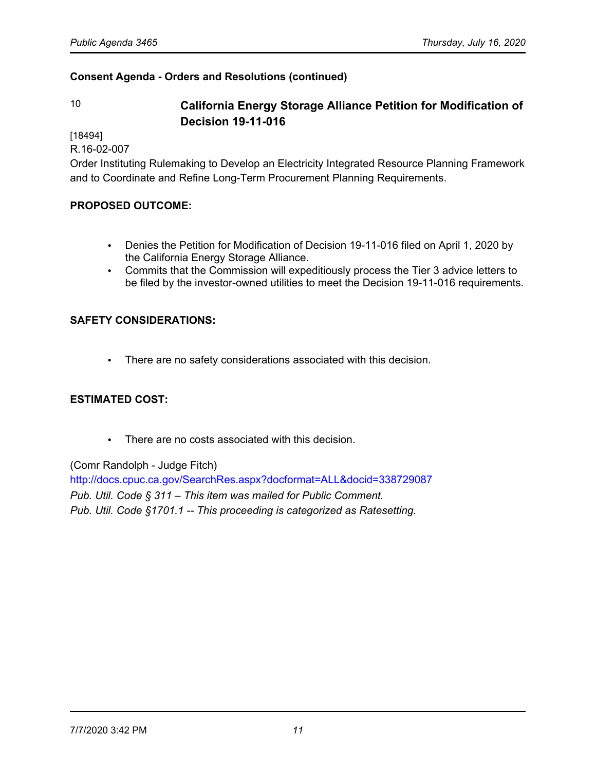**Consent Agenda - Orders and Resolutions (continued)**

10 **California Energy Storage Alliance Petition for Modification of Decision 19-11-016**

[18494]
R.16-02-007
Order Instituting Rulemaking to Develop an Electricity Integrated Resource Planning Framework and to Coordinate and Refine Long-Term Procurement Planning Requirements.

**PROPOSED OUTCOME:**

- Denies the Petition for Modification of Decision 19-11-016 filed on April 1, 2020 by the California Energy Storage Alliance.
- Commits that the Commission will expeditiously process the Tier 3 advice letters to be filed by the investor-owned utilities to meet the Decision 19-11-016 requirements.

**SAFETY CONSIDERATIONS:**

- There are no safety considerations associated with this decision.

**ESTIMATED COST:**

- There are no costs associated with this decision.

(Comr Randolph - Judge Fitch)
http://docs.cpuc.ca.gov/SearchRes.aspx?docformat=ALL&docid=338729087
*Pub. Util. Code § 311 – This item was mailed for Public Comment.*
*Pub. Util. Code §1701.1 -- This proceeding is categorized as Ratesetting.*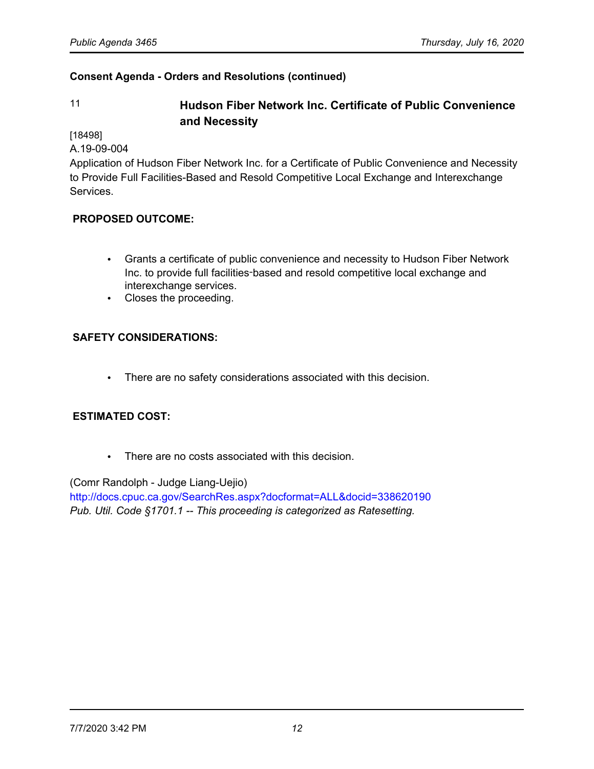**Consent Agenda - Orders and Resolutions (continued)**

11 **Hudson Fiber Network Inc. Certificate of Public Convenience and Necessity**

[18498]
A.19-09-004
Application of Hudson Fiber Network Inc. for a Certificate of Public Convenience and Necessity to Provide Full Facilities-Based and Resold Competitive Local Exchange and Interexchange Services.

**PROPOSED OUTCOME:**

- Grants a certificate of public convenience and necessity to Hudson Fiber Network Inc. to provide full facilities-based and resold competitive local exchange and interexchange services.
- Closes the proceeding.

**SAFETY CONSIDERATIONS:**

- There are no safety considerations associated with this decision.

**ESTIMATED COST:**

- There are no costs associated with this decision.

(Comr Randolph - Judge Liang-Uejio)
http://docs.cpuc.ca.gov/SearchRes.aspx?docformat=ALL&docid=338620190
*Pub. Util. Code §1701.1 -- This proceeding is categorized as Ratesetting.*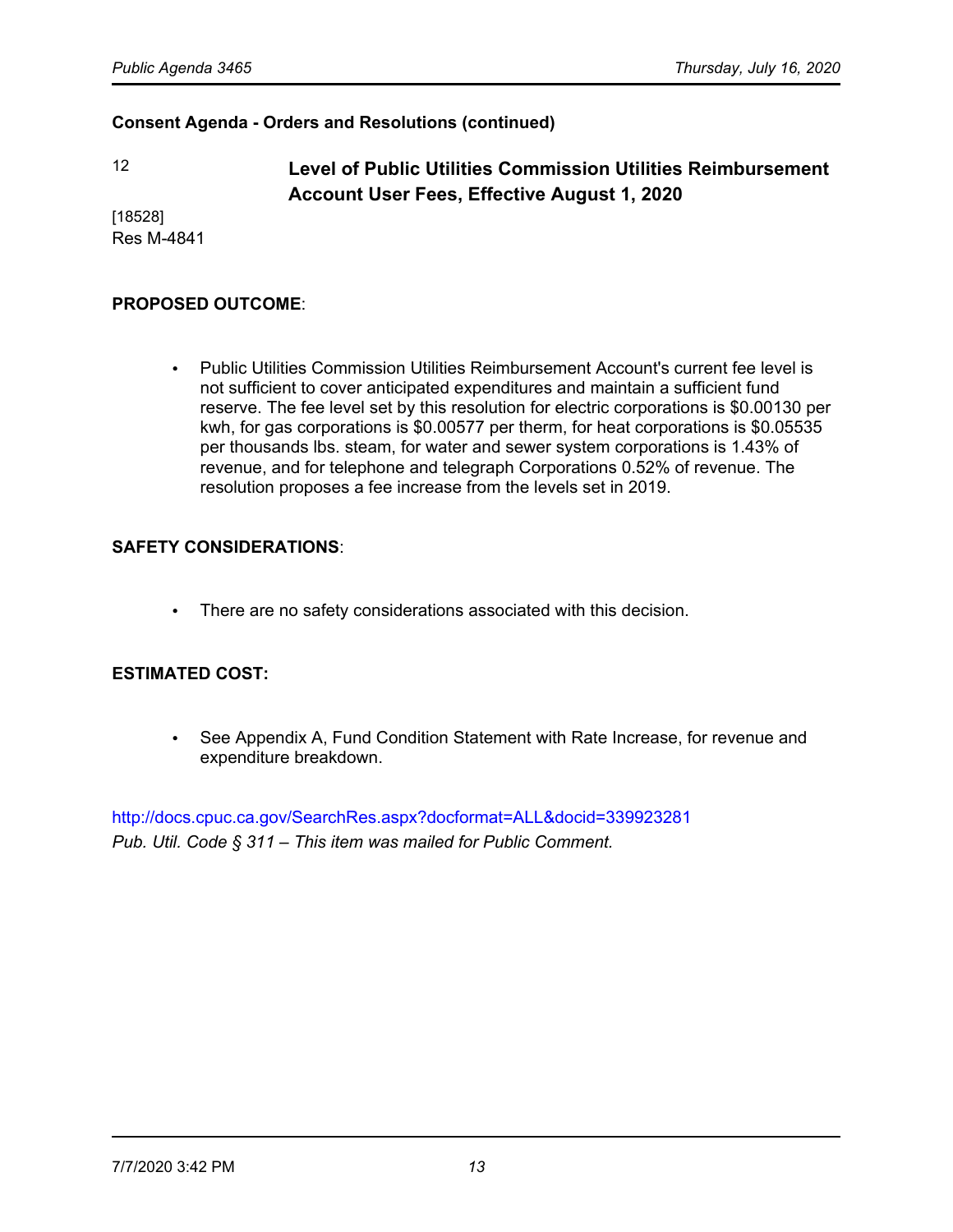**Consent Agenda - Orders and Resolutions (continued)**

12

### Level of Public Utilities Commission Utilities Reimbursement Account User Fees, Effective August 1, 2020

[18528]
Res M-4841

**PROPOSED OUTCOME**:

- Public Utilities Commission Utilities Reimbursement Account's current fee level is not sufficient to cover anticipated expenditures and maintain a sufficient fund reserve. The fee level set by this resolution for electric corporations is $0.00130 per kwh, for gas corporations is $0.00577 per therm, for heat corporations is $0.05535 per thousands lbs. steam, for water and sewer system corporations is 1.43% of revenue, and for telephone and telegraph Corporations 0.52% of revenue. The resolution proposes a fee increase from the levels set in 2019.

**SAFETY CONSIDERATIONS**:

- There are no safety considerations associated with this decision.

**ESTIMATED COST:**

- See Appendix A, Fund Condition Statement with Rate Increase, for revenue and expenditure breakdown.

http://docs.cpuc.ca.gov/SearchRes.aspx?docformat=ALL&docid=339923281
*Pub. Util. Code § 311 – This item was mailed for Public Comment.*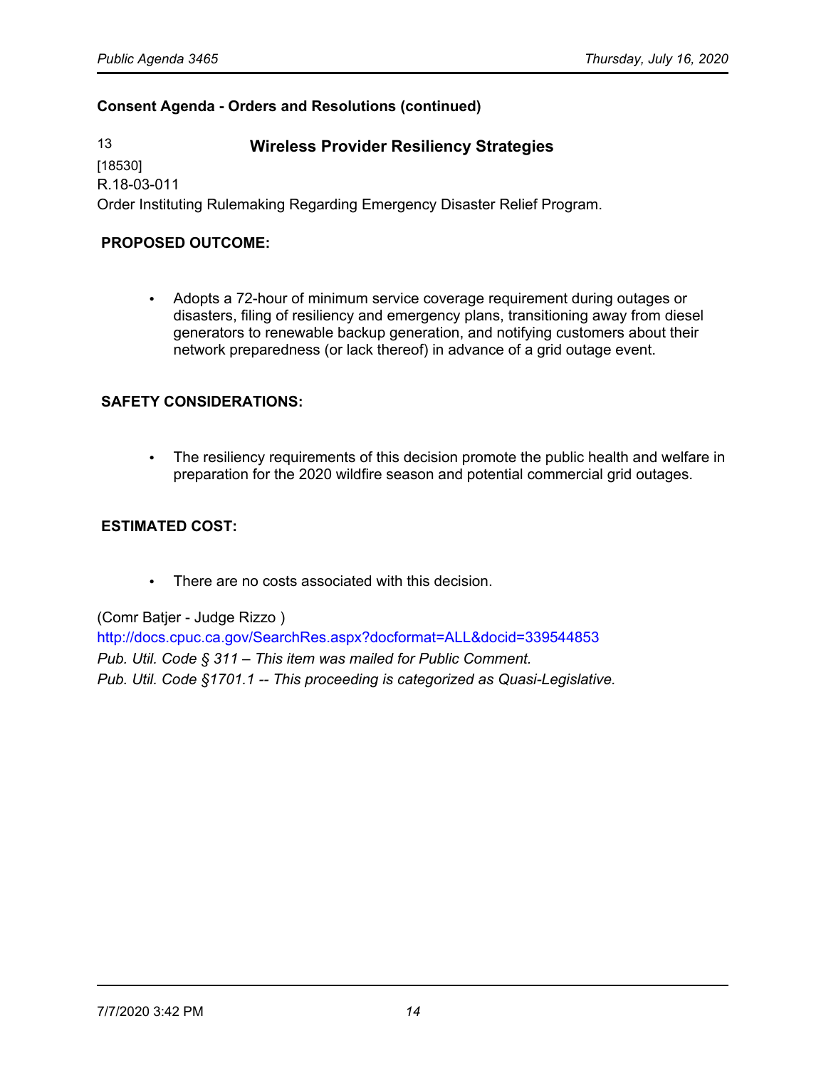**Consent Agenda - Orders and Resolutions (continued)**

13 **Wireless Provider Resiliency Strategies**

[18530]
R.18-03-011
Order Instituting Rulemaking Regarding Emergency Disaster Relief Program.

**PROPOSED OUTCOME:**

- Adopts a 72-hour of minimum service coverage requirement during outages or disasters, filing of resiliency and emergency plans, transitioning away from diesel generators to renewable backup generation, and notifying customers about their network preparedness (or lack thereof) in advance of a grid outage event.

**SAFETY CONSIDERATIONS:**

- The resiliency requirements of this decision promote the public health and welfare in preparation for the 2020 wildfire season and potential commercial grid outages.

**ESTIMATED COST:**

- There are no costs associated with this decision.

(Comr Batjer - Judge Rizzo )
http://docs.cpuc.ca.gov/SearchRes.aspx?docformat=ALL&docid=339544853
*Pub. Util. Code § 311 – This item was mailed for Public Comment.*
*Pub. Util. Code §1701.1 -- This proceeding is categorized as Quasi-Legislative.*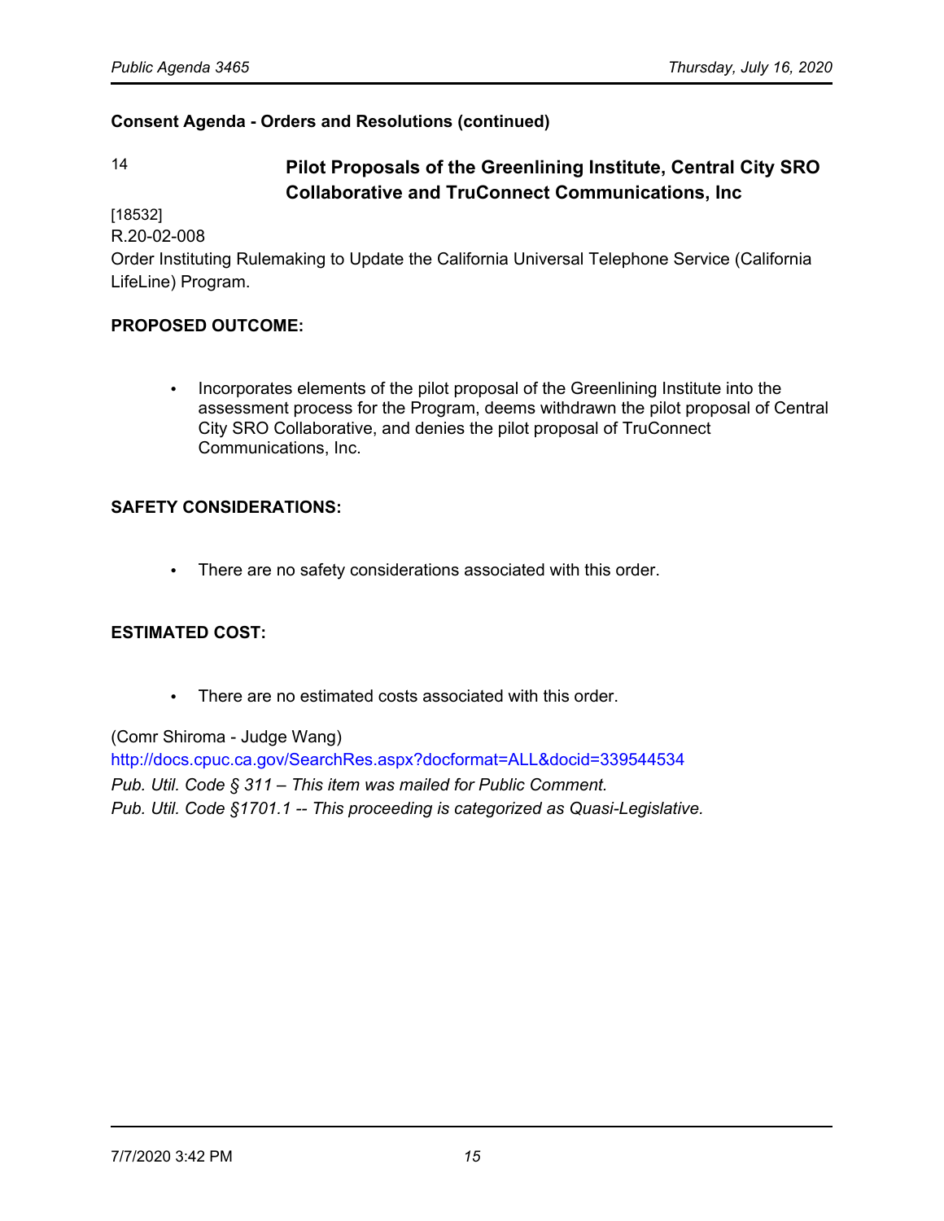**Consent Agenda - Orders and Resolutions (continued)**

## 14 Pilot Proposals of the Greenlining Institute, Central City SRO Collaborative and TruConnect Communications, Inc

[18532]
R.20-02-008
Order Instituting Rulemaking to Update the California Universal Telephone Service (California LifeLine) Program.

**PROPOSED OUTCOME:**

- Incorporates elements of the pilot proposal of the Greenlining Institute into the assessment process for the Program, deems withdrawn the pilot proposal of Central City SRO Collaborative, and denies the pilot proposal of TruConnect Communications, Inc.

**SAFETY CONSIDERATIONS:**

- There are no safety considerations associated with this order.

**ESTIMATED COST:**

- There are no estimated costs associated with this order.

(Comr Shiroma - Judge Wang)
http://docs.cpuc.ca.gov/SearchRes.aspx?docformat=ALL&docid=339544534
*Pub. Util. Code § 311 – This item was mailed for Public Comment.*
*Pub. Util. Code §1701.1 -- This proceeding is categorized as Quasi-Legislative.*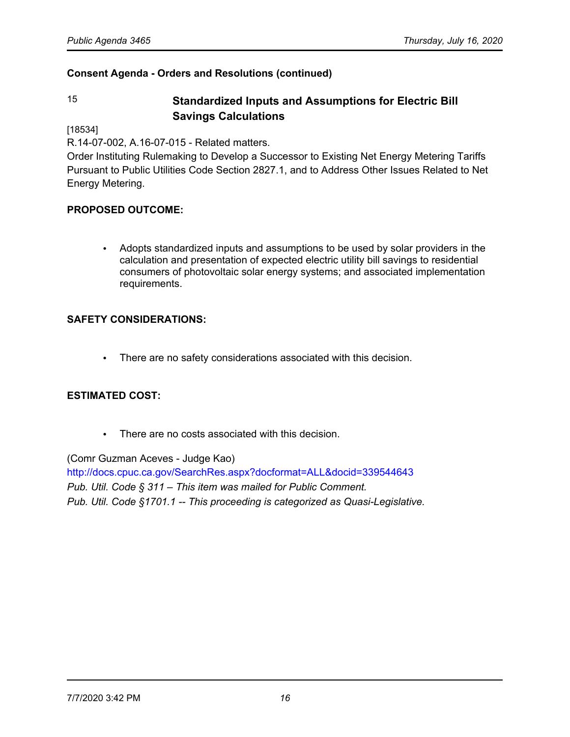**Consent Agenda - Orders and Resolutions (continued)**

15 **Standardized Inputs and Assumptions for Electric Bill Savings Calculations**

[18534]

R.14-07-002, A.16-07-015 - Related matters.

Order Instituting Rulemaking to Develop a Successor to Existing Net Energy Metering Tariffs Pursuant to Public Utilities Code Section 2827.1, and to Address Other Issues Related to Net Energy Metering.

**PROPOSED OUTCOME:**

- Adopts standardized inputs and assumptions to be used by solar providers in the calculation and presentation of expected electric utility bill savings to residential consumers of photovoltaic solar energy systems; and associated implementation requirements.

**SAFETY CONSIDERATIONS:**

- There are no safety considerations associated with this decision.

**ESTIMATED COST:**

- There are no costs associated with this decision.

(Comr Guzman Aceves - Judge Kao)

http://docs.cpuc.ca.gov/SearchRes.aspx?docformat=ALL&docid=339544643

*Pub. Util. Code § 311 – This item was mailed for Public Comment.*

*Pub. Util. Code §1701.1 -- This proceeding is categorized as Quasi-Legislative.*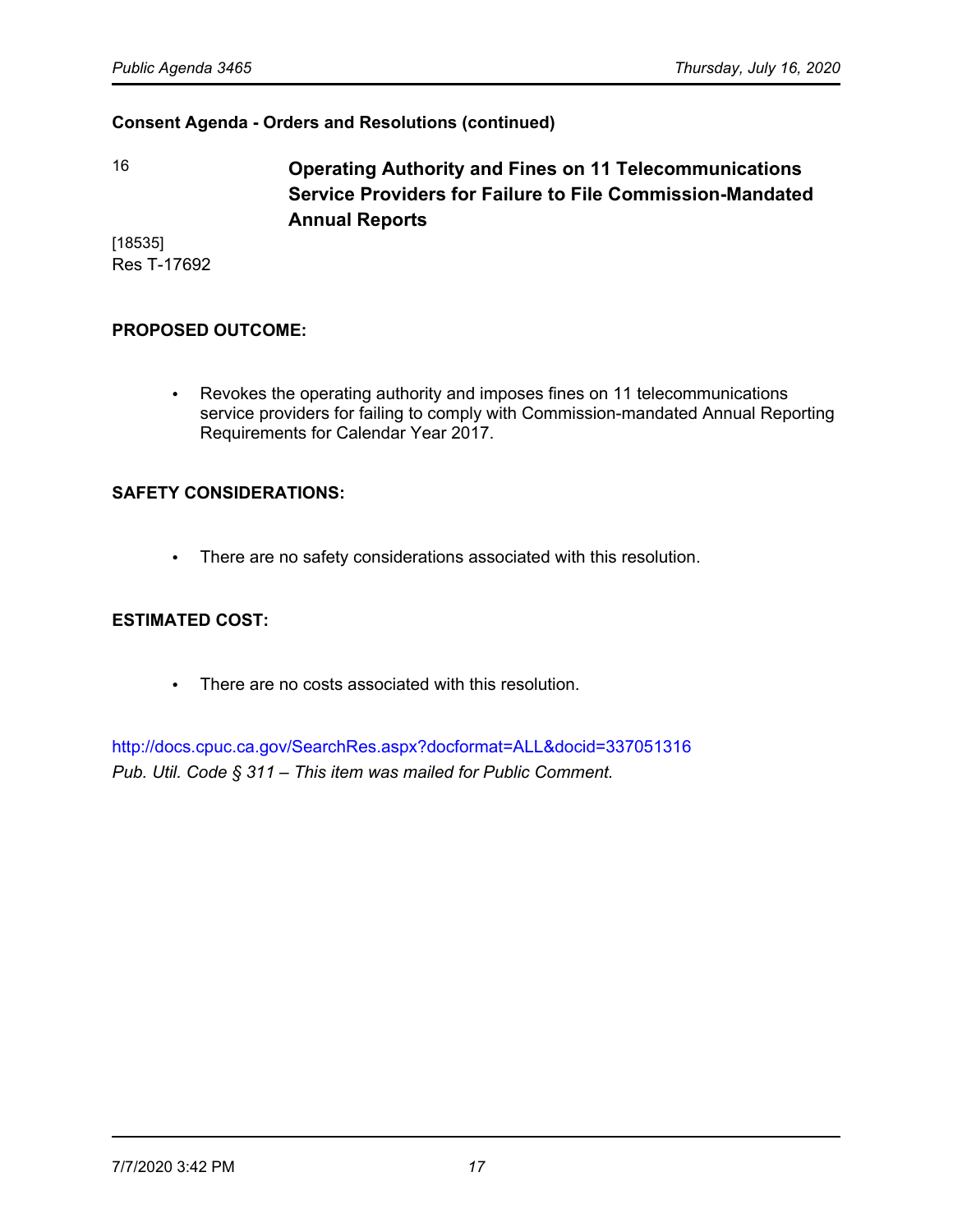**Consent Agenda - Orders and Resolutions (continued)**

16 **Operating Authority and Fines on 11 Telecommunications Service Providers for Failure to File Commission-Mandated Annual Reports**

[18535]
Res T-17692

**PROPOSED OUTCOME:**

- Revokes the operating authority and imposes fines on 11 telecommunications service providers for failing to comply with Commission-mandated Annual Reporting Requirements for Calendar Year 2017.

**SAFETY CONSIDERATIONS:**

- There are no safety considerations associated with this resolution.

**ESTIMATED COST:**

- There are no costs associated with this resolution.

http://docs.cpuc.ca.gov/SearchRes.aspx?docformat=ALL&docid=337051316
*Pub. Util. Code § 311 – This item was mailed for Public Comment.*

7/7/2020 3:42 PM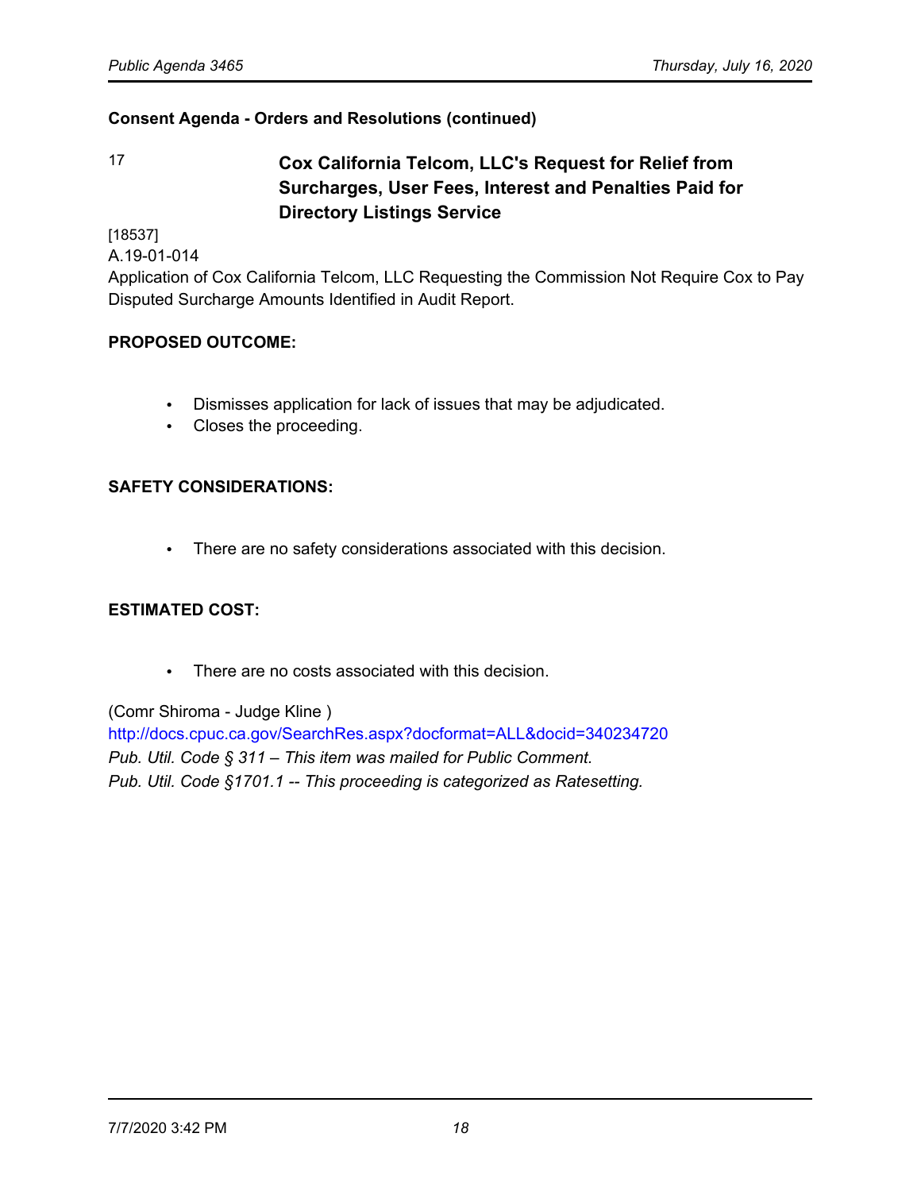**Consent Agenda - Orders and Resolutions (continued)**

### 17 Cox California Telcom, LLC's Request for Relief from Surcharges, User Fees, Interest and Penalties Paid for Directory Listings Service

[18537]
A.19-01-014
Application of Cox California Telcom, LLC Requesting the Commission Not Require Cox to Pay Disputed Surcharge Amounts Identified in Audit Report.

**PROPOSED OUTCOME:**

- Dismisses application for lack of issues that may be adjudicated.
- Closes the proceeding.

**SAFETY CONSIDERATIONS:**

- There are no safety considerations associated with this decision.

**ESTIMATED COST:**

- There are no costs associated with this decision.

(Comr Shiroma - Judge Kline )
http://docs.cpuc.ca.gov/SearchRes.aspx?docformat=ALL&docid=340234720
*Pub. Util. Code § 311 – This item was mailed for Public Comment.*
*Pub. Util. Code §1701.1 -- This proceeding is categorized as Ratesetting.*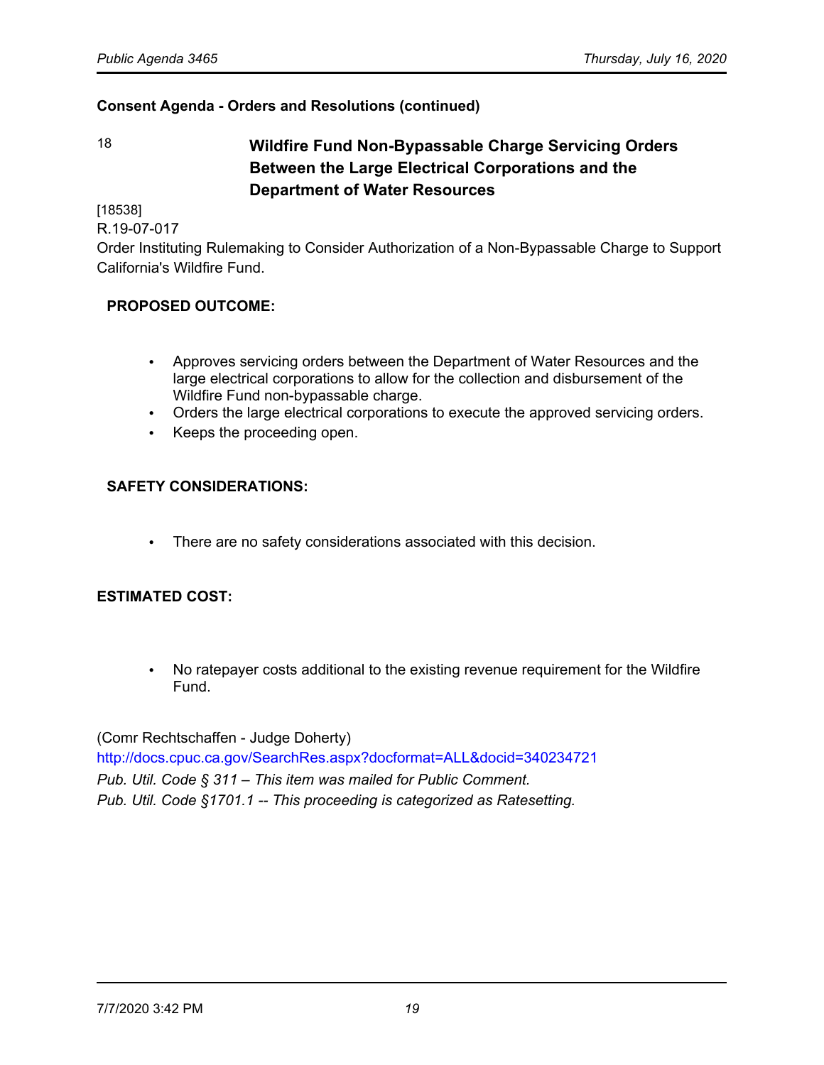**Consent Agenda - Orders and Resolutions (continued)**

18 **Wildfire Fund Non-Bypassable Charge Servicing Orders Between the Large Electrical Corporations and the Department of Water Resources**

[18538]
R.19-07-017
Order Instituting Rulemaking to Consider Authorization of a Non-Bypassable Charge to Support California's Wildfire Fund.

**PROPOSED OUTCOME:**

- Approves servicing orders between the Department of Water Resources and the large electrical corporations to allow for the collection and disbursement of the Wildfire Fund non-bypassable charge.
- Orders the large electrical corporations to execute the approved servicing orders.
- Keeps the proceeding open.

**SAFETY CONSIDERATIONS:**

- There are no safety considerations associated with this decision.

**ESTIMATED COST:**

- No ratepayer costs additional to the existing revenue requirement for the Wildfire Fund.

(Comr Rechtschaffen - Judge Doherty)
http://docs.cpuc.ca.gov/SearchRes.aspx?docformat=ALL&docid=340234721
*Pub. Util. Code § 311 – This item was mailed for Public Comment.*
*Pub. Util. Code §1701.1 -- This proceeding is categorized as Ratesetting.*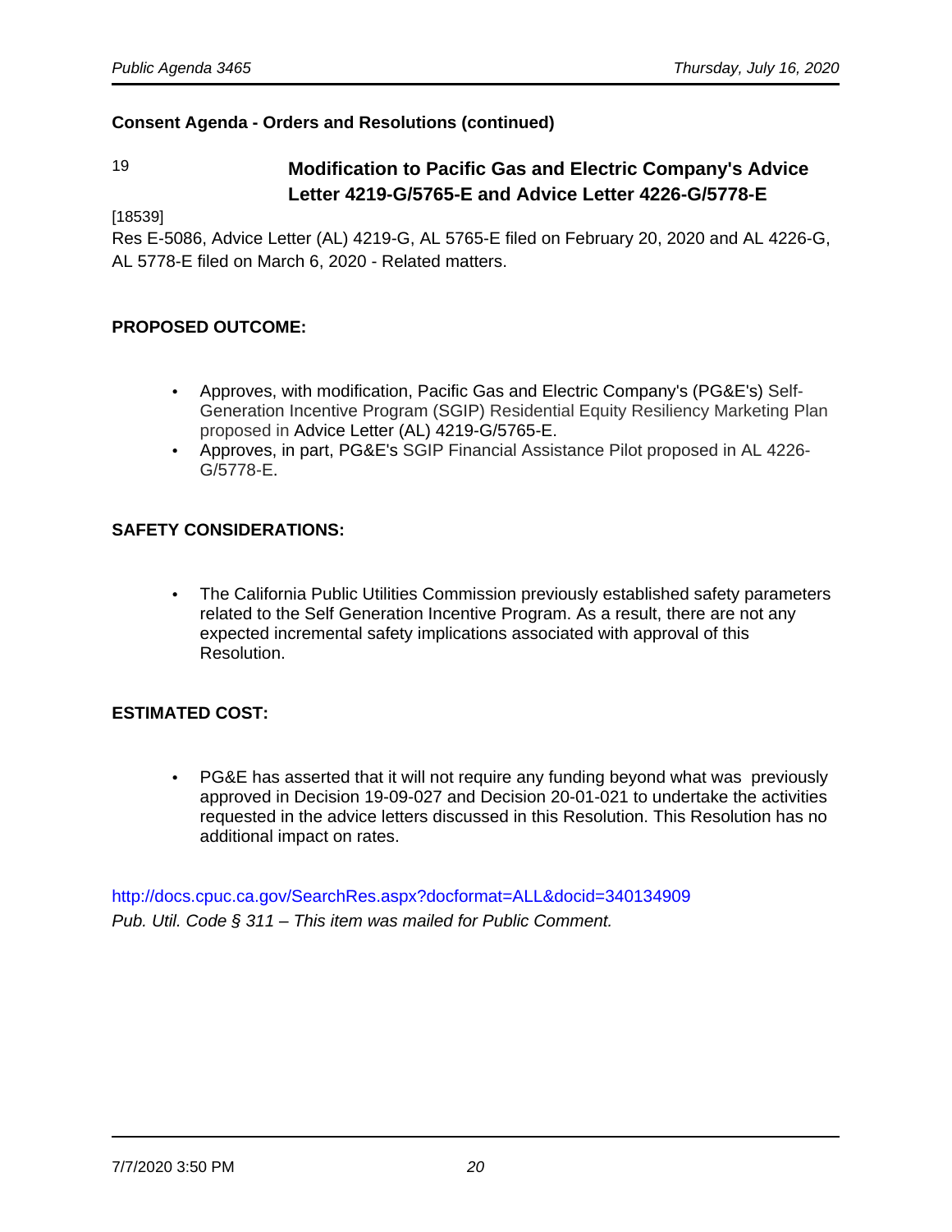**Consent Agenda - Orders and Resolutions (continued)**

## 19 Modification to Pacific Gas and Electric Company's Advice Letter 4219-G/5765-E and Advice Letter 4226-G/5778-E

[18539]

Res E-5086, Advice Letter (AL) 4219-G, AL 5765-E filed on February 20, 2020 and AL 4226-G, AL 5778-E filed on March 6, 2020 - Related matters.

**PROPOSED OUTCOME:**

- Approves, with modification, Pacific Gas and Electric Company's (PG&E's) Self-Generation Incentive Program (SGIP) Residential Equity Resiliency Marketing Plan proposed in Advice Letter (AL) 4219-G/5765-E.
- Approves, in part, PG&E's SGIP Financial Assistance Pilot proposed in AL 4226-G/5778-E.

**SAFETY CONSIDERATIONS:**

- The California Public Utilities Commission previously established safety parameters related to the Self Generation Incentive Program. As a result, there are not any expected incremental safety implications associated with approval of this Resolution.

**ESTIMATED COST:**

- PG&E has asserted that it will not require any funding beyond what was previously approved in Decision 19-09-027 and Decision 20-01-021 to undertake the activities requested in the advice letters discussed in this Resolution. This Resolution has no additional impact on rates.

http://docs.cpuc.ca.gov/SearchRes.aspx?docformat=ALL&docid=340134909

*Pub. Util. Code § 311 – This item was mailed for Public Comment.*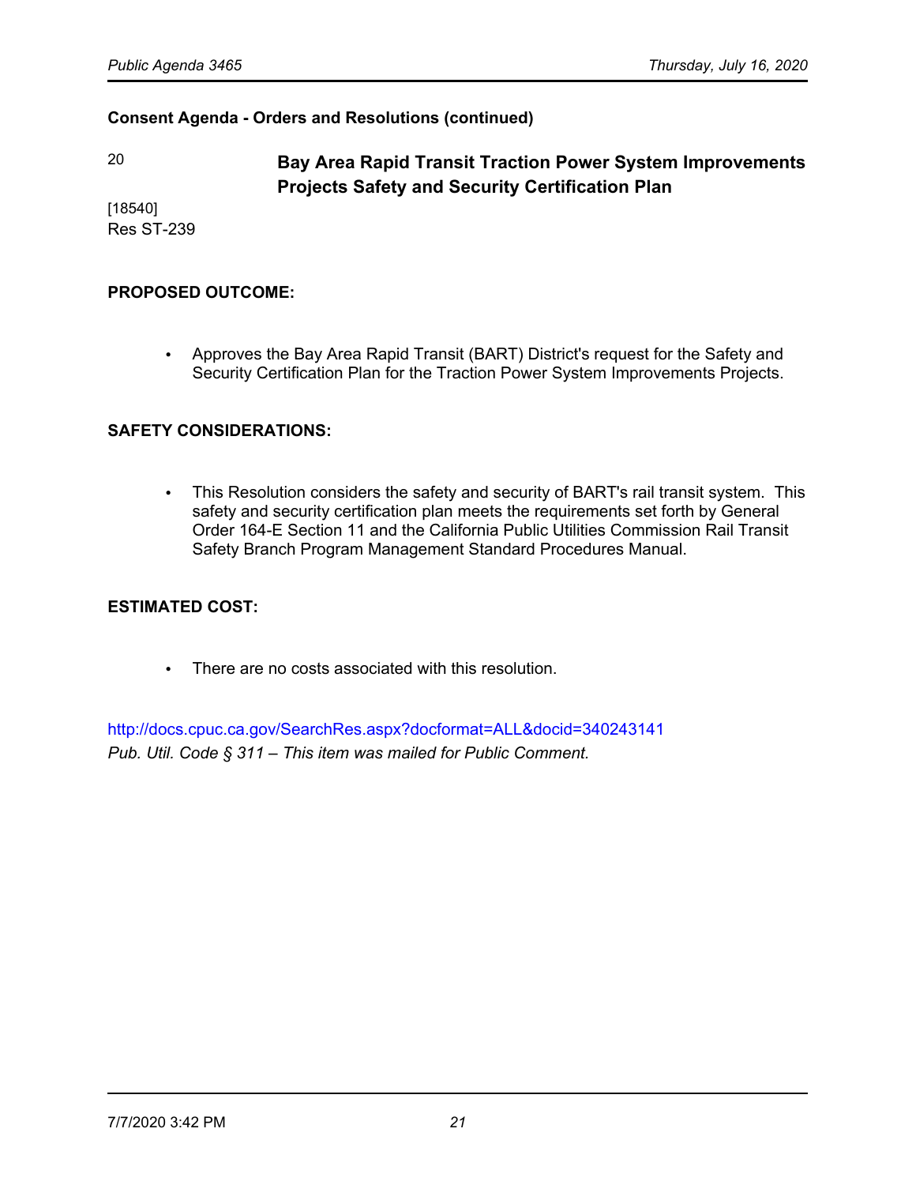**Consent Agenda - Orders and Resolutions (continued)**

20

[18540]
Res ST-239

## Bay Area Rapid Transit Traction Power System Improvements Projects Safety and Security Certification Plan

**PROPOSED OUTCOME:**

- Approves the Bay Area Rapid Transit (BART) District's request for the Safety and Security Certification Plan for the Traction Power System Improvements Projects.

**SAFETY CONSIDERATIONS:**

- This Resolution considers the safety and security of BART's rail transit system. This safety and security certification plan meets the requirements set forth by General Order 164-E Section 11 and the California Public Utilities Commission Rail Transit Safety Branch Program Management Standard Procedures Manual.

**ESTIMATED COST:**

- There are no costs associated with this resolution.

http://docs.cpuc.ca.gov/SearchRes.aspx?docformat=ALL&docid=340243141
*Pub. Util. Code § 311 – This item was mailed for Public Comment.*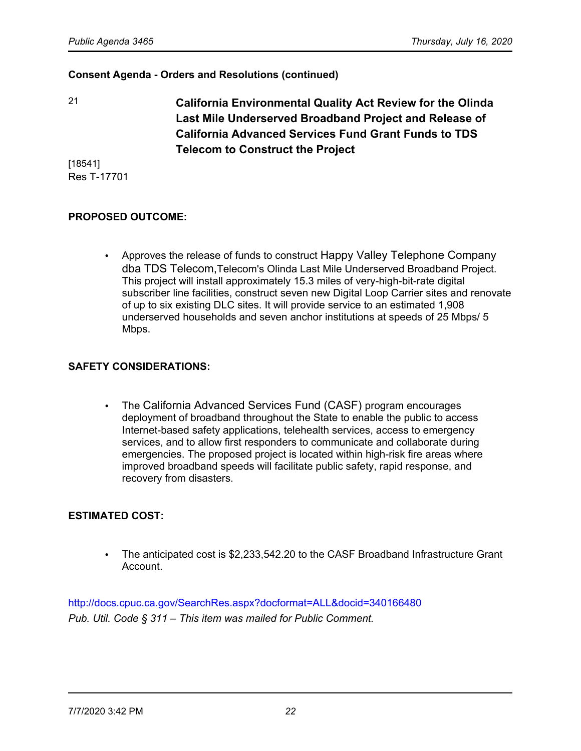**Consent Agenda - Orders and Resolutions (continued)**

21

**California Environmental Quality Act Review for the Olinda Last Mile Underserved Broadband Project and Release of California Advanced Services Fund Grant Funds to TDS Telecom to Construct the Project**

[18541]
Res T-17701

**PROPOSED OUTCOME:**

- Approves the release of funds to construct Happy Valley Telephone Company dba TDS Telecom,Telecom's Olinda Last Mile Underserved Broadband Project. This project will install approximately 15.3 miles of very-high-bit-rate digital subscriber line facilities, construct seven new Digital Loop Carrier sites and renovate of up to six existing DLC sites. It will provide service to an estimated 1,908 underserved households and seven anchor institutions at speeds of 25 Mbps/ 5 Mbps.

**SAFETY CONSIDERATIONS:**

- The California Advanced Services Fund (CASF) program encourages deployment of broadband throughout the State to enable the public to access Internet-based safety applications, telehealth services, access to emergency services, and to allow first responders to communicate and collaborate during emergencies. The proposed project is located within high-risk fire areas where improved broadband speeds will facilitate public safety, rapid response, and recovery from disasters.

**ESTIMATED COST:**

- The anticipated cost is $2,233,542.20 to the CASF Broadband Infrastructure Grant Account.

http://docs.cpuc.ca.gov/SearchRes.aspx?docformat=ALL&docid=340166480
*Pub. Util. Code § 311 – This item was mailed for Public Comment.*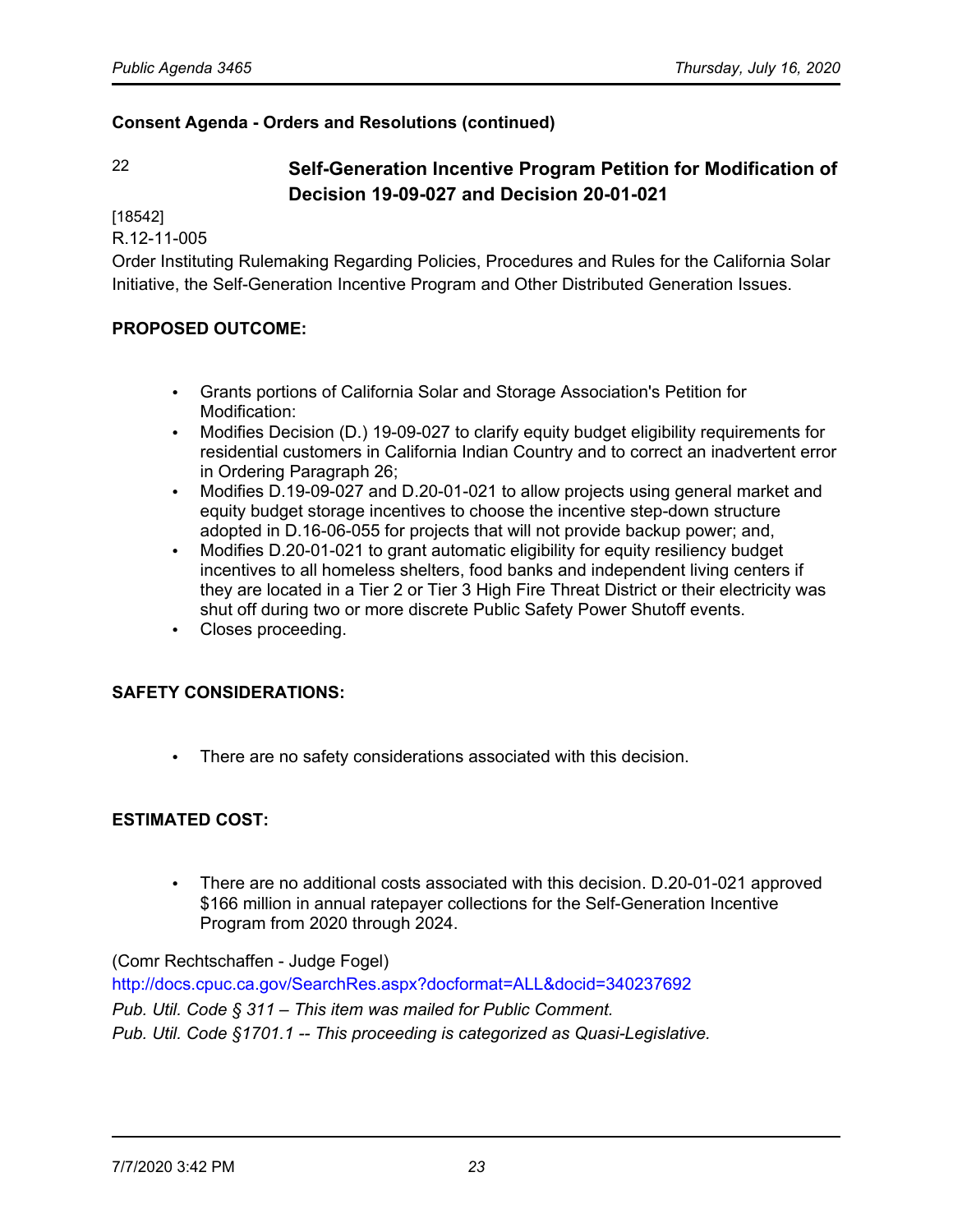**Consent Agenda - Orders and Resolutions (continued)**

22 **Self-Generation Incentive Program Petition for Modification of Decision 19-09-027 and Decision 20-01-021**

[18542]
R.12-11-005
Order Instituting Rulemaking Regarding Policies, Procedures and Rules for the California Solar Initiative, the Self-Generation Incentive Program and Other Distributed Generation Issues.

**PROPOSED OUTCOME:**

- Grants portions of California Solar and Storage Association's Petition for Modification:
- Modifies Decision (D.) 19-09-027 to clarify equity budget eligibility requirements for residential customers in California Indian Country and to correct an inadvertent error in Ordering Paragraph 26;
- Modifies D.19-09-027 and D.20-01-021 to allow projects using general market and equity budget storage incentives to choose the incentive step-down structure adopted in D.16-06-055 for projects that will not provide backup power; and,
- Modifies D.20-01-021 to grant automatic eligibility for equity resiliency budget incentives to all homeless shelters, food banks and independent living centers if they are located in a Tier 2 or Tier 3 High Fire Threat District or their electricity was shut off during two or more discrete Public Safety Power Shutoff events.
- Closes proceeding.

**SAFETY CONSIDERATIONS:**

- There are no safety considerations associated with this decision.

**ESTIMATED COST:**

- There are no additional costs associated with this decision. D.20-01-021 approved $166 million in annual ratepayer collections for the Self-Generation Incentive Program from 2020 through 2024.

(Comr Rechtschaffen - Judge Fogel)
http://docs.cpuc.ca.gov/SearchRes.aspx?docformat=ALL&docid=340237692
*Pub. Util. Code § 311 – This item was mailed for Public Comment.*
*Pub. Util. Code §1701.1 -- This proceeding is categorized as Quasi-Legislative.*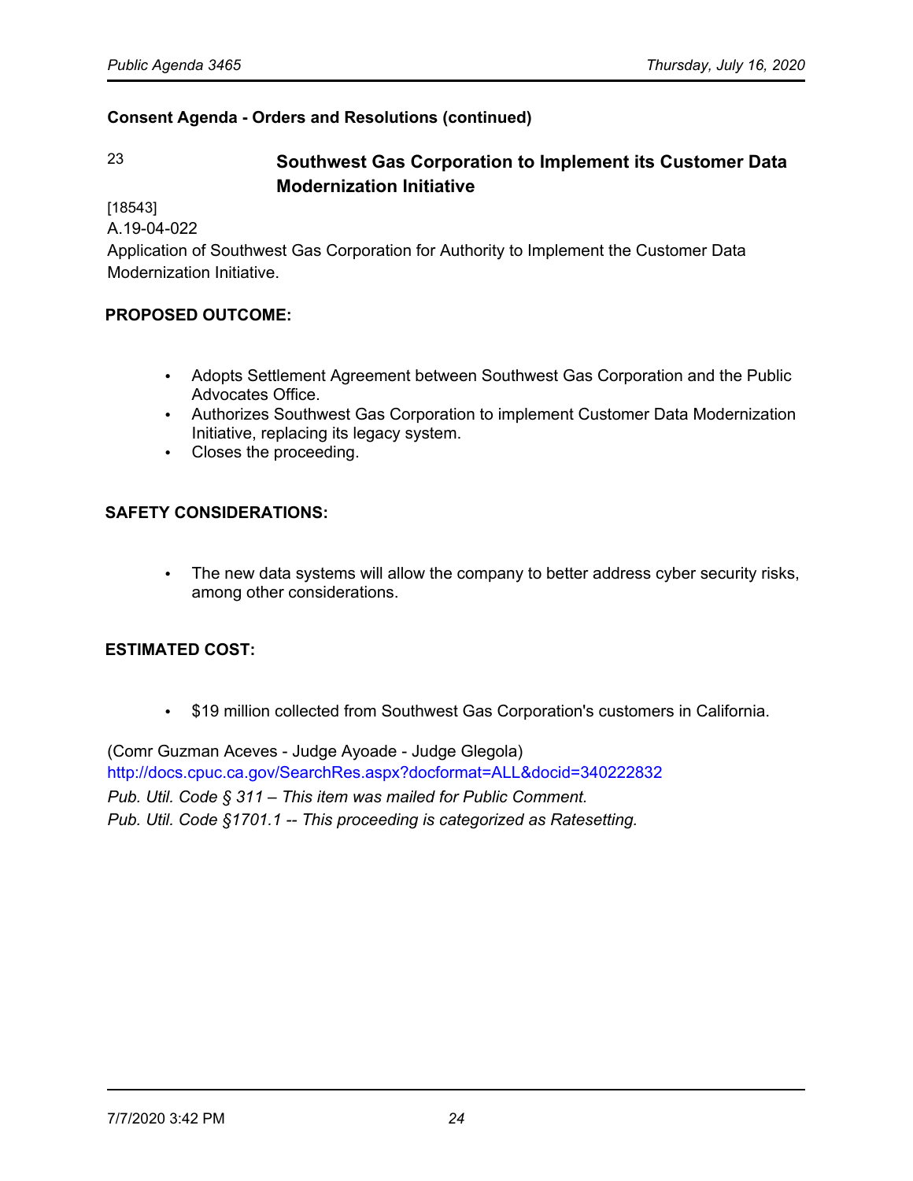**Consent Agenda - Orders and Resolutions (continued)**

## 23 Southwest Gas Corporation to Implement its Customer Data Modernization Initiative

[18543]
A.19-04-022
Application of Southwest Gas Corporation for Authority to Implement the Customer Data Modernization Initiative.

**PROPOSED OUTCOME:**

- Adopts Settlement Agreement between Southwest Gas Corporation and the Public Advocates Office.
- Authorizes Southwest Gas Corporation to implement Customer Data Modernization Initiative, replacing its legacy system.
- Closes the proceeding.

**SAFETY CONSIDERATIONS:**

- The new data systems will allow the company to better address cyber security risks, among other considerations.

**ESTIMATED COST:**

- $19 million collected from Southwest Gas Corporation's customers in California.

(Comr Guzman Aceves - Judge Ayoade - Judge Glegola)
http://docs.cpuc.ca.gov/SearchRes.aspx?docformat=ALL&docid=340222832
*Pub. Util. Code § 311 – This item was mailed for Public Comment.*
*Pub. Util. Code §1701.1 -- This proceeding is categorized as Ratesetting.*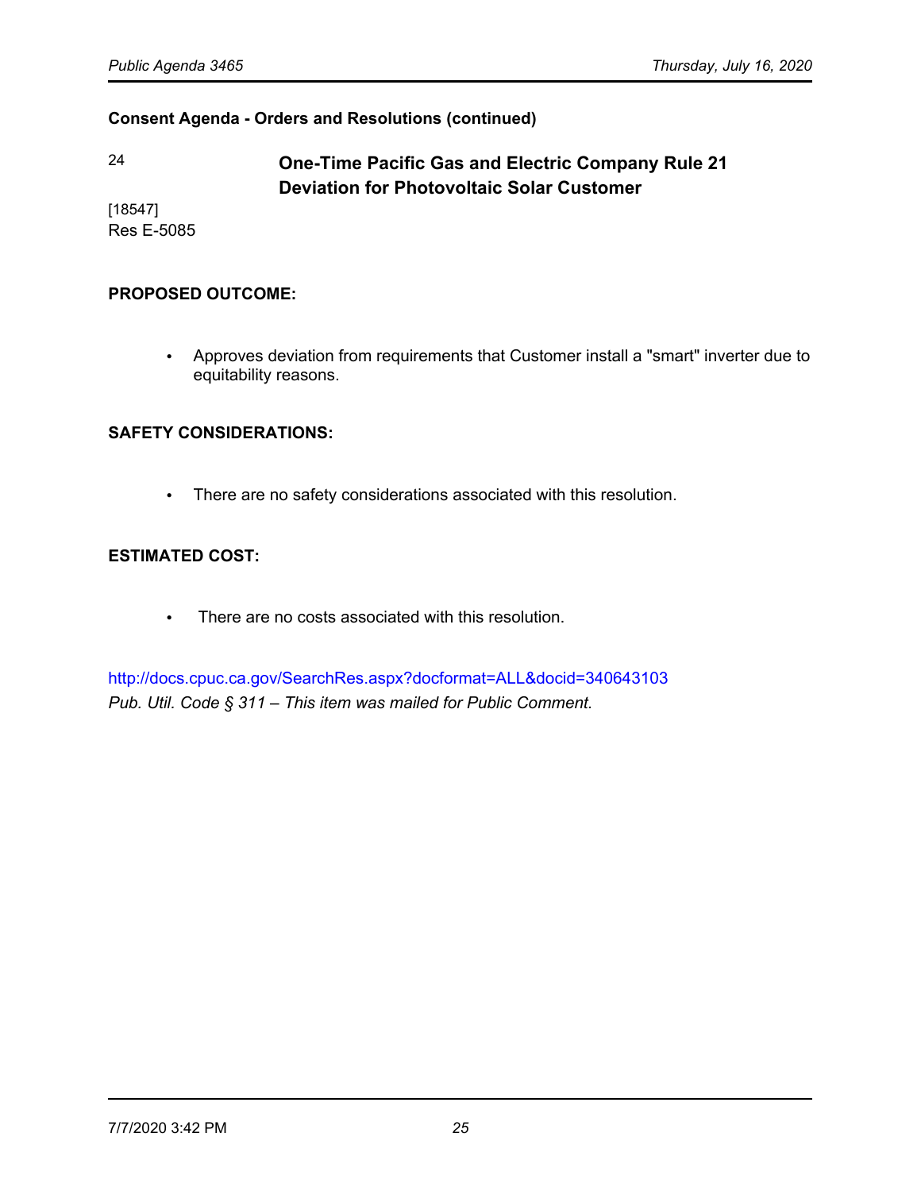**Consent Agenda - Orders and Resolutions (continued)**

24

**One-Time Pacific Gas and Electric Company Rule 21 Deviation for Photovoltaic Solar Customer**

[18547]
Res E-5085

**PROPOSED OUTCOME:**

- Approves deviation from requirements that Customer install a "smart" inverter due to equitability reasons.

**SAFETY CONSIDERATIONS:**

- There are no safety considerations associated with this resolution.

**ESTIMATED COST:**

- There are no costs associated with this resolution.

http://docs.cpuc.ca.gov/SearchRes.aspx?docformat=ALL&docid=340643103
*Pub. Util. Code § 311 – This item was mailed for Public Comment.*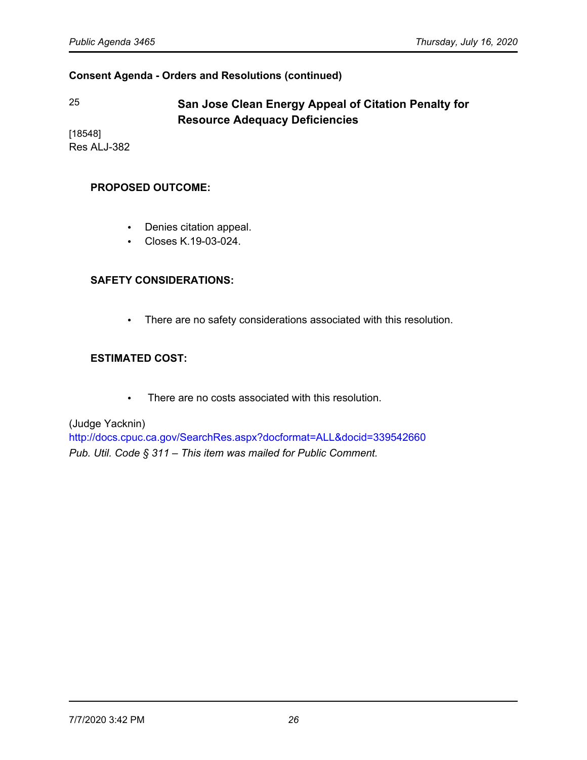**Consent Agenda - Orders and Resolutions (continued)**

25 **San Jose Clean Energy Appeal of Citation Penalty for Resource Adequacy Deficiencies**

[18548]
Res ALJ-382

**PROPOSED OUTCOME:**

- Denies citation appeal.
- Closes K.19-03-024.

**SAFETY CONSIDERATIONS:**

- There are no safety considerations associated with this resolution.

**ESTIMATED COST:**

- There are no costs associated with this resolution.

(Judge Yacknin)
http://docs.cpuc.ca.gov/SearchRes.aspx?docformat=ALL&docid=339542660
*Pub. Util. Code § 311 – This item was mailed for Public Comment.*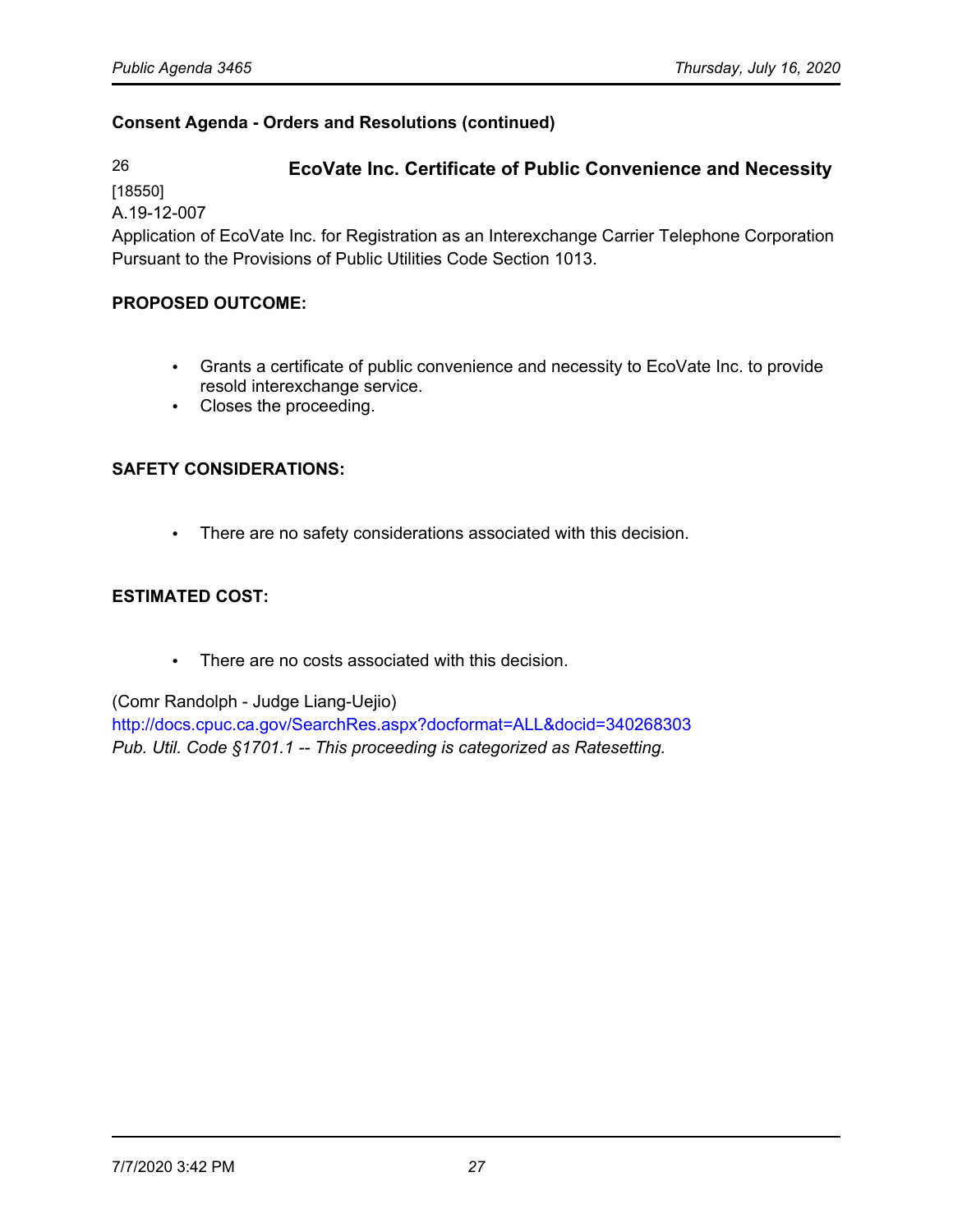**Consent Agenda - Orders and Resolutions (continued)**

26 **EcoVate Inc. Certificate of Public Convenience and Necessity**

[18550]
A.19-12-007
Application of EcoVate Inc. for Registration as an Interexchange Carrier Telephone Corporation Pursuant to the Provisions of Public Utilities Code Section 1013.

**PROPOSED OUTCOME:**

- Grants a certificate of public convenience and necessity to EcoVate Inc. to provide resold interexchange service.
- Closes the proceeding.

**SAFETY CONSIDERATIONS:**

- There are no safety considerations associated with this decision.

**ESTIMATED COST:**

- There are no costs associated with this decision.

(Comr Randolph - Judge Liang-Uejio)
http://docs.cpuc.ca.gov/SearchRes.aspx?docformat=ALL&docid=340268303
*Pub. Util. Code §1701.1 -- This proceeding is categorized as Ratesetting.*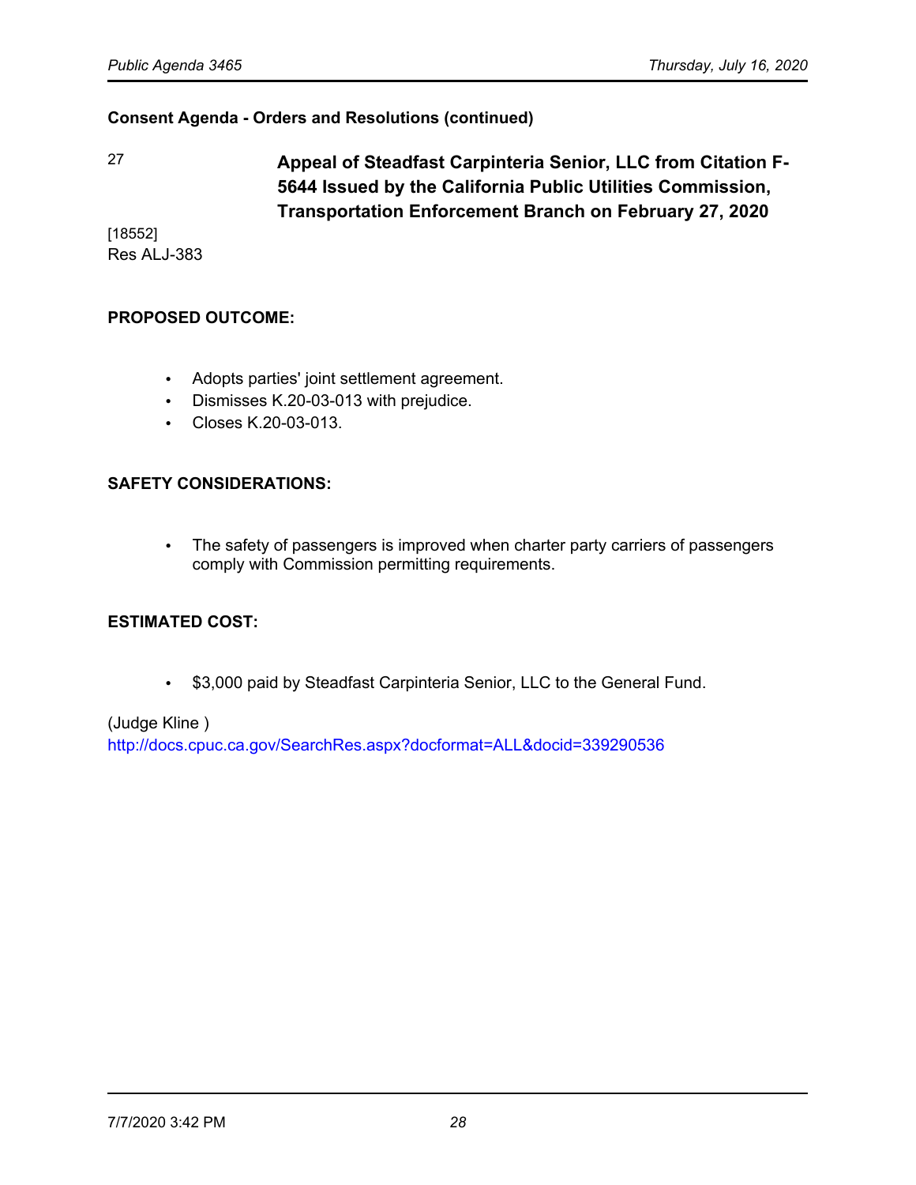**Consent Agenda - Orders and Resolutions (continued)**

27 **Appeal of Steadfast Carpinteria Senior, LLC from Citation F-5644 Issued by the California Public Utilities Commission, Transportation Enforcement Branch on February 27, 2020**

[18552]
Res ALJ-383

**PROPOSED OUTCOME:**

- Adopts parties' joint settlement agreement.
- Dismisses K.20-03-013 with prejudice.
- Closes K.20-03-013.

**SAFETY CONSIDERATIONS:**

- The safety of passengers is improved when charter party carriers of passengers comply with Commission permitting requirements.

**ESTIMATED COST:**

- $3,000 paid by Steadfast Carpinteria Senior, LLC to the General Fund.

(Judge Kline )
http://docs.cpuc.ca.gov/SearchRes.aspx?docformat=ALL&docid=339290536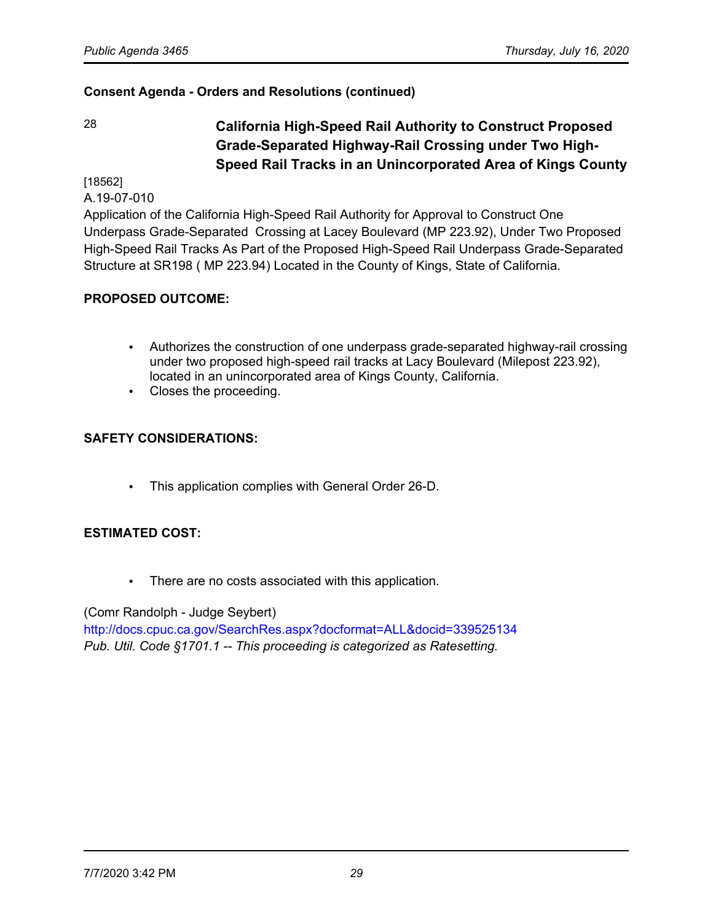**Consent Agenda - Orders and Resolutions (continued)**

28 **California High-Speed Rail Authority to Construct Proposed Grade-Separated Highway-Rail Crossing under Two High-Speed Rail Tracks in an Unincorporated Area of Kings County**

[18562]
A.19-07-010
Application of the California High-Speed Rail Authority for Approval to Construct One Underpass Grade-Separated Crossing at Lacey Boulevard (MP 223.92), Under Two Proposed High-Speed Rail Tracks As Part of the Proposed High-Speed Rail Underpass Grade-Separated Structure at SR198 ( MP 223.94) Located in the County of Kings, State of California.

**PROPOSED OUTCOME:**

- Authorizes the construction of one underpass grade-separated highway-rail crossing under two proposed high-speed rail tracks at Lacy Boulevard (Milepost 223.92), located in an unincorporated area of Kings County, California.
- Closes the proceeding.

**SAFETY CONSIDERATIONS:**

- This application complies with General Order 26-D.

**ESTIMATED COST:**

- There are no costs associated with this application.

(Comr Randolph - Judge Seybert)
http://docs.cpuc.ca.gov/SearchRes.aspx?docformat=ALL&docid=339525134
*Pub. Util. Code §1701.1 -- This proceeding is categorized as Ratesetting.*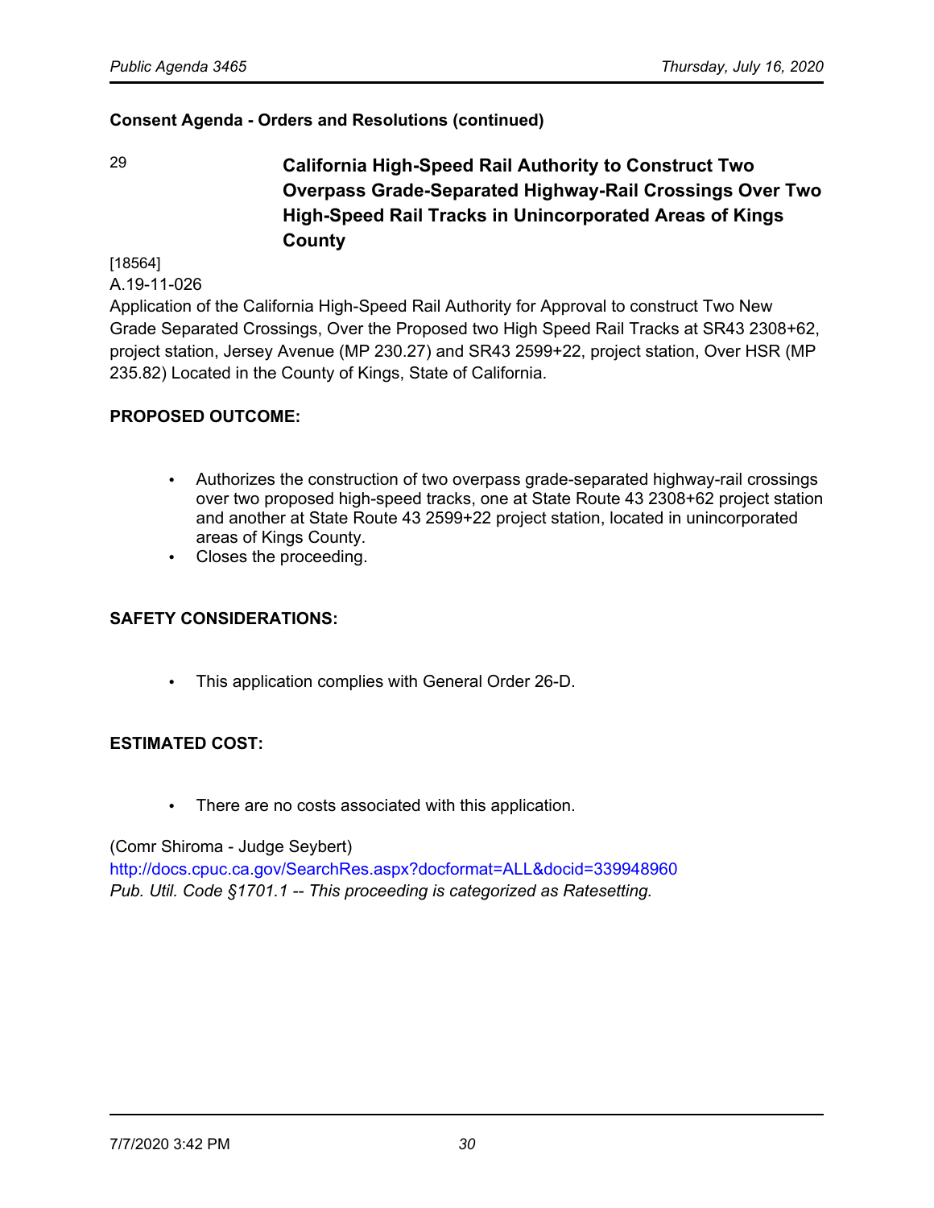**Consent Agenda - Orders and Resolutions (continued)**

29 **California High-Speed Rail Authority to Construct Two Overpass Grade-Separated Highway-Rail Crossings Over Two High-Speed Rail Tracks in Unincorporated Areas of Kings County**

[18564]
A.19-11-026
Application of the California High-Speed Rail Authority for Approval to construct Two New Grade Separated Crossings, Over the Proposed two High Speed Rail Tracks at SR43 2308+62, project station, Jersey Avenue (MP 230.27) and SR43 2599+22, project station, Over HSR (MP 235.82) Located in the County of Kings, State of California.

**PROPOSED OUTCOME:**

- Authorizes the construction of two overpass grade-separated highway-rail crossings over two proposed high-speed tracks, one at State Route 43 2308+62 project station and another at State Route 43 2599+22 project station, located in unincorporated areas of Kings County.
- Closes the proceeding.

**SAFETY CONSIDERATIONS:**

- This application complies with General Order 26-D.

**ESTIMATED COST:**

- There are no costs associated with this application.

(Comr Shiroma - Judge Seybert)
http://docs.cpuc.ca.gov/SearchRes.aspx?docformat=ALL&docid=339948960
*Pub. Util. Code §1701.1 -- This proceeding is categorized as Ratesetting.*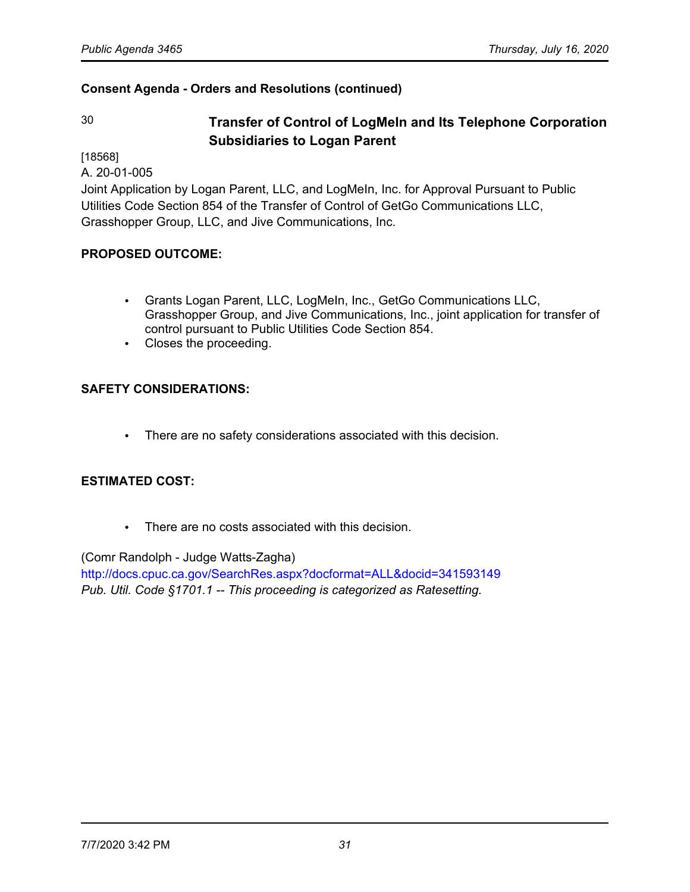**Consent Agenda - Orders and Resolutions (continued)**

30 **Transfer of Control of LogMeIn and Its Telephone Corporation Subsidiaries to Logan Parent**

[18568]
A. 20-01-005
Joint Application by Logan Parent, LLC, and LogMeIn, Inc. for Approval Pursuant to Public Utilities Code Section 854 of the Transfer of Control of GetGo Communications LLC, Grasshopper Group, LLC, and Jive Communications, Inc.

**PROPOSED OUTCOME:**

- Grants Logan Parent, LLC, LogMeIn, Inc., GetGo Communications LLC, Grasshopper Group, and Jive Communications, Inc., joint application for transfer of control pursuant to Public Utilities Code Section 854.
- Closes the proceeding.

**SAFETY CONSIDERATIONS:**

- There are no safety considerations associated with this decision.

**ESTIMATED COST:**

- There are no costs associated with this decision.

(Comr Randolph - Judge Watts-Zagha)
http://docs.cpuc.ca.gov/SearchRes.aspx?docformat=ALL&docid=341593149
*Pub. Util. Code §1701.1 -- This proceeding is categorized as Ratesetting.*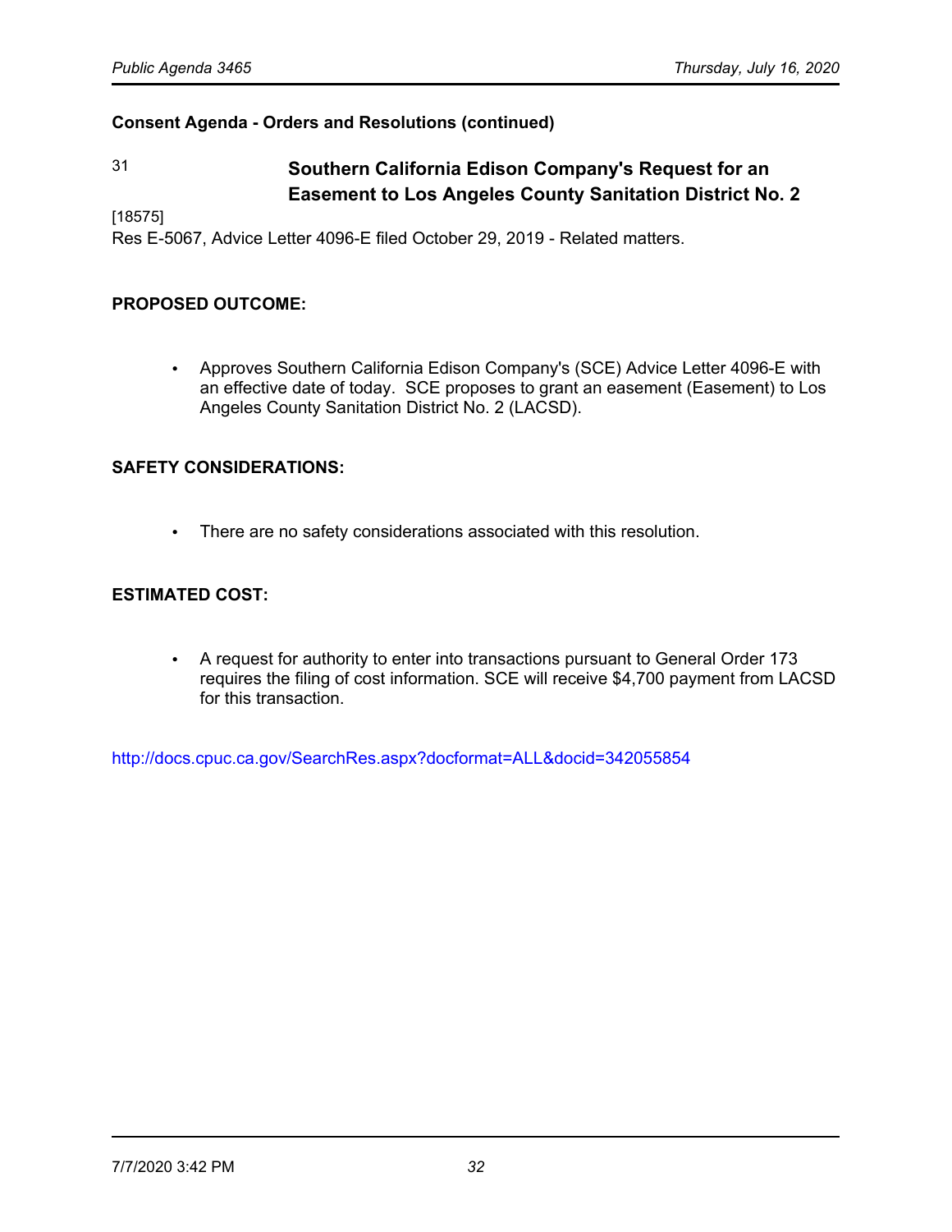**Consent Agenda - Orders and Resolutions (continued)**

## 31 Southern California Edison Company's Request for an Easement to Los Angeles County Sanitation District No. 2

[18575]
Res E-5067, Advice Letter 4096-E filed October 29, 2019 - Related matters.

**PROPOSED OUTCOME:**

- Approves Southern California Edison Company's (SCE) Advice Letter 4096-E with an effective date of today. SCE proposes to grant an easement (Easement) to Los Angeles County Sanitation District No. 2 (LACSD).

**SAFETY CONSIDERATIONS:**

- There are no safety considerations associated with this resolution.

**ESTIMATED COST:**

- A request for authority to enter into transactions pursuant to General Order 173 requires the filing of cost information. SCE will receive $4,700 payment from LACSD for this transaction.

http://docs.cpuc.ca.gov/SearchRes.aspx?docformat=ALL&docid=342055854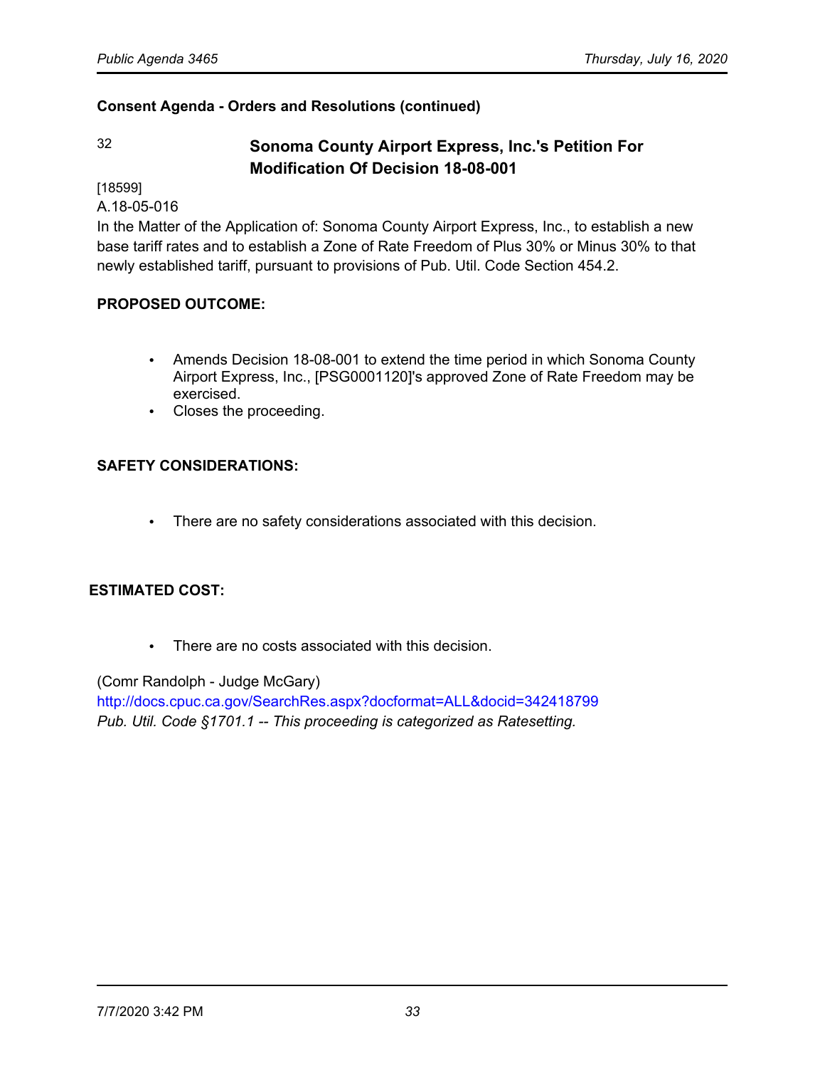**Consent Agenda - Orders and Resolutions (continued)**

32 **Sonoma County Airport Express, Inc.'s Petition For Modification Of Decision 18-08-001**

[18599]
A.18-05-016
In the Matter of the Application of: Sonoma County Airport Express, Inc., to establish a new base tariff rates and to establish a Zone of Rate Freedom of Plus 30% or Minus 30% to that newly established tariff, pursuant to provisions of Pub. Util. Code Section 454.2.

**PROPOSED OUTCOME:**

- Amends Decision 18-08-001 to extend the time period in which Sonoma County Airport Express, Inc., [PSG0001120]'s approved Zone of Rate Freedom may be exercised.
- Closes the proceeding.

**SAFETY CONSIDERATIONS:**

- There are no safety considerations associated with this decision.

**ESTIMATED COST:**

- There are no costs associated with this decision.

(Comr Randolph - Judge McGary)
http://docs.cpuc.ca.gov/SearchRes.aspx?docformat=ALL&docid=342418799
*Pub. Util. Code §1701.1 -- This proceeding is categorized as Ratesetting.*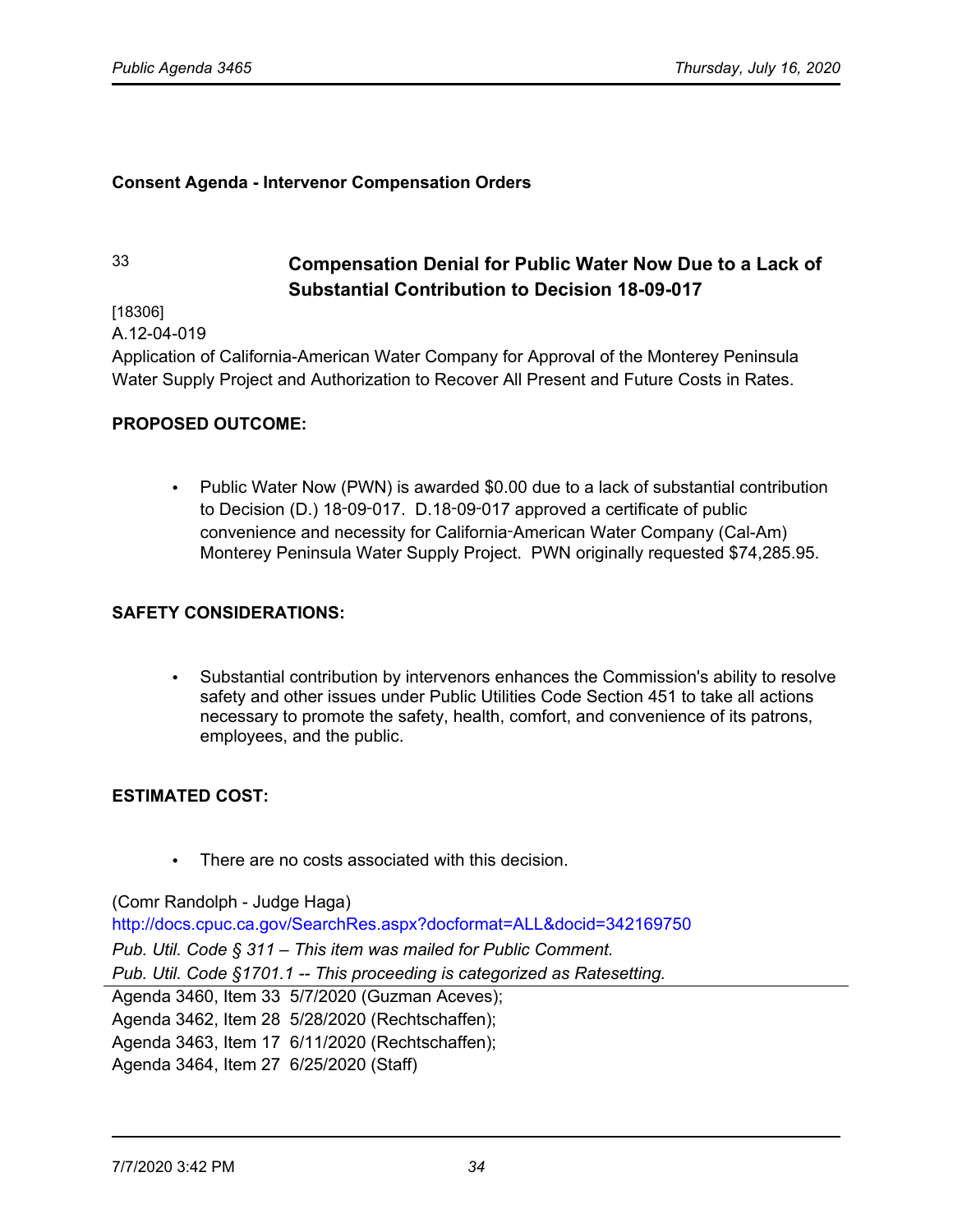**Consent Agenda - Intervenor Compensation Orders**

33 **Compensation Denial for Public Water Now Due to a Lack of Substantial Contribution to Decision 18-09-017**

[18306]
A.12-04-019
Application of California-American Water Company for Approval of the Monterey Peninsula Water Supply Project and Authorization to Recover All Present and Future Costs in Rates.

**PROPOSED OUTCOME:**

- Public Water Now (PWN) is awarded $0.00 due to a lack of substantial contribution to Decision (D.) 18-09-017. D.18-09-017 approved a certificate of public convenience and necessity for California-American Water Company (Cal-Am) Monterey Peninsula Water Supply Project. PWN originally requested $74,285.95.

**SAFETY CONSIDERATIONS:**

- Substantial contribution by intervenors enhances the Commission's ability to resolve safety and other issues under Public Utilities Code Section 451 to take all actions necessary to promote the safety, health, comfort, and convenience of its patrons, employees, and the public.

**ESTIMATED COST:**

- There are no costs associated with this decision.

(Comr Randolph - Judge Haga)
http://docs.cpuc.ca.gov/SearchRes.aspx?docformat=ALL&docid=342169750
*Pub. Util. Code § 311 – This item was mailed for Public Comment.*
*Pub. Util. Code §1701.1 -- This proceeding is categorized as Ratesetting.*

Agenda 3460, Item 33 5/7/2020 (Guzman Aceves);
Agenda 3462, Item 28 5/28/2020 (Rechtschaffen);
Agenda 3463, Item 17 6/11/2020 (Rechtschaffen);
Agenda 3464, Item 27 6/25/2020 (Staff)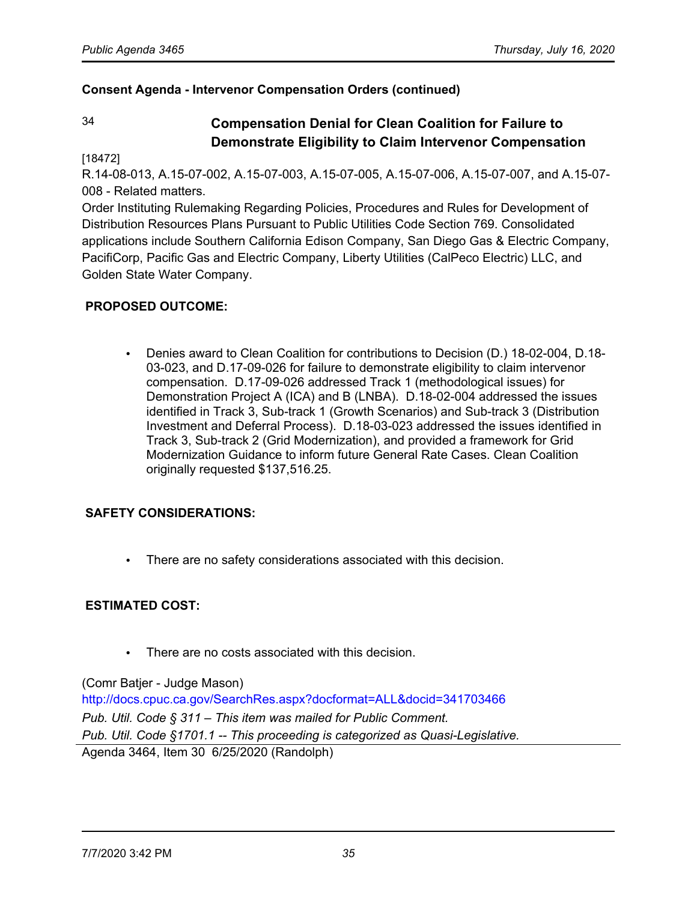**Consent Agenda - Intervenor Compensation Orders (continued)**

34

### Compensation Denial for Clean Coalition for Failure to Demonstrate Eligibility to Claim Intervenor Compensation

[18472]

R.14-08-013, A.15-07-002, A.15-07-003, A.15-07-005, A.15-07-006, A.15-07-007, and A.15-07-008 - Related matters.

Order Instituting Rulemaking Regarding Policies, Procedures and Rules for Development of Distribution Resources Plans Pursuant to Public Utilities Code Section 769. Consolidated applications include Southern California Edison Company, San Diego Gas & Electric Company, PacifiCorp, Pacific Gas and Electric Company, Liberty Utilities (CalPeco Electric) LLC, and Golden State Water Company.

**PROPOSED OUTCOME:**

- Denies award to Clean Coalition for contributions to Decision (D.) 18-02-004, D.18-03-023, and D.17-09-026 for failure to demonstrate eligibility to claim intervenor compensation. D.17-09-026 addressed Track 1 (methodological issues) for Demonstration Project A (ICA) and B (LNBA). D.18-02-004 addressed the issues identified in Track 3, Sub-track 1 (Growth Scenarios) and Sub-track 3 (Distribution Investment and Deferral Process). D.18-03-023 addressed the issues identified in Track 3, Sub-track 2 (Grid Modernization), and provided a framework for Grid Modernization Guidance to inform future General Rate Cases. Clean Coalition originally requested $137,516.25.

**SAFETY CONSIDERATIONS:**

- There are no safety considerations associated with this decision.

**ESTIMATED COST:**

- There are no costs associated with this decision.

(Comr Batjer - Judge Mason)

http://docs.cpuc.ca.gov/SearchRes.aspx?docformat=ALL&docid=341703466

*Pub. Util. Code § 311 – This item was mailed for Public Comment.*

*Pub. Util. Code §1701.1 -- This proceeding is categorized as Quasi-Legislative.*

Agenda 3464, Item 30 6/25/2020 (Randolph)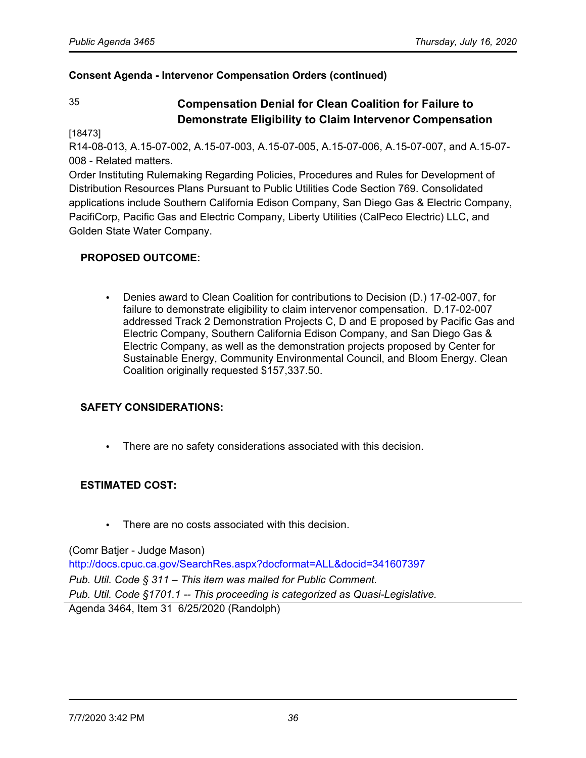**Consent Agenda - Intervenor Compensation Orders (continued)**

35

## Compensation Denial for Clean Coalition for Failure to Demonstrate Eligibility to Claim Intervenor Compensation

[18473]

R14-08-013, A.15-07-002, A.15-07-003, A.15-07-005, A.15-07-006, A.15-07-007, and A.15-07-008 - Related matters.

Order Instituting Rulemaking Regarding Policies, Procedures and Rules for Development of Distribution Resources Plans Pursuant to Public Utilities Code Section 769. Consolidated applications include Southern California Edison Company, San Diego Gas & Electric Company, PacifiCorp, Pacific Gas and Electric Company, Liberty Utilities (CalPeco Electric) LLC, and Golden State Water Company.

**PROPOSED OUTCOME:**

- Denies award to Clean Coalition for contributions to Decision (D.) 17-02-007, for failure to demonstrate eligibility to claim intervenor compensation. D.17-02-007 addressed Track 2 Demonstration Projects C, D and E proposed by Pacific Gas and Electric Company, Southern California Edison Company, and San Diego Gas & Electric Company, as well as the demonstration projects proposed by Center for Sustainable Energy, Community Environmental Council, and Bloom Energy. Clean Coalition originally requested $157,337.50.

**SAFETY CONSIDERATIONS:**

- There are no safety considerations associated with this decision.

**ESTIMATED COST:**

- There are no costs associated with this decision.

(Comr Batjer - Judge Mason)
http://docs.cpuc.ca.gov/SearchRes.aspx?docformat=ALL&docid=341607397
*Pub. Util. Code § 311 – This item was mailed for Public Comment.*
*Pub. Util. Code §1701.1 -- This proceeding is categorized as Quasi-Legislative.*

Agenda 3464, Item 31 6/25/2020 (Randolph)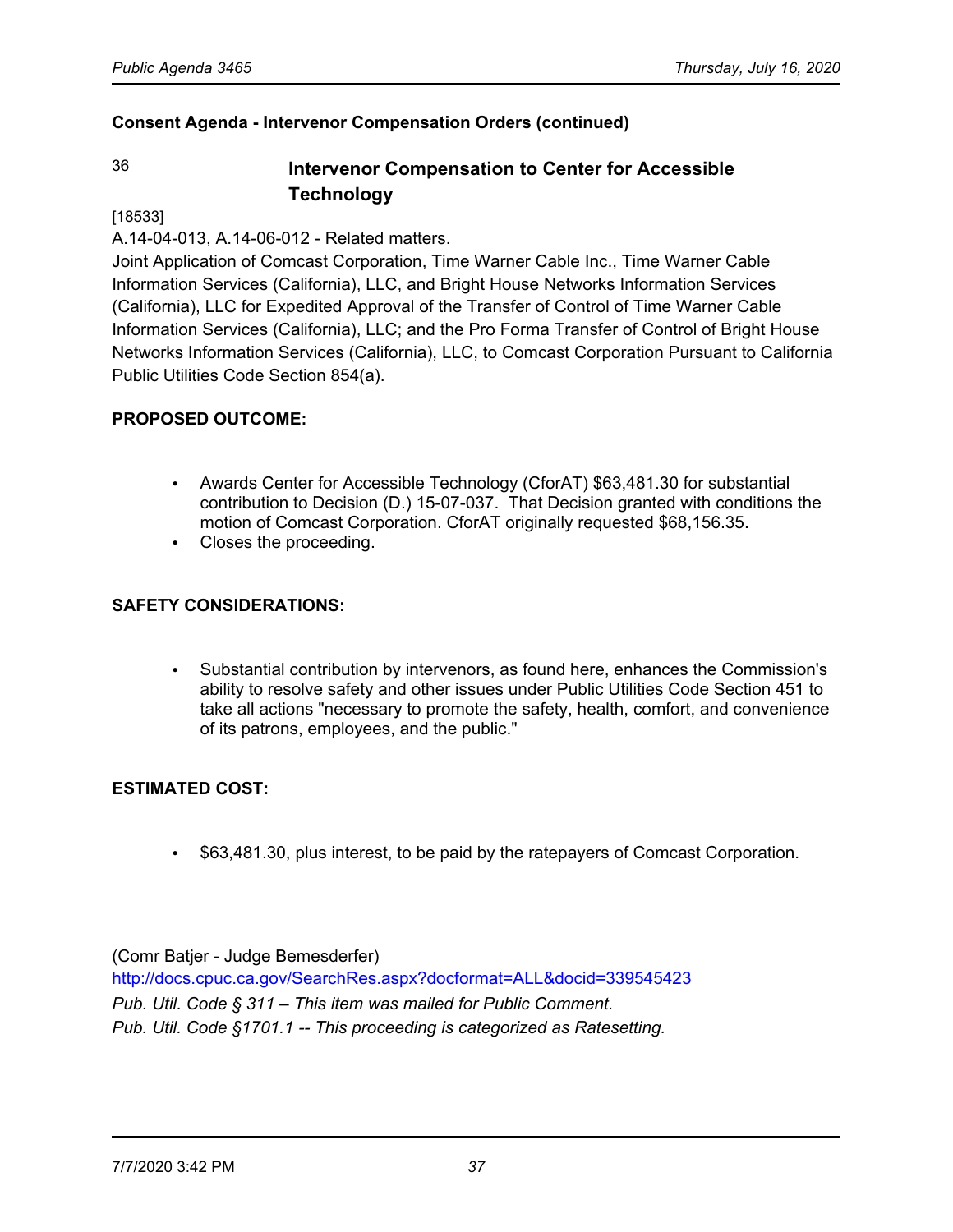**Consent Agenda - Intervenor Compensation Orders (continued)**

36 **Intervenor Compensation to Center for Accessible Technology**

[18533]

A.14-04-013, A.14-06-012 - Related matters.

Joint Application of Comcast Corporation, Time Warner Cable Inc., Time Warner Cable Information Services (California), LLC, and Bright House Networks Information Services (California), LLC for Expedited Approval of the Transfer of Control of Time Warner Cable Information Services (California), LLC; and the Pro Forma Transfer of Control of Bright House Networks Information Services (California), LLC, to Comcast Corporation Pursuant to California Public Utilities Code Section 854(a).

**PROPOSED OUTCOME:**

- Awards Center for Accessible Technology (CforAT) $63,481.30 for substantial contribution to Decision (D.) 15-07-037. That Decision granted with conditions the motion of Comcast Corporation. CforAT originally requested $68,156.35.
- Closes the proceeding.

**SAFETY CONSIDERATIONS:**

- Substantial contribution by intervenors, as found here, enhances the Commission's ability to resolve safety and other issues under Public Utilities Code Section 451 to take all actions "necessary to promote the safety, health, comfort, and convenience of its patrons, employees, and the public."

**ESTIMATED COST:**

- $63,481.30, plus interest, to be paid by the ratepayers of Comcast Corporation.

(Comr Batjer - Judge Bemesderfer)

http://docs.cpuc.ca.gov/SearchRes.aspx?docformat=ALL&docid=339545423

*Pub. Util. Code § 311 – This item was mailed for Public Comment.*

*Pub. Util. Code §1701.1 -- This proceeding is categorized as Ratesetting.*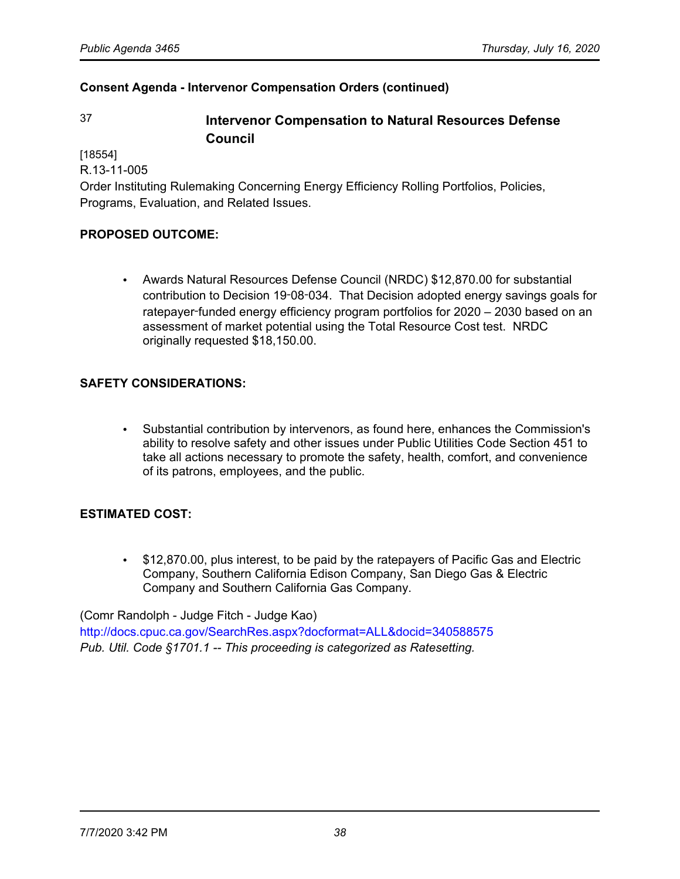**Consent Agenda - Intervenor Compensation Orders (continued)**

37 **Intervenor Compensation to Natural Resources Defense Council**

[18554]
R.13-11-005
Order Instituting Rulemaking Concerning Energy Efficiency Rolling Portfolios, Policies, Programs, Evaluation, and Related Issues.

**PROPOSED OUTCOME:**

- Awards Natural Resources Defense Council (NRDC) $12,870.00 for substantial contribution to Decision 19-08-034. That Decision adopted energy savings goals for ratepayer-funded energy efficiency program portfolios for 2020 – 2030 based on an assessment of market potential using the Total Resource Cost test. NRDC originally requested $18,150.00.

**SAFETY CONSIDERATIONS:**

- Substantial contribution by intervenors, as found here, enhances the Commission's ability to resolve safety and other issues under Public Utilities Code Section 451 to take all actions necessary to promote the safety, health, comfort, and convenience of its patrons, employees, and the public.

**ESTIMATED COST:**

- $12,870.00, plus interest, to be paid by the ratepayers of Pacific Gas and Electric Company, Southern California Edison Company, San Diego Gas & Electric Company and Southern California Gas Company.

(Comr Randolph - Judge Fitch - Judge Kao)
http://docs.cpuc.ca.gov/SearchRes.aspx?docformat=ALL&docid=340588575
*Pub. Util. Code §1701.1 -- This proceeding is categorized as Ratesetting.*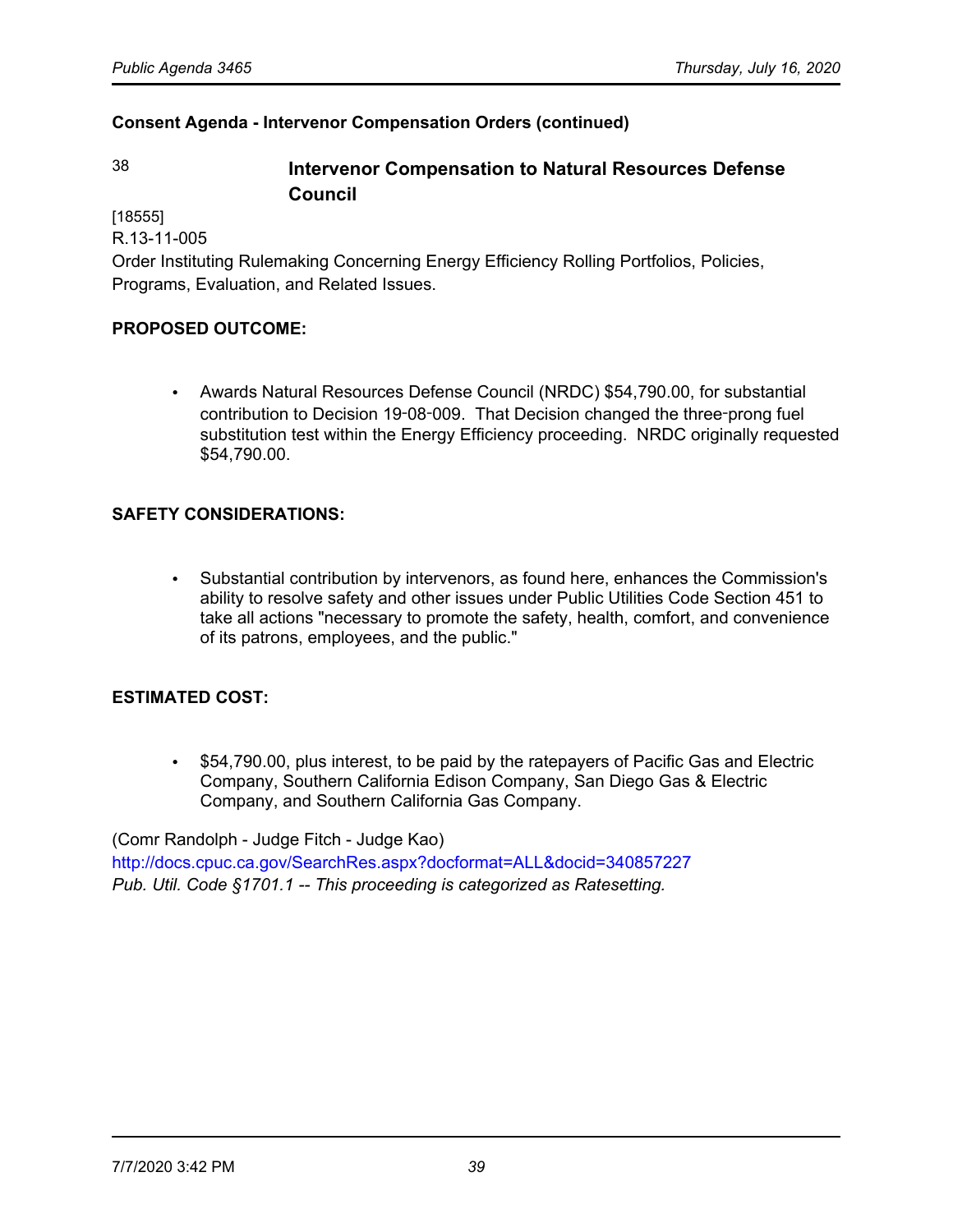**Consent Agenda - Intervenor Compensation Orders (continued)**

38 **Intervenor Compensation to Natural Resources Defense Council**

[18555]
R.13-11-005
Order Instituting Rulemaking Concerning Energy Efficiency Rolling Portfolios, Policies, Programs, Evaluation, and Related Issues.

**PROPOSED OUTCOME:**

- Awards Natural Resources Defense Council (NRDC) $54,790.00, for substantial contribution to Decision 19-08-009. That Decision changed the three-prong fuel substitution test within the Energy Efficiency proceeding. NRDC originally requested $54,790.00.

**SAFETY CONSIDERATIONS:**

- Substantial contribution by intervenors, as found here, enhances the Commission's ability to resolve safety and other issues under Public Utilities Code Section 451 to take all actions "necessary to promote the safety, health, comfort, and convenience of its patrons, employees, and the public."

**ESTIMATED COST:**

- $54,790.00, plus interest, to be paid by the ratepayers of Pacific Gas and Electric Company, Southern California Edison Company, San Diego Gas & Electric Company, and Southern California Gas Company.

(Comr Randolph - Judge Fitch - Judge Kao)
http://docs.cpuc.ca.gov/SearchRes.aspx?docformat=ALL&docid=340857227
*Pub. Util. Code §1701.1 -- This proceeding is categorized as Ratesetting.*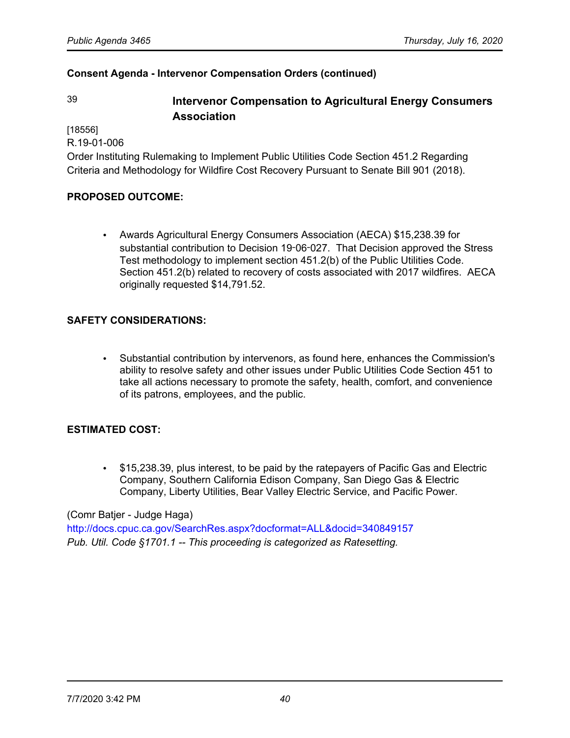**Consent Agenda - Intervenor Compensation Orders (continued)**

39 **Intervenor Compensation to Agricultural Energy Consumers Association**

[18556]
R.19-01-006
Order Instituting Rulemaking to Implement Public Utilities Code Section 451.2 Regarding Criteria and Methodology for Wildfire Cost Recovery Pursuant to Senate Bill 901 (2018).

**PROPOSED OUTCOME:**

- Awards Agricultural Energy Consumers Association (AECA) $15,238.39 for substantial contribution to Decision 19-06-027. That Decision approved the Stress Test methodology to implement section 451.2(b) of the Public Utilities Code. Section 451.2(b) related to recovery of costs associated with 2017 wildfires. AECA originally requested $14,791.52.

**SAFETY CONSIDERATIONS:**

- Substantial contribution by intervenors, as found here, enhances the Commission's ability to resolve safety and other issues under Public Utilities Code Section 451 to take all actions necessary to promote the safety, health, comfort, and convenience of its patrons, employees, and the public.

**ESTIMATED COST:**

- $15,238.39, plus interest, to be paid by the ratepayers of Pacific Gas and Electric Company, Southern California Edison Company, San Diego Gas & Electric Company, Liberty Utilities, Bear Valley Electric Service, and Pacific Power.

(Comr Batjer - Judge Haga)
http://docs.cpuc.ca.gov/SearchRes.aspx?docformat=ALL&docid=340849157
*Pub. Util. Code §1701.1 -- This proceeding is categorized as Ratesetting.*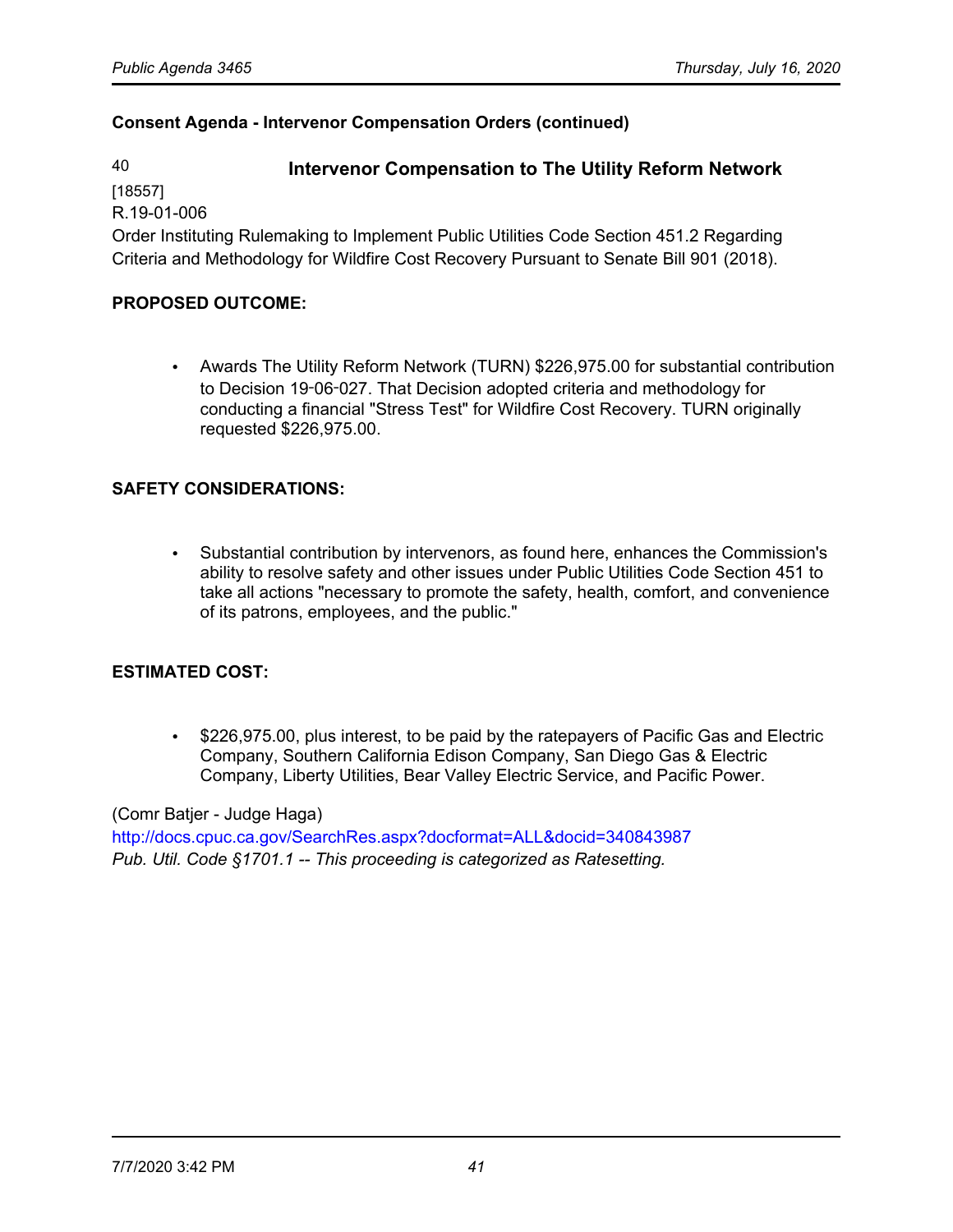**Consent Agenda - Intervenor Compensation Orders (continued)**

40

### Intervenor Compensation to The Utility Reform Network

[18557]
R.19-01-006
Order Instituting Rulemaking to Implement Public Utilities Code Section 451.2 Regarding Criteria and Methodology for Wildfire Cost Recovery Pursuant to Senate Bill 901 (2018).

**PROPOSED OUTCOME:**

- Awards The Utility Reform Network (TURN) $226,975.00 for substantial contribution to Decision 19-06-027. That Decision adopted criteria and methodology for conducting a financial "Stress Test" for Wildfire Cost Recovery. TURN originally requested $226,975.00.

**SAFETY CONSIDERATIONS:**

- Substantial contribution by intervenors, as found here, enhances the Commission's ability to resolve safety and other issues under Public Utilities Code Section 451 to take all actions "necessary to promote the safety, health, comfort, and convenience of its patrons, employees, and the public."

**ESTIMATED COST:**

- $226,975.00, plus interest, to be paid by the ratepayers of Pacific Gas and Electric Company, Southern California Edison Company, San Diego Gas & Electric Company, Liberty Utilities, Bear Valley Electric Service, and Pacific Power.

(Comr Batjer - Judge Haga)
http://docs.cpuc.ca.gov/SearchRes.aspx?docformat=ALL&docid=340843987
*Pub. Util. Code §1701.1 -- This proceeding is categorized as Ratesetting.*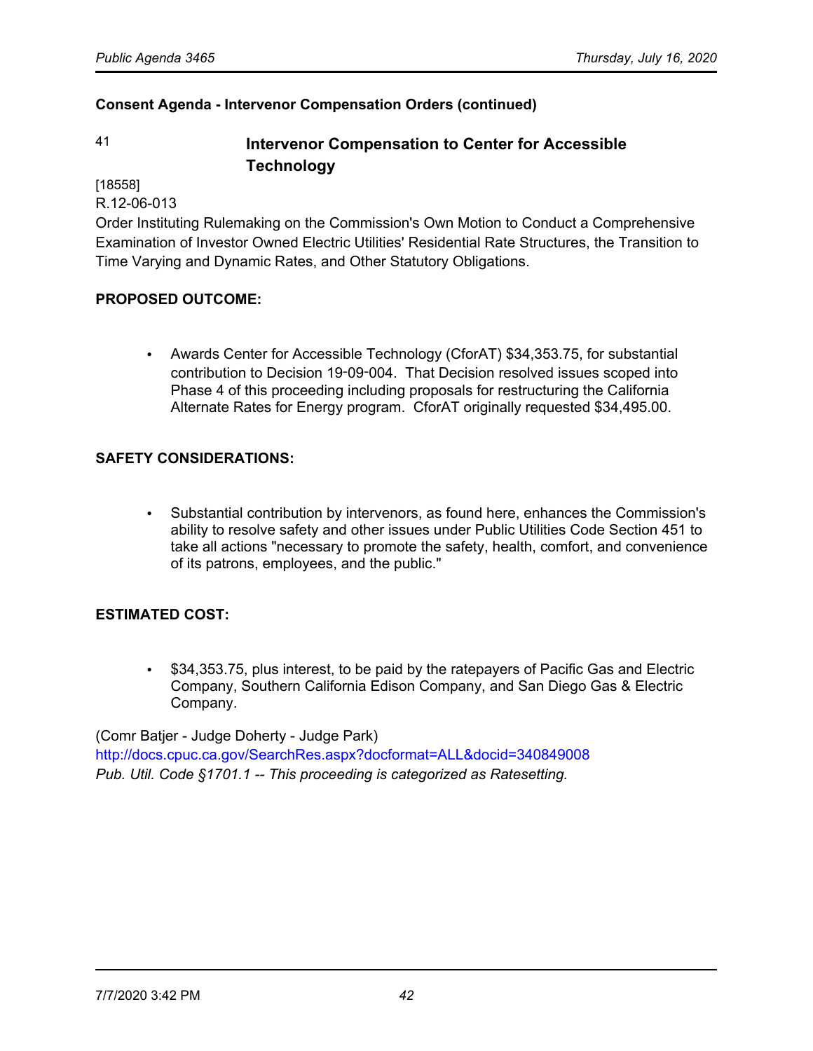**Consent Agenda - Intervenor Compensation Orders (continued)**

41 **Intervenor Compensation to Center for Accessible Technology**

[18558]
R.12-06-013
Order Instituting Rulemaking on the Commission's Own Motion to Conduct a Comprehensive Examination of Investor Owned Electric Utilities' Residential Rate Structures, the Transition to Time Varying and Dynamic Rates, and Other Statutory Obligations.

**PROPOSED OUTCOME:**

- Awards Center for Accessible Technology (CforAT) $34,353.75, for substantial contribution to Decision 19-09-004. That Decision resolved issues scoped into Phase 4 of this proceeding including proposals for restructuring the California Alternate Rates for Energy program. CforAT originally requested $34,495.00.

**SAFETY CONSIDERATIONS:**

- Substantial contribution by intervenors, as found here, enhances the Commission's ability to resolve safety and other issues under Public Utilities Code Section 451 to take all actions "necessary to promote the safety, health, comfort, and convenience of its patrons, employees, and the public."

**ESTIMATED COST:**

- $34,353.75, plus interest, to be paid by the ratepayers of Pacific Gas and Electric Company, Southern California Edison Company, and San Diego Gas & Electric Company.

(Comr Batjer - Judge Doherty - Judge Park)
http://docs.cpuc.ca.gov/SearchRes.aspx?docformat=ALL&docid=340849008
*Pub. Util. Code §1701.1 -- This proceeding is categorized as Ratesetting.*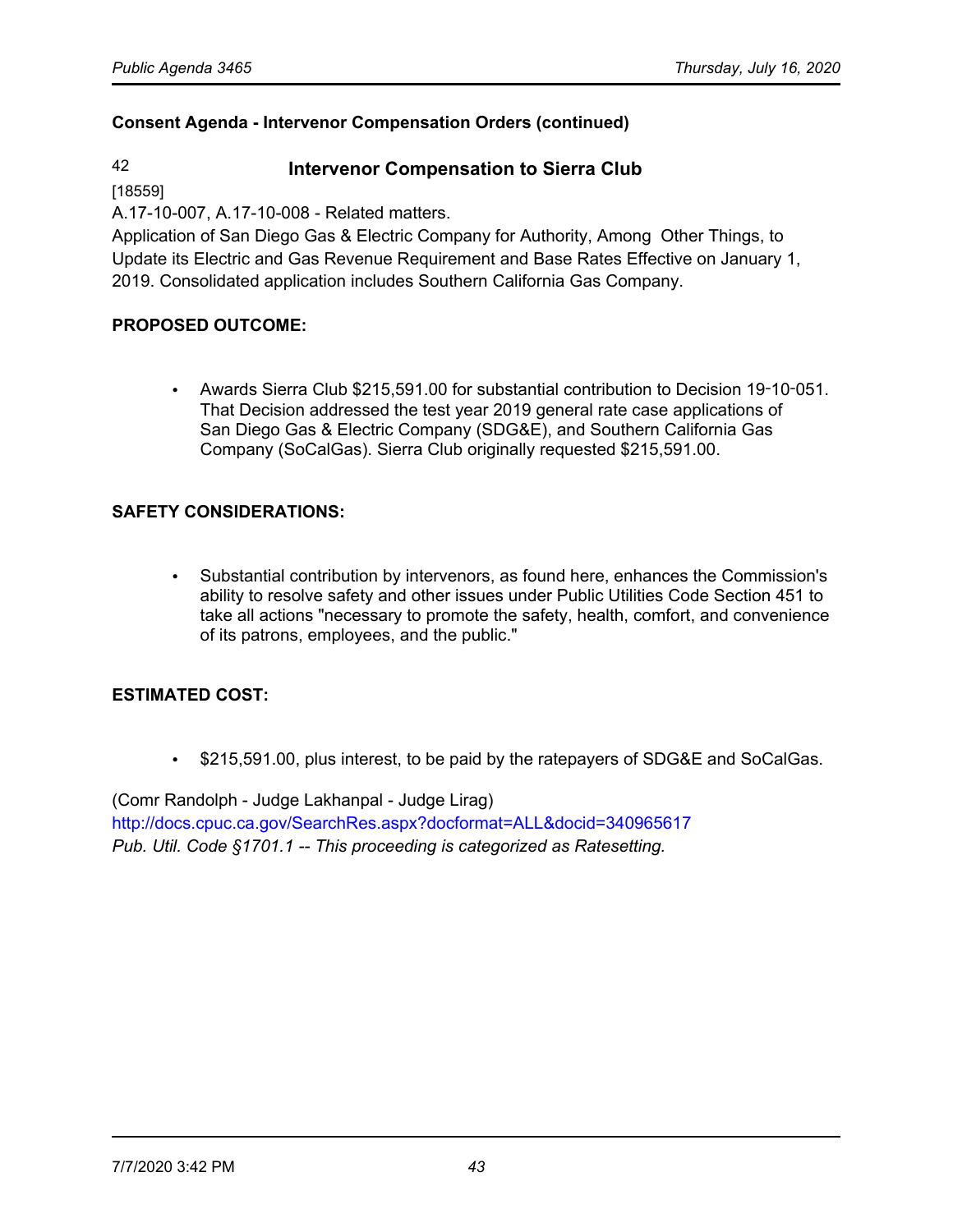**Consent Agenda - Intervenor Compensation Orders (continued)**

42 **Intervenor Compensation to Sierra Club**

[18559]

A.17-10-007, A.17-10-008 - Related matters.

Application of San Diego Gas & Electric Company for Authority, Among Other Things, to Update its Electric and Gas Revenue Requirement and Base Rates Effective on January 1, 2019. Consolidated application includes Southern California Gas Company.

**PROPOSED OUTCOME:**

- Awards Sierra Club $215,591.00 for substantial contribution to Decision 19-10-051. That Decision addressed the test year 2019 general rate case applications of San Diego Gas & Electric Company (SDG&E), and Southern California Gas Company (SoCalGas). Sierra Club originally requested $215,591.00.

**SAFETY CONSIDERATIONS:**

- Substantial contribution by intervenors, as found here, enhances the Commission's ability to resolve safety and other issues under Public Utilities Code Section 451 to take all actions "necessary to promote the safety, health, comfort, and convenience of its patrons, employees, and the public."

**ESTIMATED COST:**

- $215,591.00, plus interest, to be paid by the ratepayers of SDG&E and SoCalGas.

(Comr Randolph - Judge Lakhanpal - Judge Lirag)

http://docs.cpuc.ca.gov/SearchRes.aspx?docformat=ALL&docid=340965617

*Pub. Util. Code §1701.1 -- This proceeding is categorized as Ratesetting.*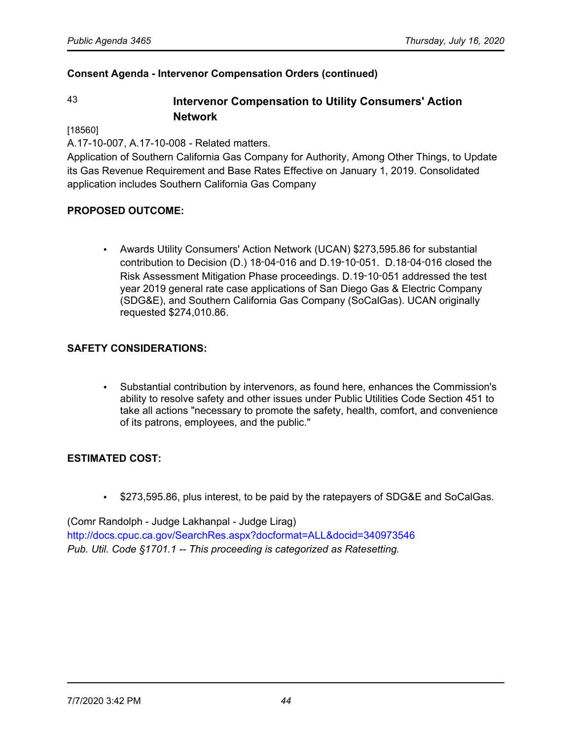**Consent Agenda - Intervenor Compensation Orders (continued)**

## 43 Intervenor Compensation to Utility Consumers' Action Network

[18560]

A.17-10-007, A.17-10-008 - Related matters.

Application of Southern California Gas Company for Authority, Among Other Things, to Update its Gas Revenue Requirement and Base Rates Effective on January 1, 2019. Consolidated application includes Southern California Gas Company

**PROPOSED OUTCOME:**

- Awards Utility Consumers' Action Network (UCAN) $273,595.86 for substantial contribution to Decision (D.) 18-04-016 and D.19-10-051. D.18-04-016 closed the Risk Assessment Mitigation Phase proceedings. D.19-10-051 addressed the test year 2019 general rate case applications of San Diego Gas & Electric Company (SDG&E), and Southern California Gas Company (SoCalGas). UCAN originally requested $274,010.86.

**SAFETY CONSIDERATIONS:**

- Substantial contribution by intervenors, as found here, enhances the Commission's ability to resolve safety and other issues under Public Utilities Code Section 451 to take all actions "necessary to promote the safety, health, comfort, and convenience of its patrons, employees, and the public."

**ESTIMATED COST:**

- $273,595.86, plus interest, to be paid by the ratepayers of SDG&E and SoCalGas.

(Comr Randolph - Judge Lakhanpal - Judge Lirag)
http://docs.cpuc.ca.gov/SearchRes.aspx?docformat=ALL&docid=340973546
*Pub. Util. Code §1701.1 -- This proceeding is categorized as Ratesetting.*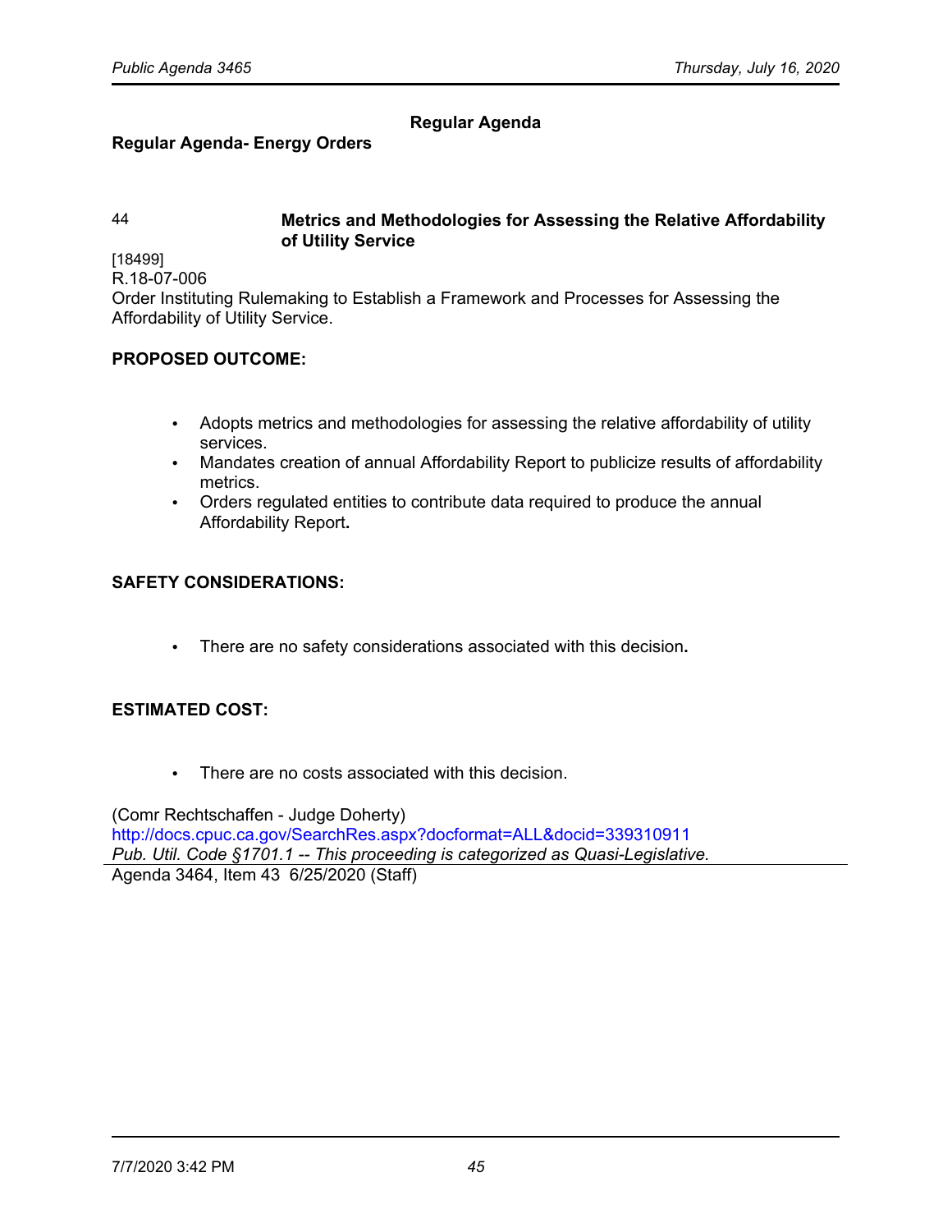## Regular Agenda

### Regular Agenda- Energy Orders

44 **Metrics and Methodologies for Assessing the Relative Affordability of Utility Service**

[18499]
R.18-07-006
Order Instituting Rulemaking to Establish a Framework and Processes for Assessing the Affordability of Utility Service.

**PROPOSED OUTCOME:**

- Adopts metrics and methodologies for assessing the relative affordability of utility services.
- Mandates creation of annual Affordability Report to publicize results of affordability metrics.
- Orders regulated entities to contribute data required to produce the annual Affordability Report**.**

**SAFETY CONSIDERATIONS:**

- There are no safety considerations associated with this decision**.**

**ESTIMATED COST:**

- There are no costs associated with this decision.

(Comr Rechtschaffen - Judge Doherty)
http://docs.cpuc.ca.gov/SearchRes.aspx?docformat=ALL&docid=339310911
*Pub. Util. Code §1701.1 -- This proceeding is categorized as Quasi-Legislative.*

Agenda 3464, Item 43 6/25/2020 (Staff)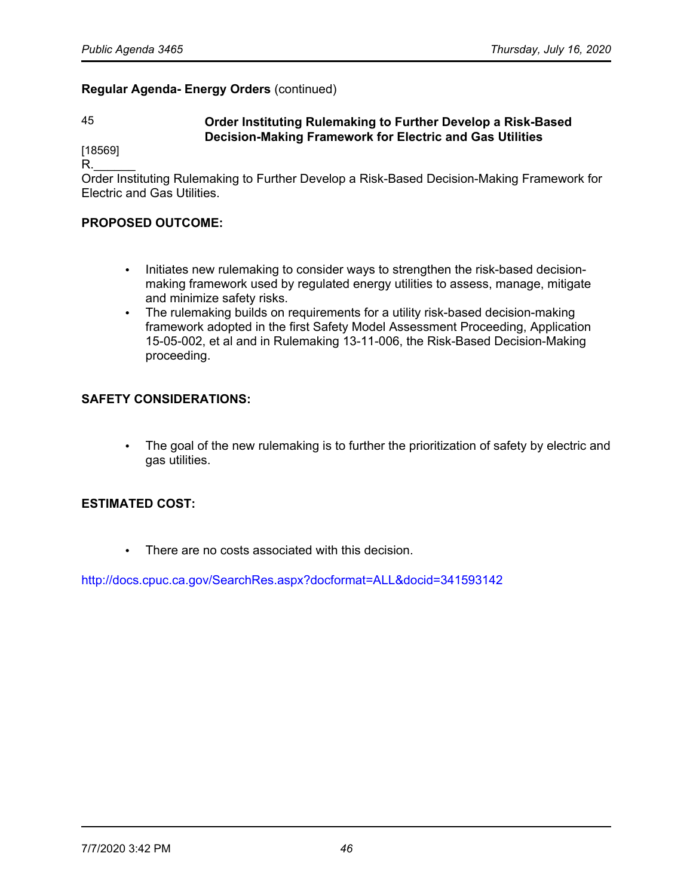**Regular Agenda- Energy Orders** (continued)

45 **Order Instituting Rulemaking to Further Develop a Risk-Based Decision-Making Framework for Electric and Gas Utilities**

[18569]
R.______
Order Instituting Rulemaking to Further Develop a Risk-Based Decision-Making Framework for Electric and Gas Utilities.

**PROPOSED OUTCOME:**

- Initiates new rulemaking to consider ways to strengthen the risk-based decision-making framework used by regulated energy utilities to assess, manage, mitigate and minimize safety risks.
- The rulemaking builds on requirements for a utility risk-based decision-making framework adopted in the first Safety Model Assessment Proceeding, Application 15-05-002, et al and in Rulemaking 13-11-006, the Risk-Based Decision-Making proceeding.

**SAFETY CONSIDERATIONS:**

- The goal of the new rulemaking is to further the prioritization of safety by electric and gas utilities.

**ESTIMATED COST:**

- There are no costs associated with this decision.

http://docs.cpuc.ca.gov/SearchRes.aspx?docformat=ALL&docid=341593142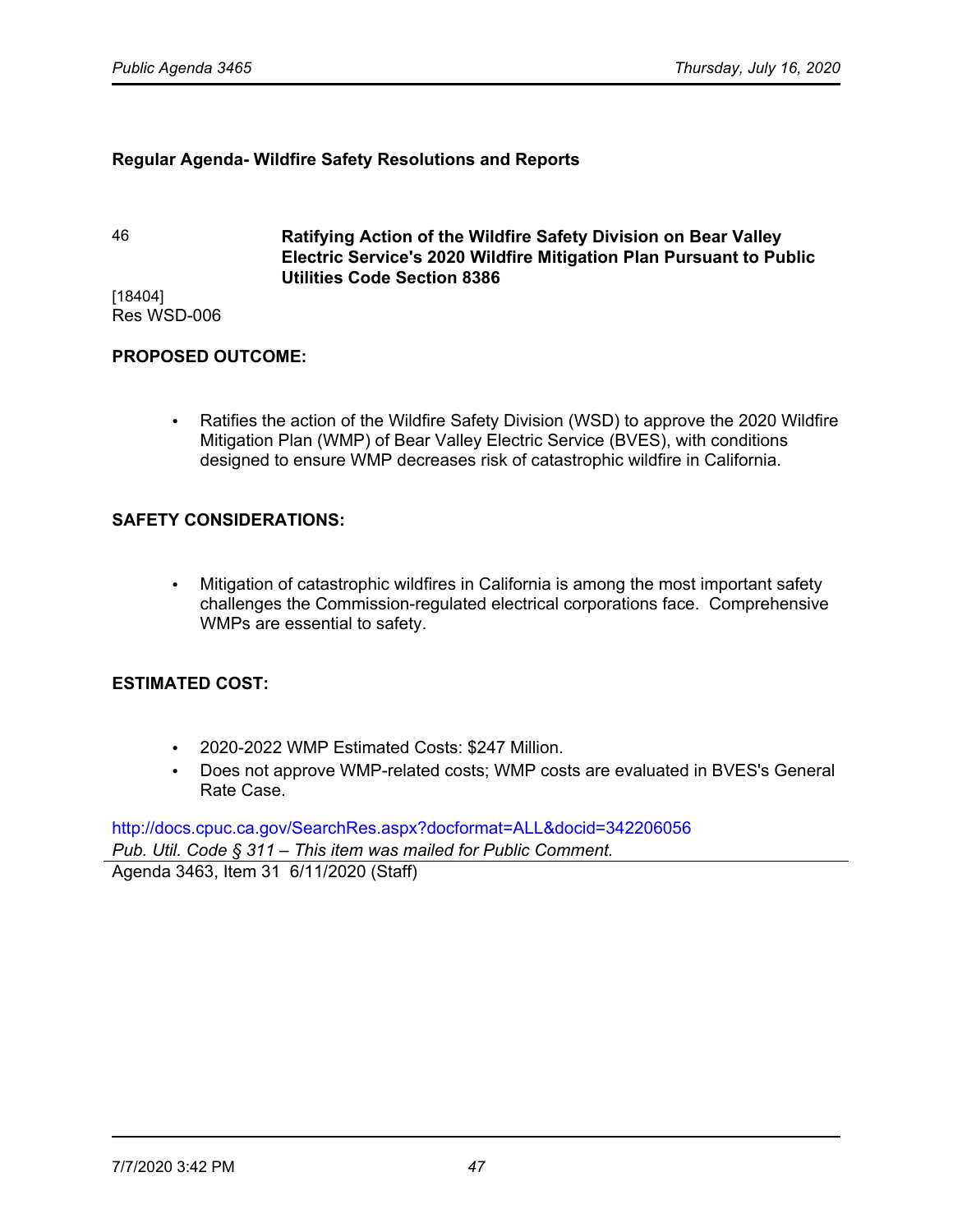## Regular Agenda- Wildfire Safety Resolutions and Reports

46 **Ratifying Action of the Wildfire Safety Division on Bear Valley Electric Service's 2020 Wildfire Mitigation Plan Pursuant to Public Utilities Code Section 8386**

[18404]
Res WSD-006

**PROPOSED OUTCOME:**

- Ratifies the action of the Wildfire Safety Division (WSD) to approve the 2020 Wildfire Mitigation Plan (WMP) of Bear Valley Electric Service (BVES), with conditions designed to ensure WMP decreases risk of catastrophic wildfire in California.

**SAFETY CONSIDERATIONS:**

- Mitigation of catastrophic wildfires in California is among the most important safety challenges the Commission-regulated electrical corporations face. Comprehensive WMPs are essential to safety.

**ESTIMATED COST:**

- 2020-2022 WMP Estimated Costs: $247 Million.
- Does not approve WMP-related costs; WMP costs are evaluated in BVES's General Rate Case.

http://docs.cpuc.ca.gov/SearchRes.aspx?docformat=ALL&docid=342206056
*Pub. Util. Code § 311 – This item was mailed for Public Comment.*

Agenda 3463, Item 31 6/11/2020 (Staff)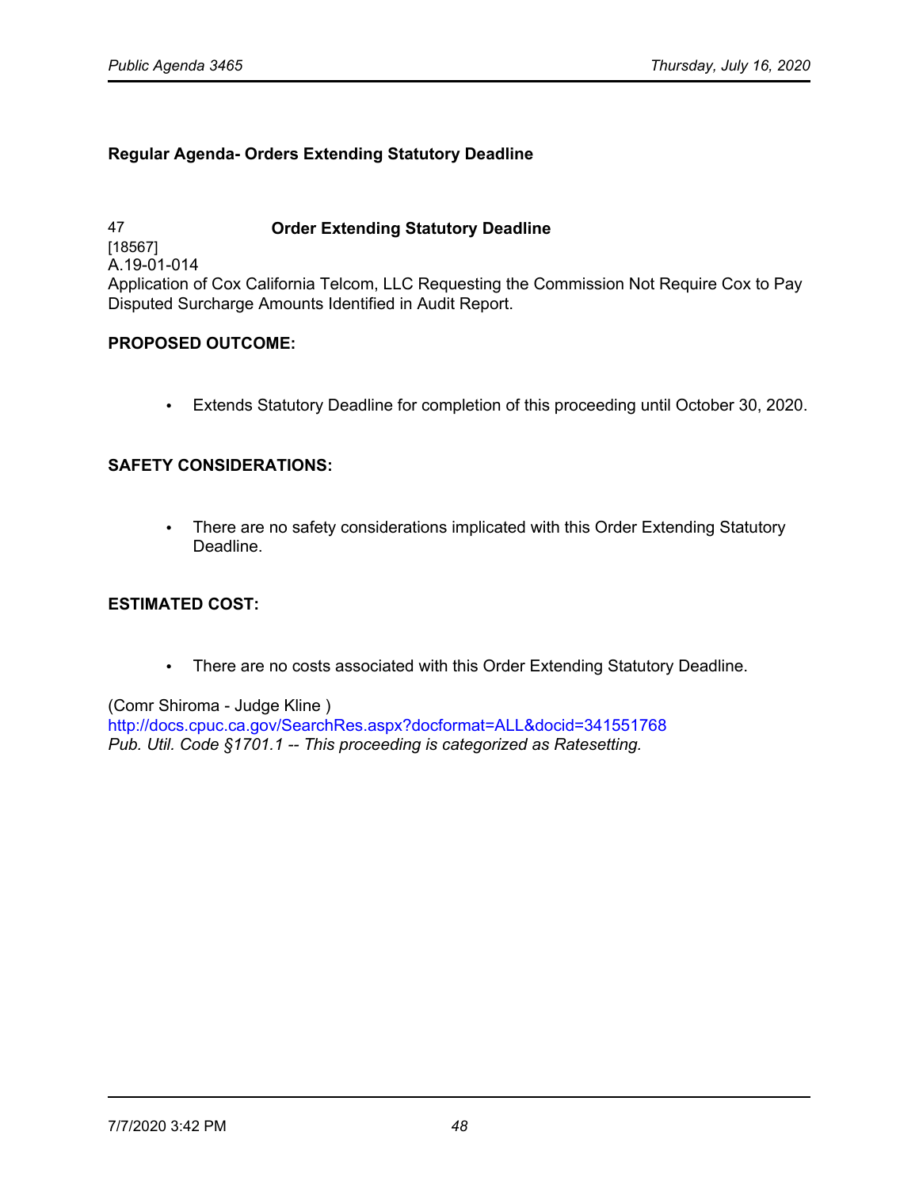**Regular Agenda- Orders Extending Statutory Deadline**

47 **Order Extending Statutory Deadline**
[18567]
A.19-01-014
Application of Cox California Telcom, LLC Requesting the Commission Not Require Cox to Pay Disputed Surcharge Amounts Identified in Audit Report.

**PROPOSED OUTCOME:**

- Extends Statutory Deadline for completion of this proceeding until October 30, 2020.

**SAFETY CONSIDERATIONS:**

- There are no safety considerations implicated with this Order Extending Statutory Deadline.

**ESTIMATED COST:**

- There are no costs associated with this Order Extending Statutory Deadline.

(Comr Shiroma - Judge Kline )
http://docs.cpuc.ca.gov/SearchRes.aspx?docformat=ALL&docid=341551768
*Pub. Util. Code §1701.1 -- This proceeding is categorized as Ratesetting.*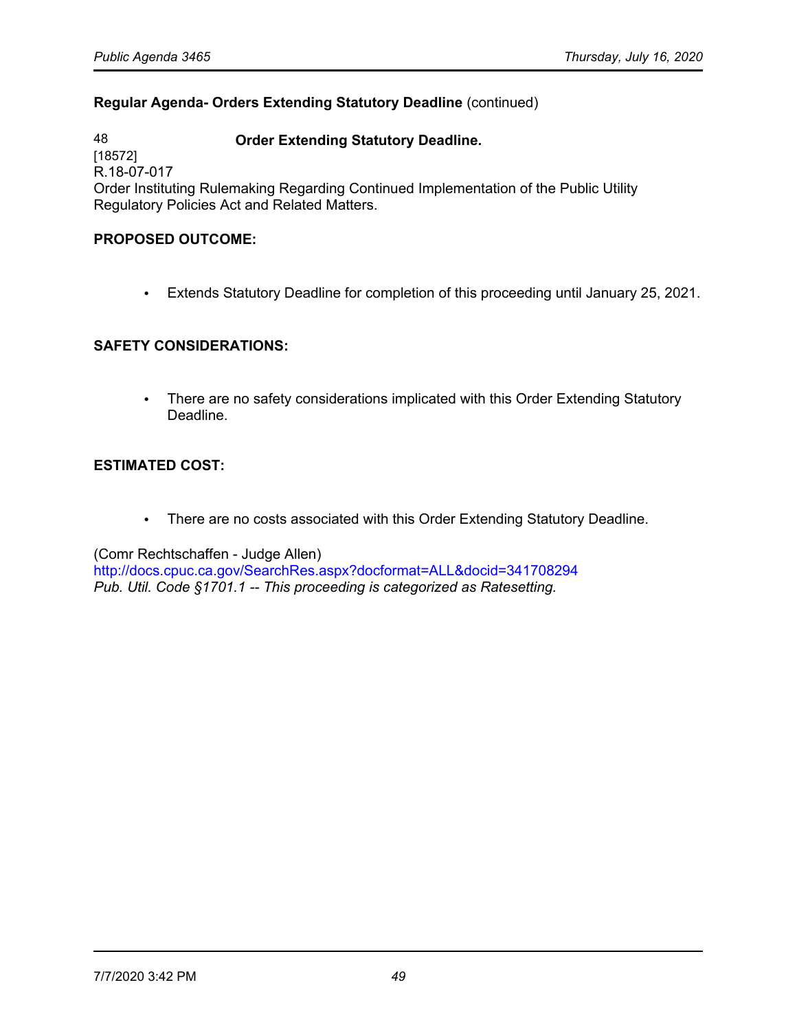**Regular Agenda- Orders Extending Statutory Deadline** (continued)

48 **Order Extending Statutory Deadline.**
[18572]
R.18-07-017
Order Instituting Rulemaking Regarding Continued Implementation of the Public Utility Regulatory Policies Act and Related Matters.

**PROPOSED OUTCOME:**

- Extends Statutory Deadline for completion of this proceeding until January 25, 2021.

**SAFETY CONSIDERATIONS:**

- There are no safety considerations implicated with this Order Extending Statutory Deadline.

**ESTIMATED COST:**

- There are no costs associated with this Order Extending Statutory Deadline.

(Comr Rechtschaffen - Judge Allen)
http://docs.cpuc.ca.gov/SearchRes.aspx?docformat=ALL&docid=341708294
*Pub. Util. Code §1701.1 -- This proceeding is categorized as Ratesetting.*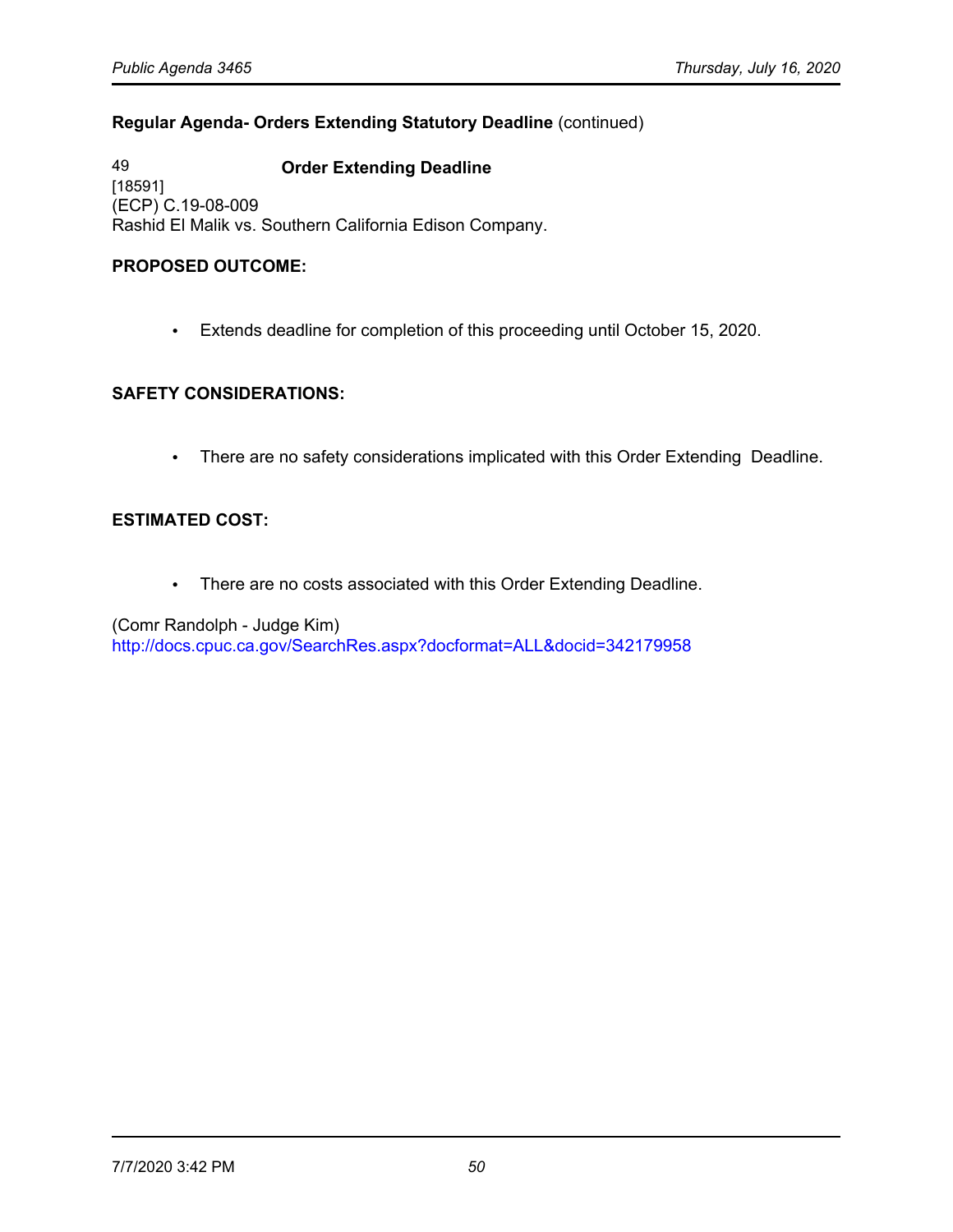**Regular Agenda- Orders Extending Statutory Deadline** (continued)

49 **Order Extending Deadline**
[18591]
(ECP) C.19-08-009
Rashid El Malik vs. Southern California Edison Company.

**PROPOSED OUTCOME:**

- Extends deadline for completion of this proceeding until October 15, 2020.

**SAFETY CONSIDERATIONS:**

- There are no safety considerations implicated with this Order Extending Deadline.

**ESTIMATED COST:**

- There are no costs associated with this Order Extending Deadline.

(Comr Randolph - Judge Kim)
http://docs.cpuc.ca.gov/SearchRes.aspx?docformat=ALL&docid=342179958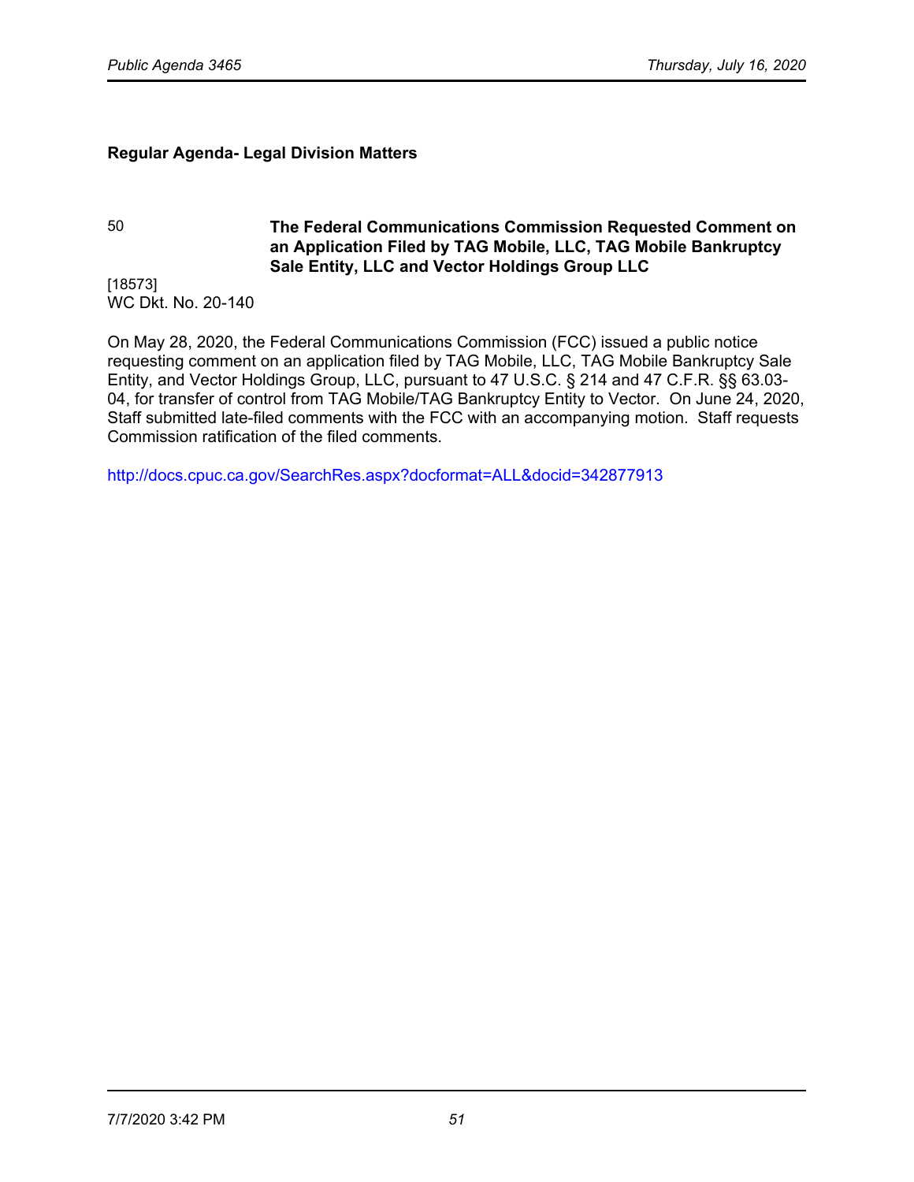## Regular Agenda- Legal Division Matters

50 **The Federal Communications Commission Requested Comment on an Application Filed by TAG Mobile, LLC, TAG Mobile Bankruptcy Sale Entity, LLC and Vector Holdings Group LLC**

[18573]
WC Dkt. No. 20-140

On May 28, 2020, the Federal Communications Commission (FCC) issued a public notice requesting comment on an application filed by TAG Mobile, LLC, TAG Mobile Bankruptcy Sale Entity, and Vector Holdings Group, LLC, pursuant to 47 U.S.C. § 214 and 47 C.F.R. §§ 63.03-04, for transfer of control from TAG Mobile/TAG Bankruptcy Entity to Vector. On June 24, 2020, Staff submitted late-filed comments with the FCC with an accompanying motion. Staff requests Commission ratification of the filed comments.

http://docs.cpuc.ca.gov/SearchRes.aspx?docformat=ALL&docid=342877913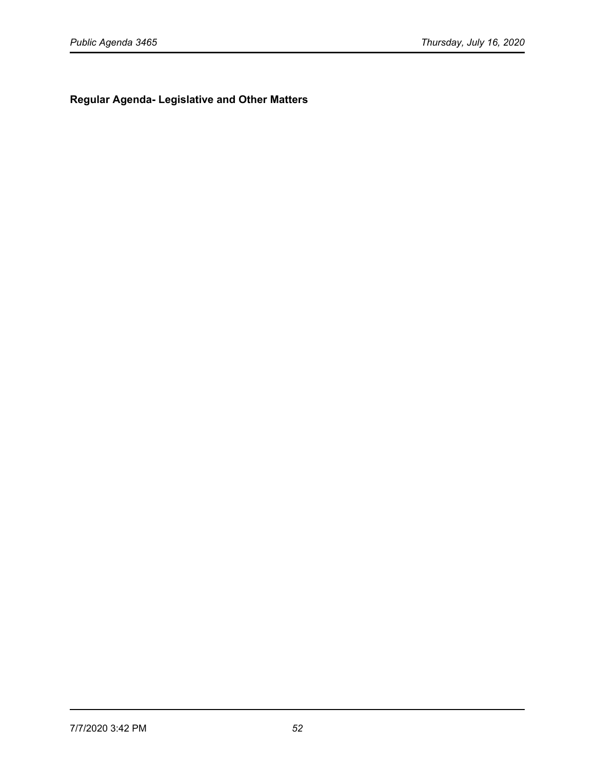**Regular Agenda- Legislative and Other Matters**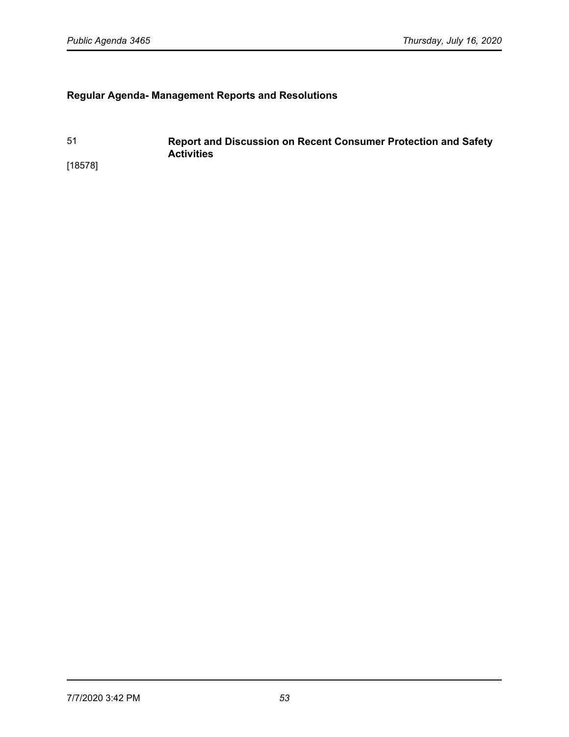## Regular Agenda- Management Reports and Resolutions

51 **Report and Discussion on Recent Consumer Protection and Safety Activities**

[18578]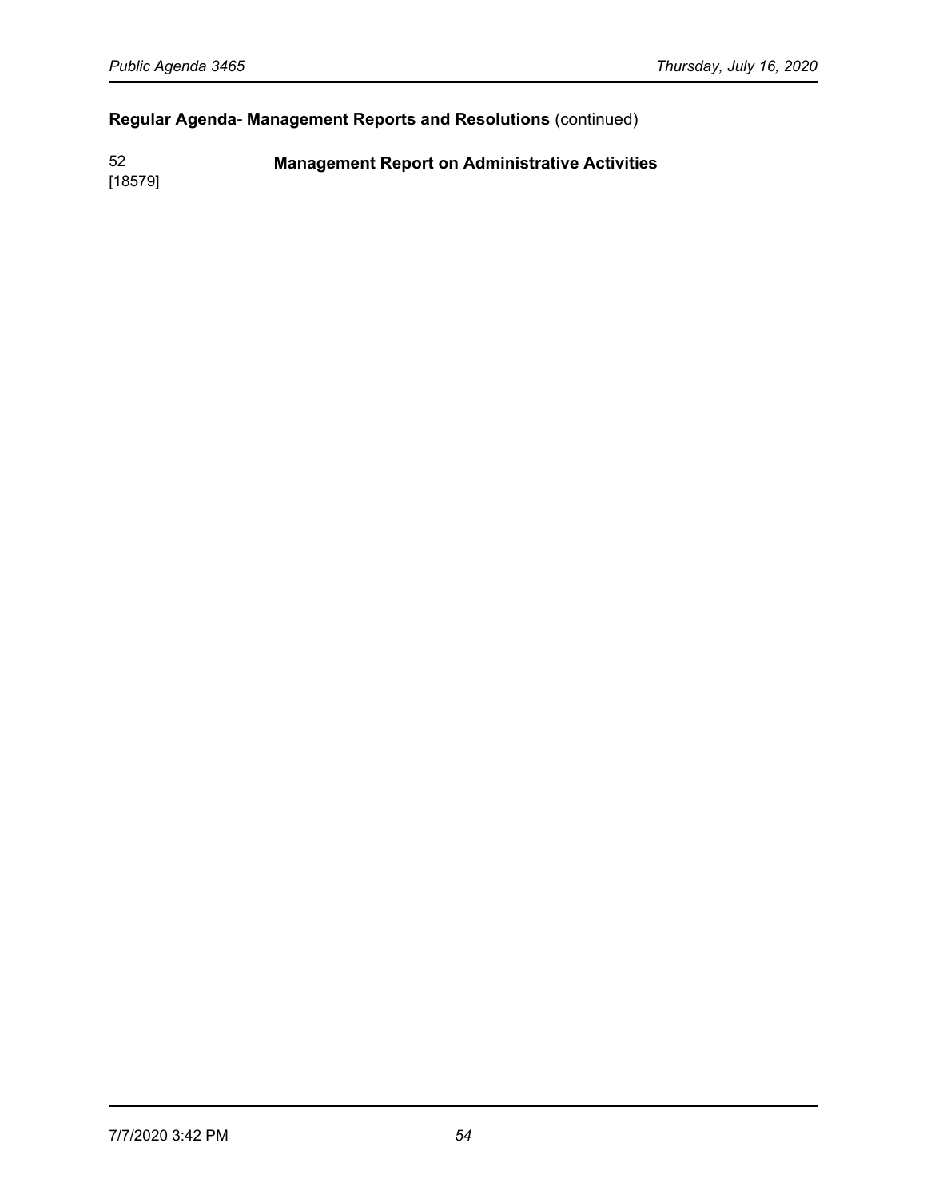## Regular Agenda- Management Reports and Resolutions (continued)

52
[18579]

**Management Report on Administrative Activities**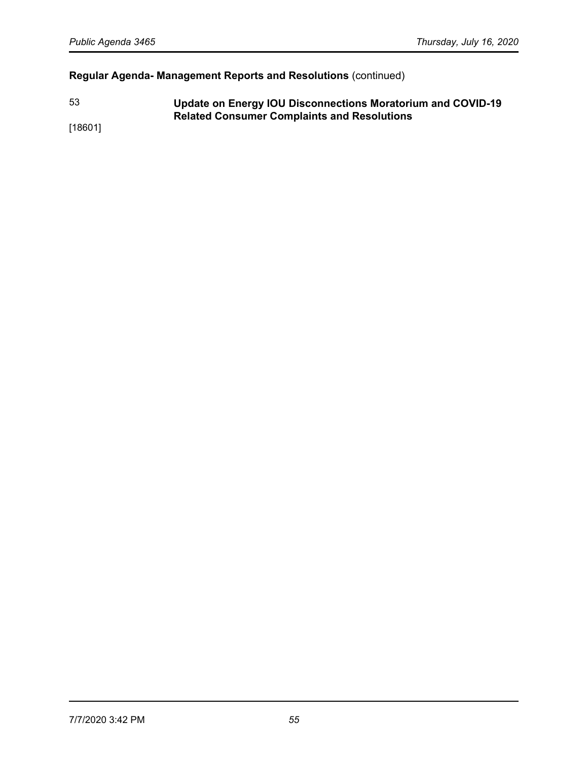**Regular Agenda- Management Reports and Resolutions** (continued)

53 **Update on Energy IOU Disconnections Moratorium and COVID-19 Related Consumer Complaints and Resolutions**

[18601]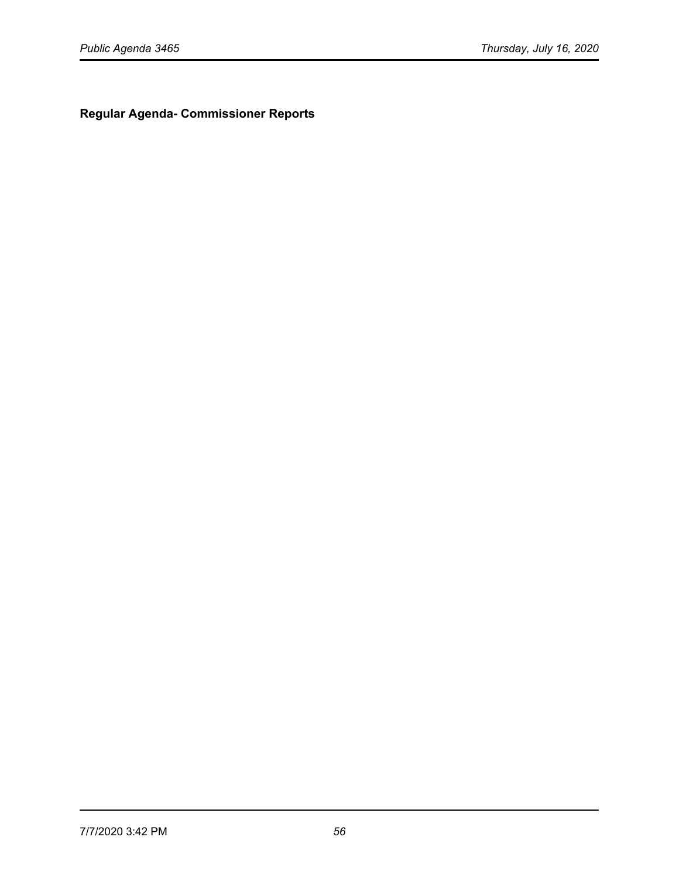**Regular Agenda- Commissioner Reports**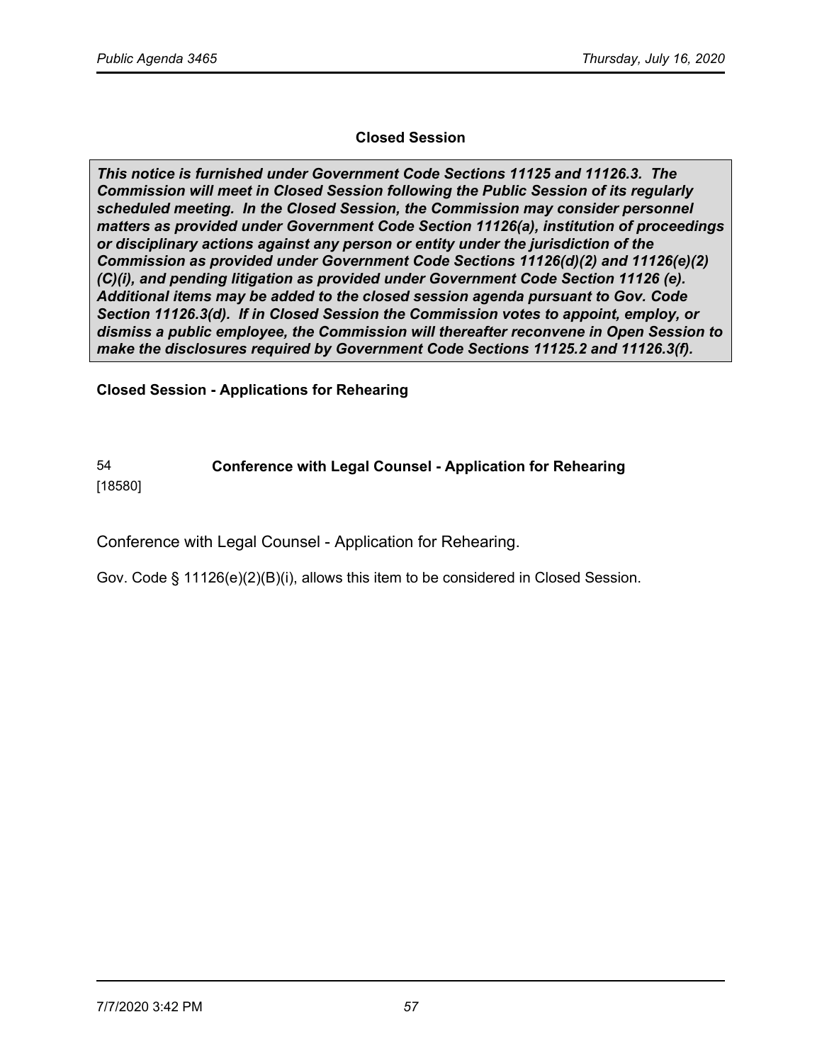## Closed Session

***This notice is furnished under Government Code Sections 11125 and 11126.3. The Commission will meet in Closed Session following the Public Session of its regularly scheduled meeting. In the Closed Session, the Commission may consider personnel matters as provided under Government Code Section 11126(a), institution of proceedings or disciplinary actions against any person or entity under the jurisdiction of the Commission as provided under Government Code Sections 11126(d)(2) and 11126(e)(2)(C)(i), and pending litigation as provided under Government Code Section 11126 (e). Additional items may be added to the closed session agenda pursuant to Gov. Code Section 11126.3(d). If in Closed Session the Commission votes to appoint, employ, or dismiss a public employee, the Commission will thereafter reconvene in Open Session to make the disclosures required by Government Code Sections 11125.2 and 11126.3(f).***

### Closed Session - Applications for Rehearing

54
[18580]

**Conference with Legal Counsel - Application for Rehearing**

Conference with Legal Counsel - Application for Rehearing.

Gov. Code § 11126(e)(2)(B)(i), allows this item to be considered in Closed Session.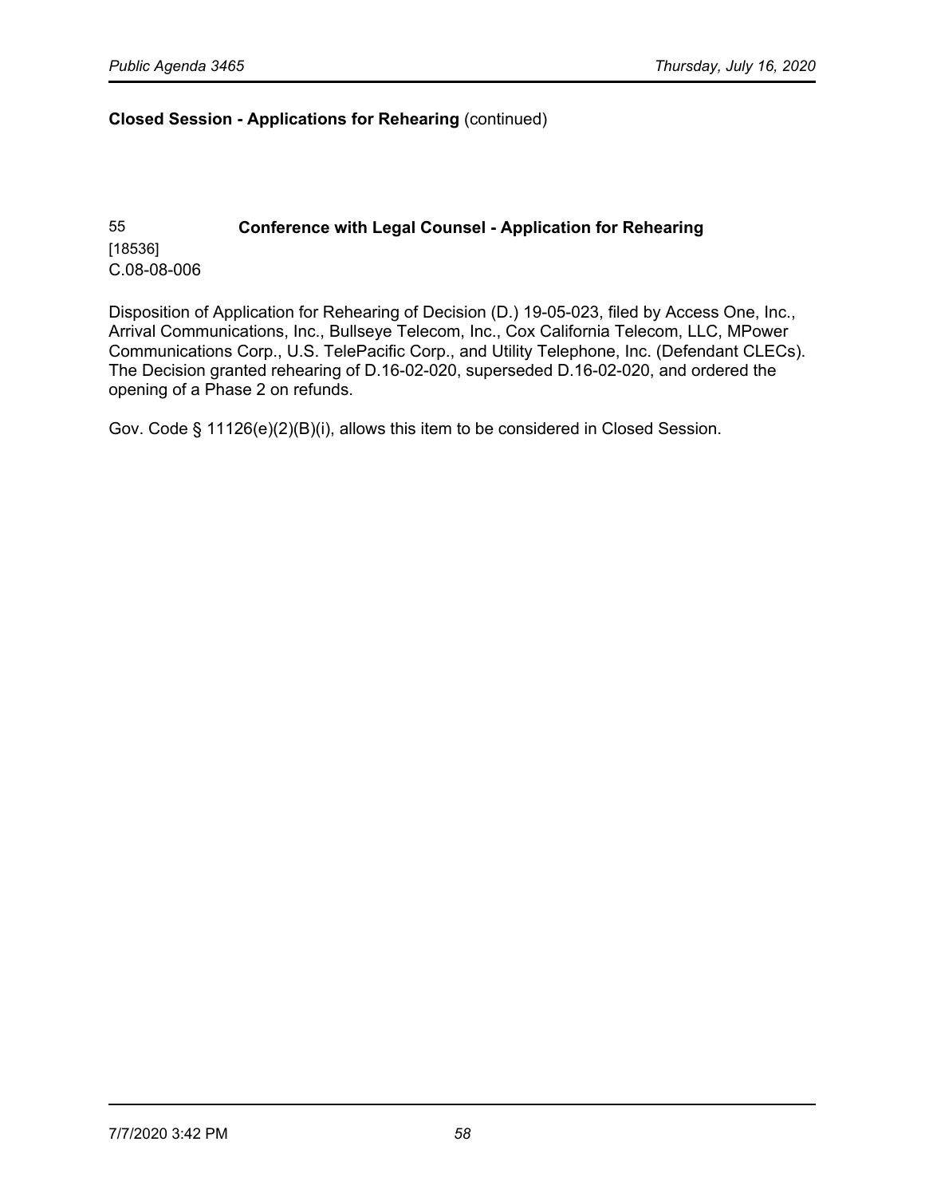**Closed Session - Applications for Rehearing** (continued)

55
[18536]
C.08-08-006

**Conference with Legal Counsel - Application for Rehearing**

Disposition of Application for Rehearing of Decision (D.) 19-05-023, filed by Access One, Inc., Arrival Communications, Inc., Bullseye Telecom, Inc., Cox California Telecom, LLC, MPower Communications Corp., U.S. TelePacific Corp., and Utility Telephone, Inc. (Defendant CLECs). The Decision granted rehearing of D.16-02-020, superseded D.16-02-020, and ordered the opening of a Phase 2 on refunds.

Gov. Code § 11126(e)(2)(B)(i), allows this item to be considered in Closed Session.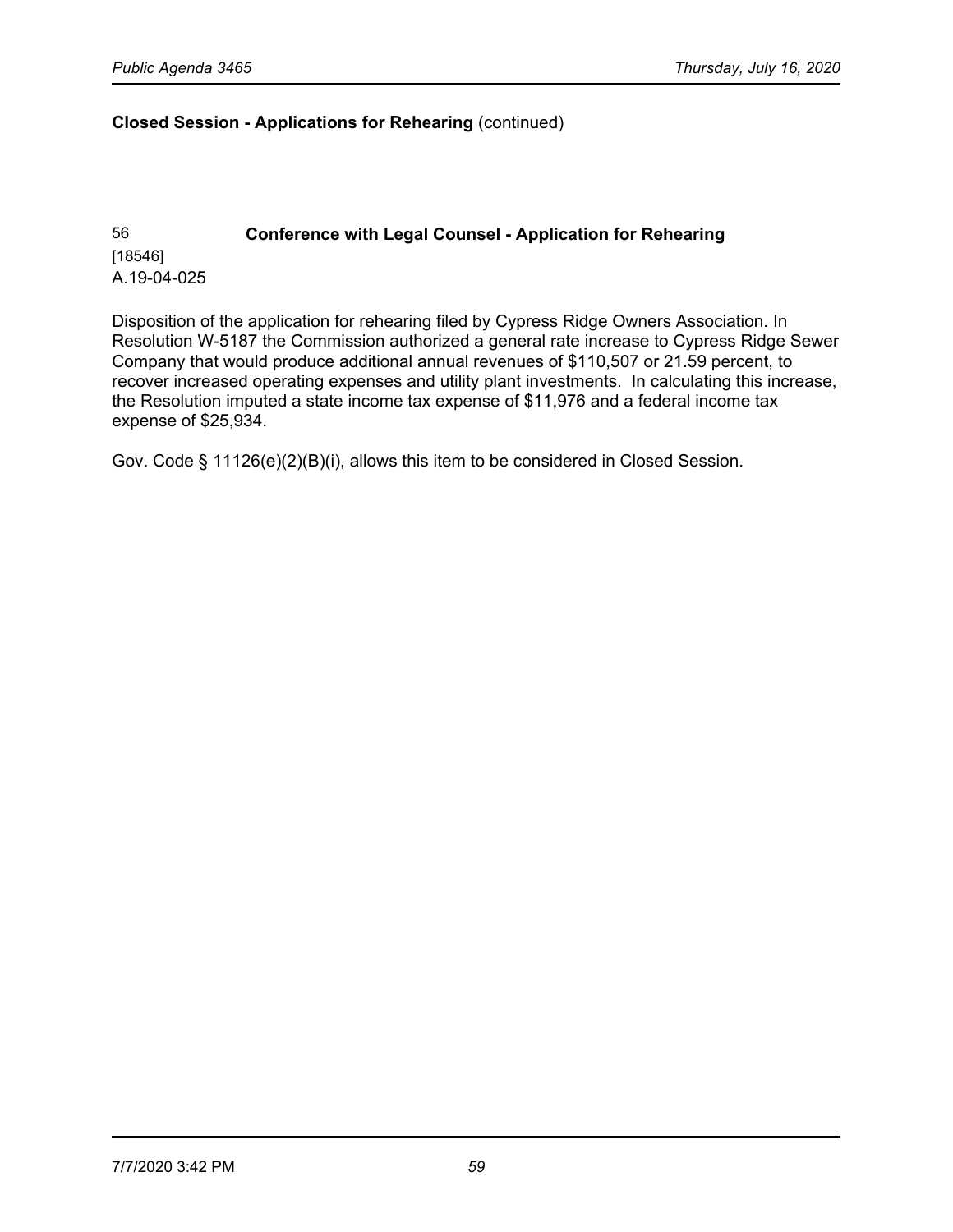**Closed Session - Applications for Rehearing** (continued)

56 **Conference with Legal Counsel - Application for Rehearing**
[18546]
A.19-04-025

Disposition of the application for rehearing filed by Cypress Ridge Owners Association. In Resolution W-5187 the Commission authorized a general rate increase to Cypress Ridge Sewer Company that would produce additional annual revenues of $110,507 or 21.59 percent, to recover increased operating expenses and utility plant investments. In calculating this increase, the Resolution imputed a state income tax expense of $11,976 and a federal income tax expense of $25,934.

Gov. Code § 11126(e)(2)(B)(i), allows this item to be considered in Closed Session.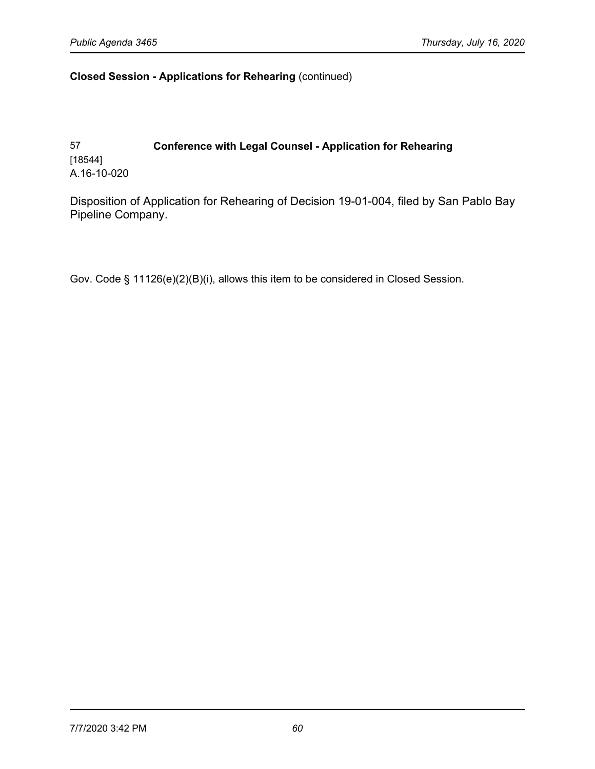**Closed Session - Applications for Rehearing** (continued)

57 **Conference with Legal Counsel - Application for Rehearing**
[18544]
A.16-10-020

Disposition of Application for Rehearing of Decision 19-01-004, filed by San Pablo Bay Pipeline Company.

Gov. Code § 11126(e)(2)(B)(i), allows this item to be considered in Closed Session.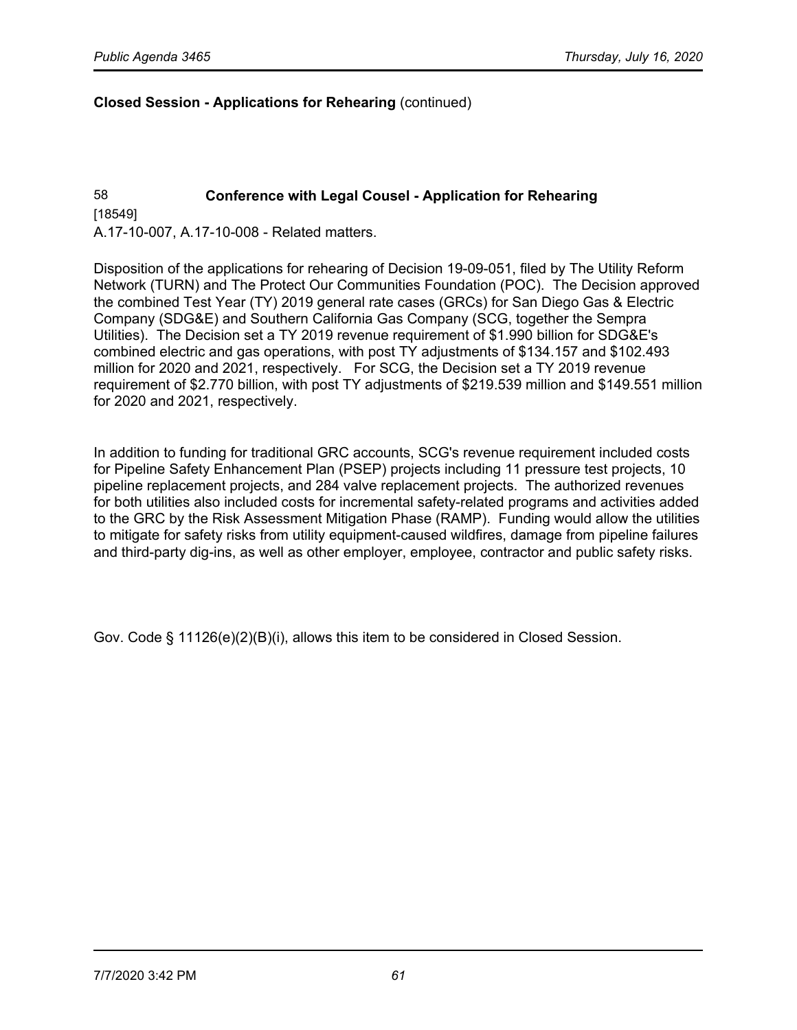**Closed Session - Applications for Rehearing** (continued)

58 **Conference with Legal Cousel - Application for Rehearing**

[18549]

A.17-10-007, A.17-10-008 - Related matters.

Disposition of the applications for rehearing of Decision 19-09-051, filed by The Utility Reform Network (TURN) and The Protect Our Communities Foundation (POC). The Decision approved the combined Test Year (TY) 2019 general rate cases (GRCs) for San Diego Gas & Electric Company (SDG&E) and Southern California Gas Company (SCG, together the Sempra Utilities). The Decision set a TY 2019 revenue requirement of $1.990 billion for SDG&E's combined electric and gas operations, with post TY adjustments of $134.157 and $102.493 million for 2020 and 2021, respectively. For SCG, the Decision set a TY 2019 revenue requirement of $2.770 billion, with post TY adjustments of $219.539 million and $149.551 million for 2020 and 2021, respectively.

In addition to funding for traditional GRC accounts, SCG's revenue requirement included costs for Pipeline Safety Enhancement Plan (PSEP) projects including 11 pressure test projects, 10 pipeline replacement projects, and 284 valve replacement projects. The authorized revenues for both utilities also included costs for incremental safety-related programs and activities added to the GRC by the Risk Assessment Mitigation Phase (RAMP). Funding would allow the utilities to mitigate for safety risks from utility equipment-caused wildfires, damage from pipeline failures and third-party dig-ins, as well as other employer, employee, contractor and public safety risks.

Gov. Code § 11126(e)(2)(B)(i), allows this item to be considered in Closed Session.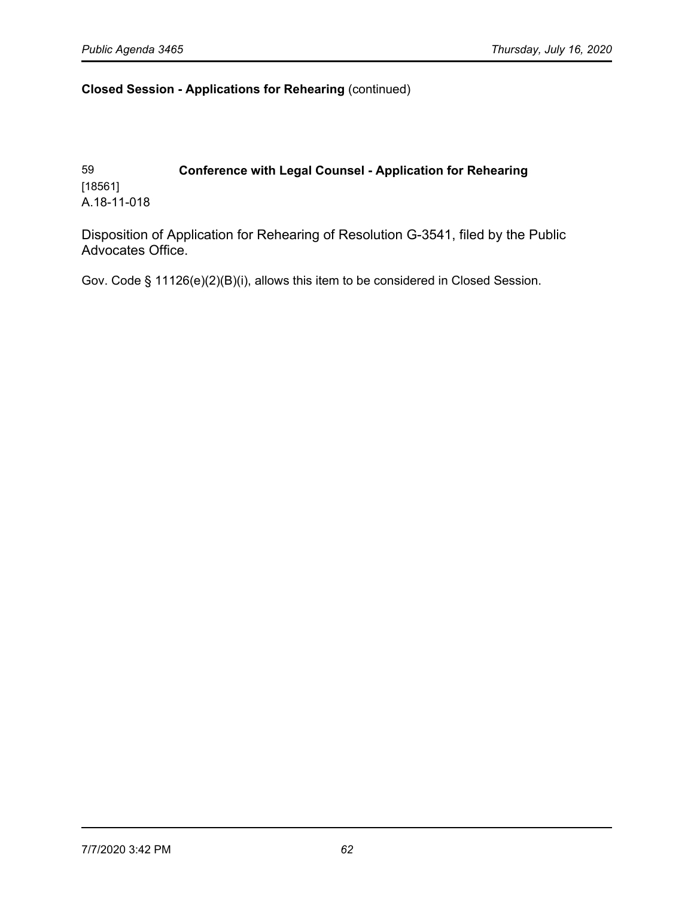**Closed Session - Applications for Rehearing** (continued)

59
[18561]
A.18-11-018

**Conference with Legal Counsel - Application for Rehearing**

Disposition of Application for Rehearing of Resolution G-3541, filed by the Public Advocates Office.

Gov. Code § 11126(e)(2)(B)(i), allows this item to be considered in Closed Session.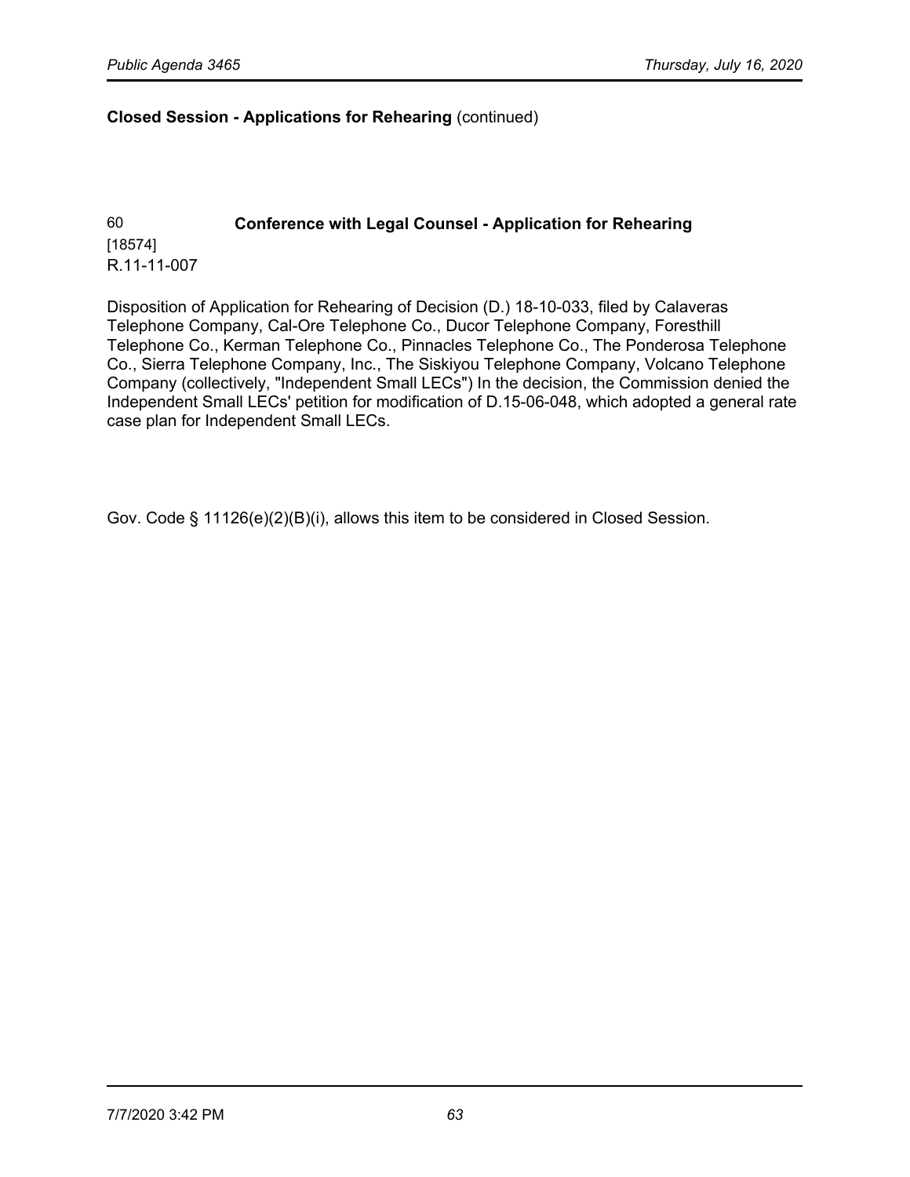**Closed Session - Applications for Rehearing** (continued)

60 **Conference with Legal Counsel - Application for Rehearing**
[18574]
R.11-11-007

Disposition of Application for Rehearing of Decision (D.) 18-10-033, filed by Calaveras Telephone Company, Cal-Ore Telephone Co., Ducor Telephone Company, Foresthill Telephone Co., Kerman Telephone Co., Pinnacles Telephone Co., The Ponderosa Telephone Co., Sierra Telephone Company, Inc., The Siskiyou Telephone Company, Volcano Telephone Company (collectively, "Independent Small LECs") In the decision, the Commission denied the Independent Small LECs' petition for modification of D.15-06-048, which adopted a general rate case plan for Independent Small LECs.

Gov. Code § 11126(e)(2)(B)(i), allows this item to be considered in Closed Session.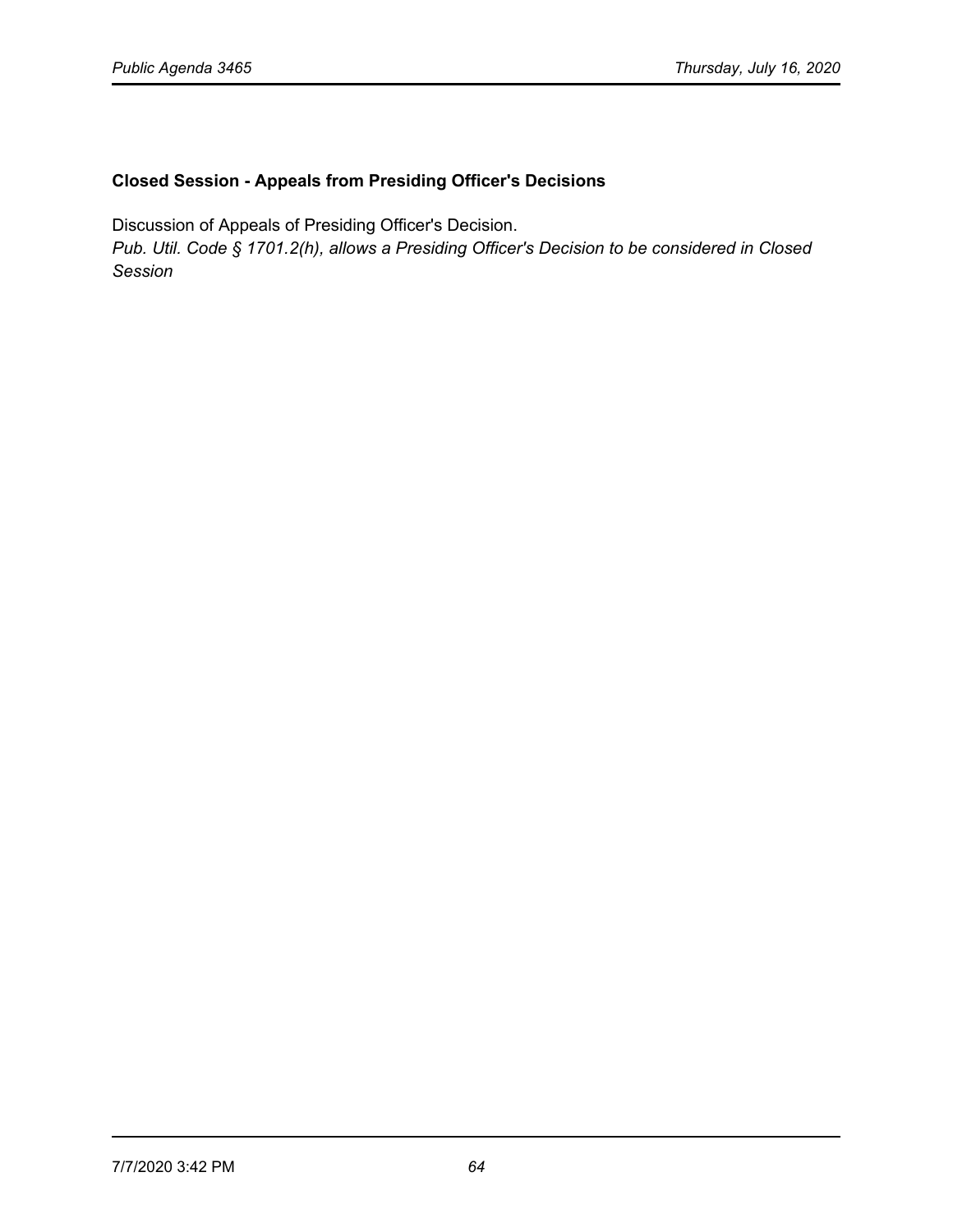## Closed Session - Appeals from Presiding Officer's Decisions

Discussion of Appeals of Presiding Officer's Decision.
*Pub. Util. Code § 1701.2(h), allows a Presiding Officer's Decision to be considered in Closed Session*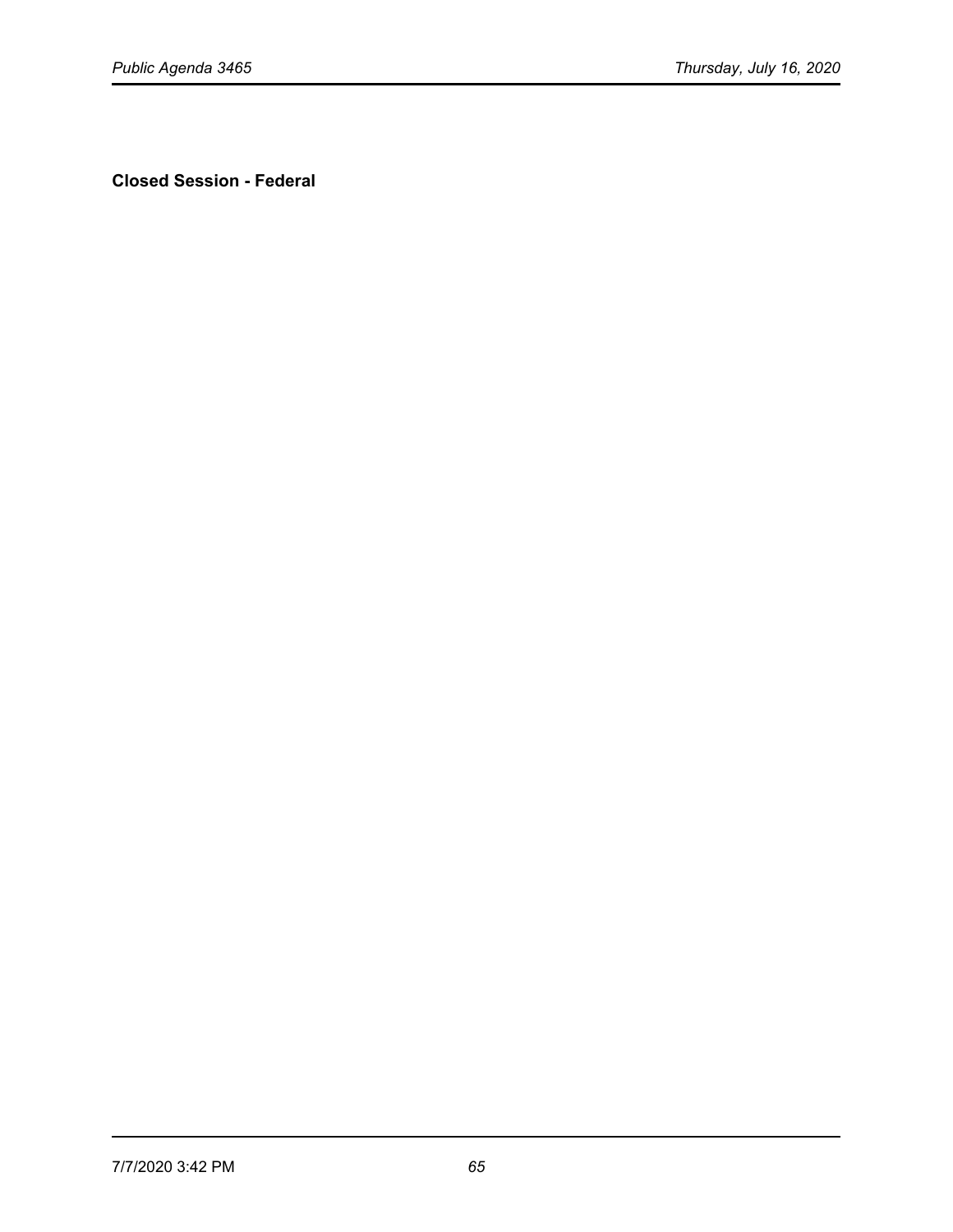**Closed Session - Federal**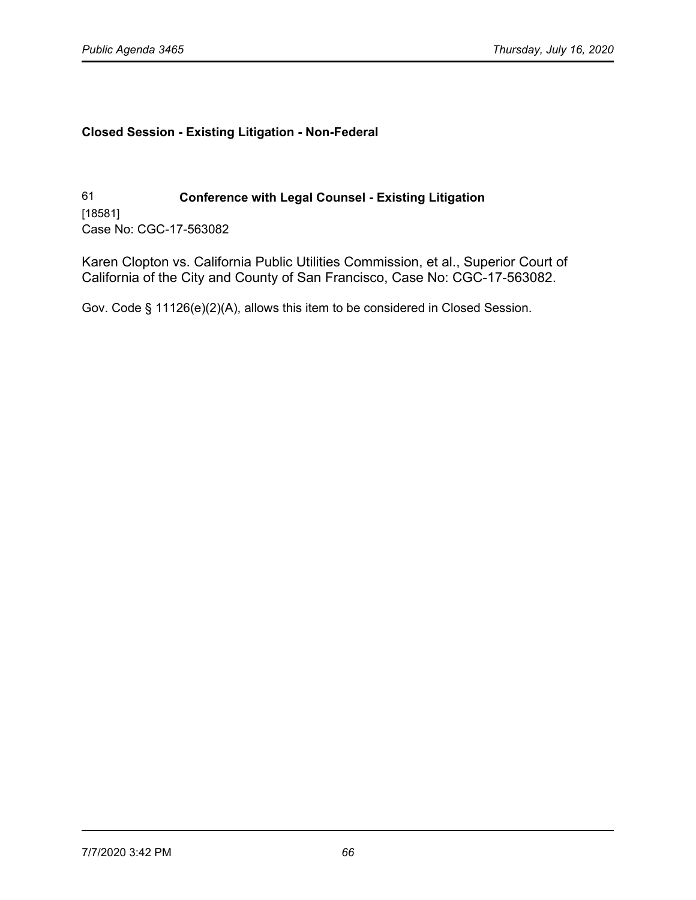**Closed Session - Existing Litigation - Non-Federal**

61 **Conference with Legal Counsel - Existing Litigation**

[18581]

Case No: CGC-17-563082

Karen Clopton vs. California Public Utilities Commission, et al., Superior Court of California of the City and County of San Francisco, Case No: CGC-17-563082.

Gov. Code § 11126(e)(2)(A), allows this item to be considered in Closed Session.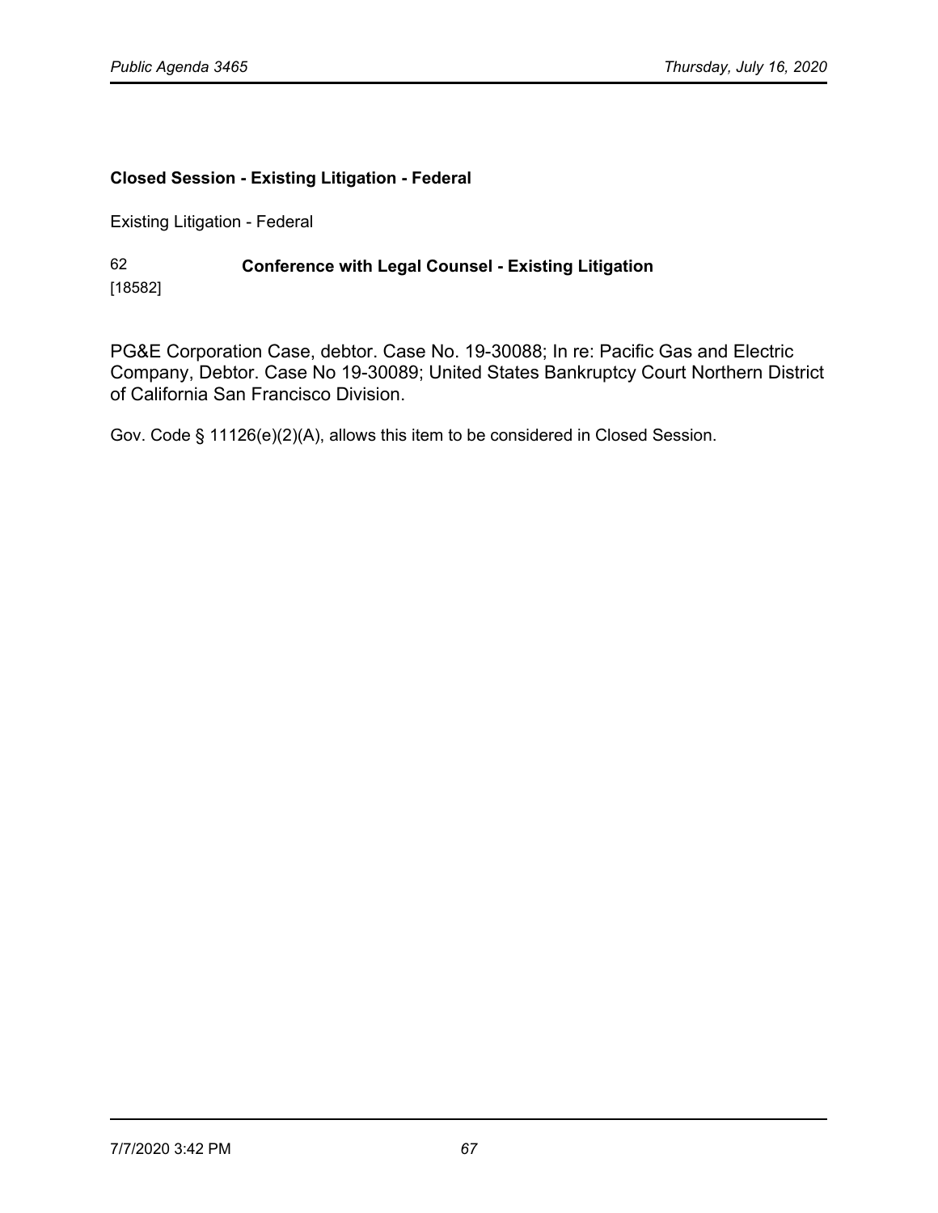**Closed Session - Existing Litigation - Federal**

Existing Litigation - Federal

62 [18582] **Conference with Legal Counsel - Existing Litigation**

PG&E Corporation Case, debtor. Case No. 19-30088; In re: Pacific Gas and Electric Company, Debtor. Case No 19-30089; United States Bankruptcy Court Northern District of California San Francisco Division.

Gov. Code § 11126(e)(2)(A), allows this item to be considered in Closed Session.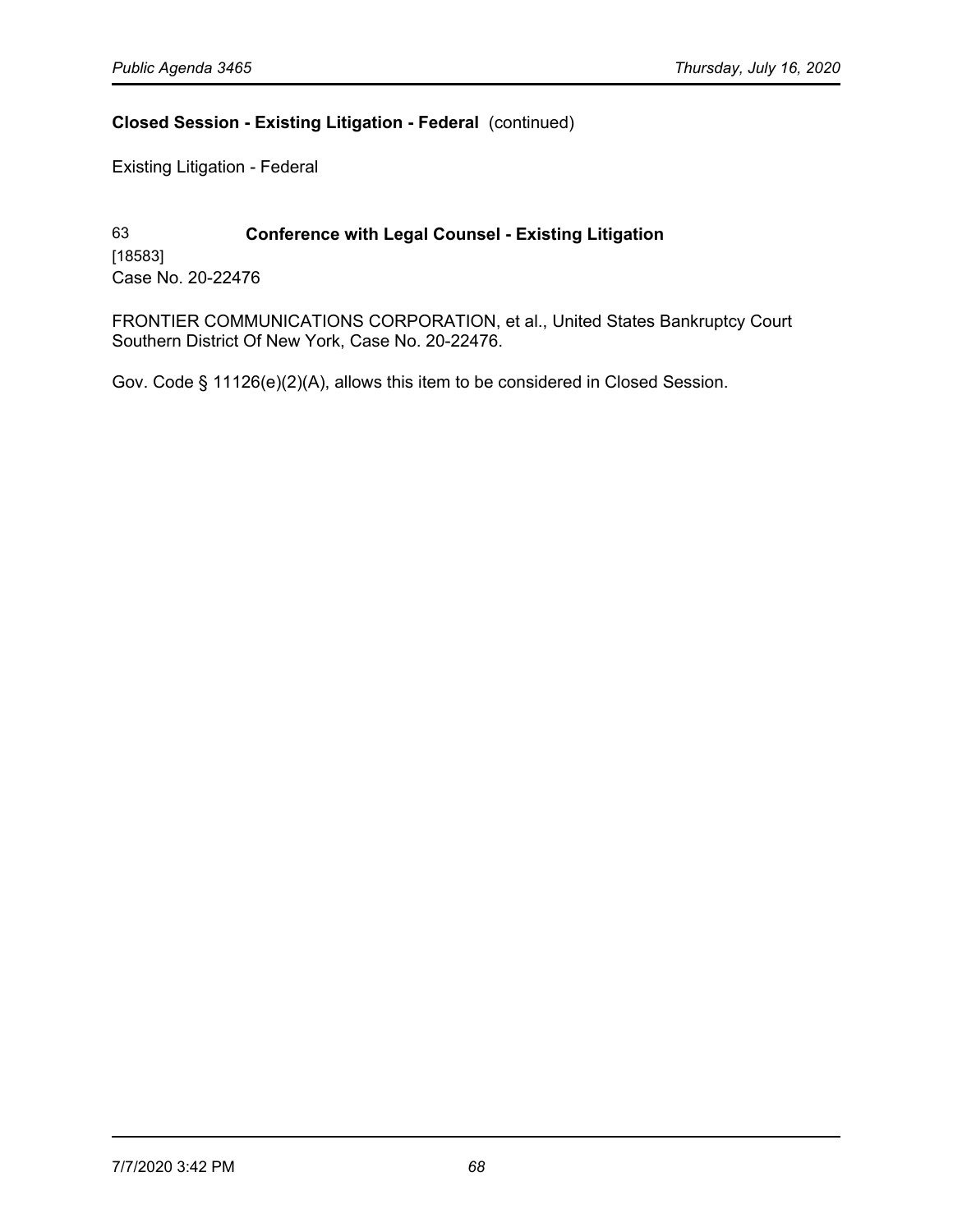**Closed Session - Existing Litigation - Federal** (continued)

Existing Litigation - Federal

63 **Conference with Legal Counsel - Existing Litigation**
[18583]
Case No. 20-22476

FRONTIER COMMUNICATIONS CORPORATION, et al., United States Bankruptcy Court Southern District Of New York, Case No. 20-22476.

Gov. Code § 11126(e)(2)(A), allows this item to be considered in Closed Session.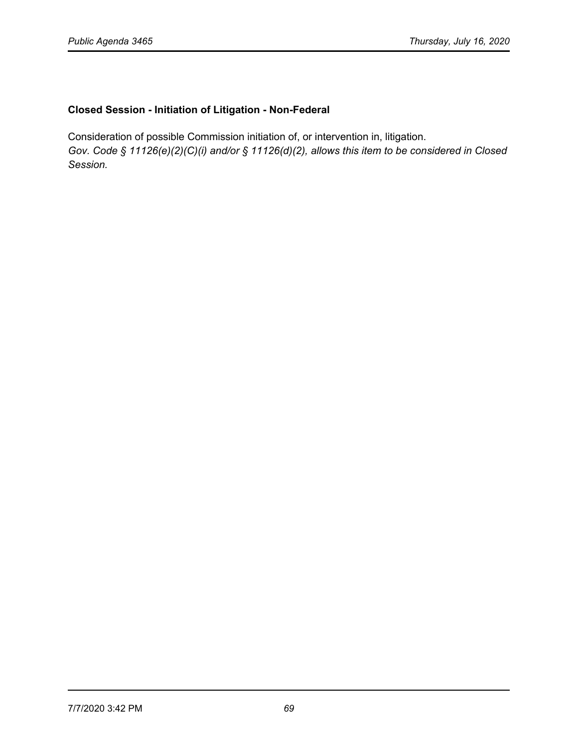**Closed Session - Initiation of Litigation - Non-Federal**

Consideration of possible Commission initiation of, or intervention in, litigation.
*Gov. Code § 11126(e)(2)(C)(i) and/or § 11126(d)(2), allows this item to be considered in Closed Session.*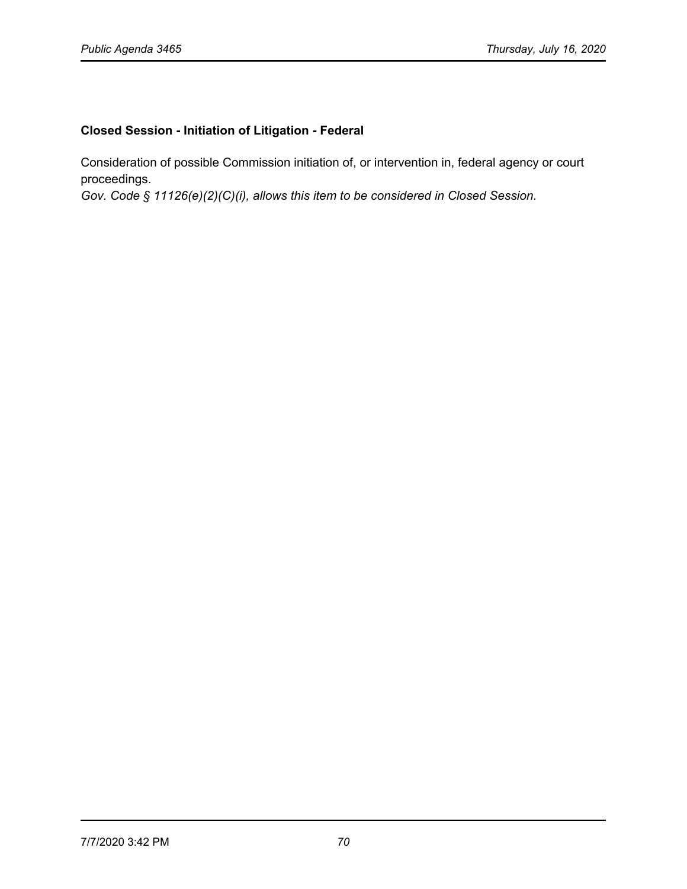**Closed Session - Initiation of Litigation - Federal**

Consideration of possible Commission initiation of, or intervention in, federal agency or court proceedings.
*Gov. Code § 11126(e)(2)(C)(i), allows this item to be considered in Closed Session.*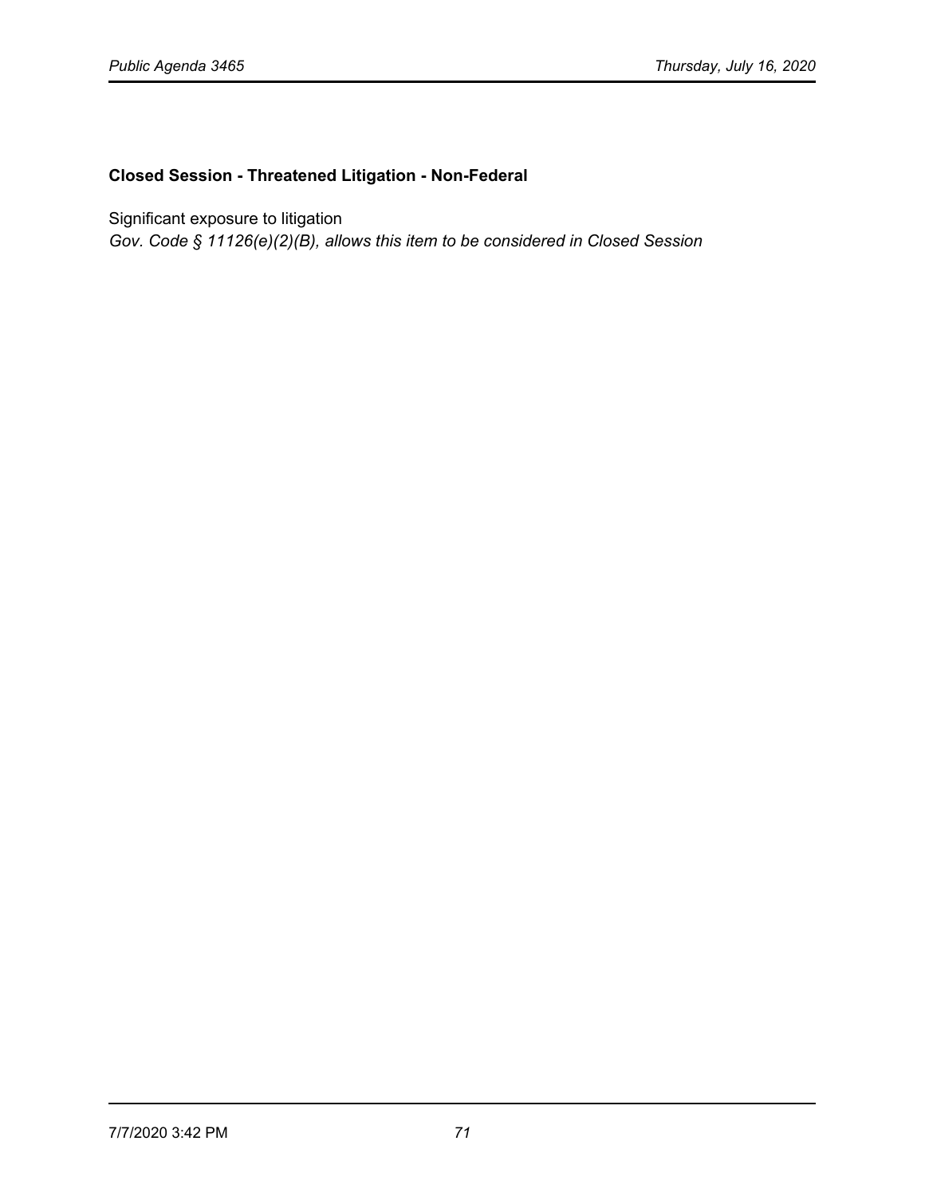**Closed Session - Threatened Litigation - Non-Federal**

Significant exposure to litigation
*Gov. Code § 11126(e)(2)(B), allows this item to be considered in Closed Session*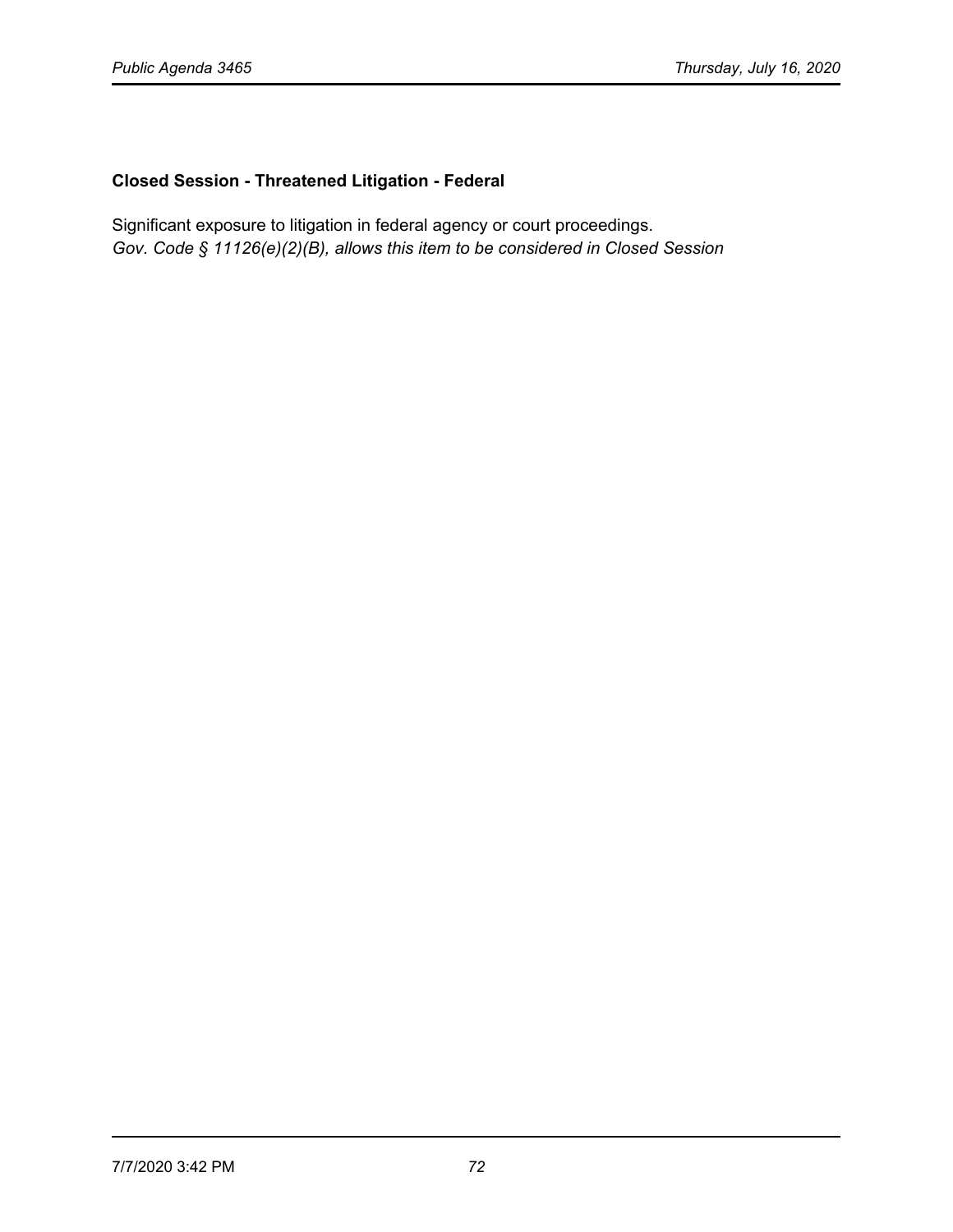**Closed Session - Threatened Litigation - Federal**

Significant exposure to litigation in federal agency or court proceedings.
*Gov. Code § 11126(e)(2)(B), allows this item to be considered in Closed Session*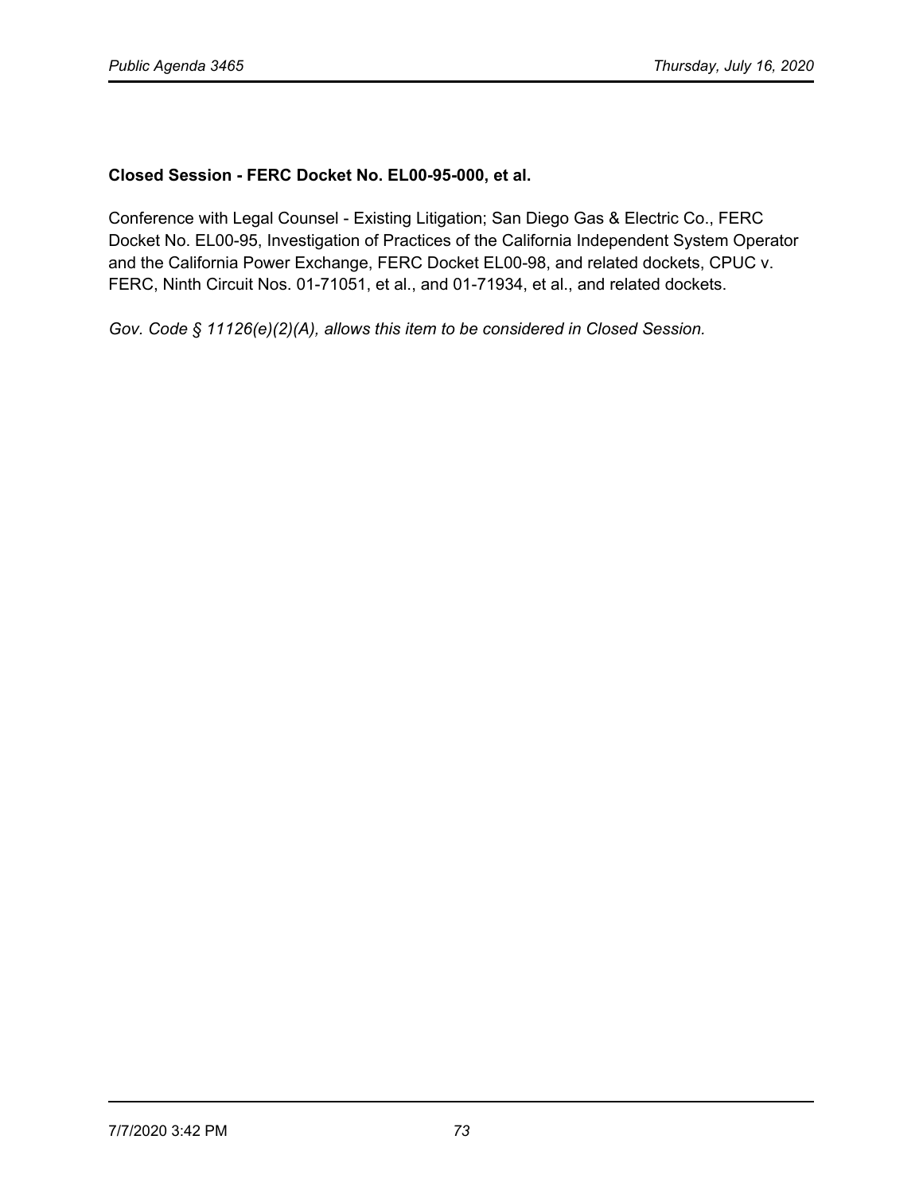**Closed Session - FERC Docket No. EL00-95-000, et al.**

Conference with Legal Counsel - Existing Litigation; San Diego Gas & Electric Co., FERC Docket No. EL00-95, Investigation of Practices of the California Independent System Operator and the California Power Exchange, FERC Docket EL00-98, and related dockets, CPUC v. FERC, Ninth Circuit Nos. 01-71051, et al., and 01-71934, et al., and related dockets.

*Gov. Code § 11126(e)(2)(A), allows this item to be considered in Closed Session.*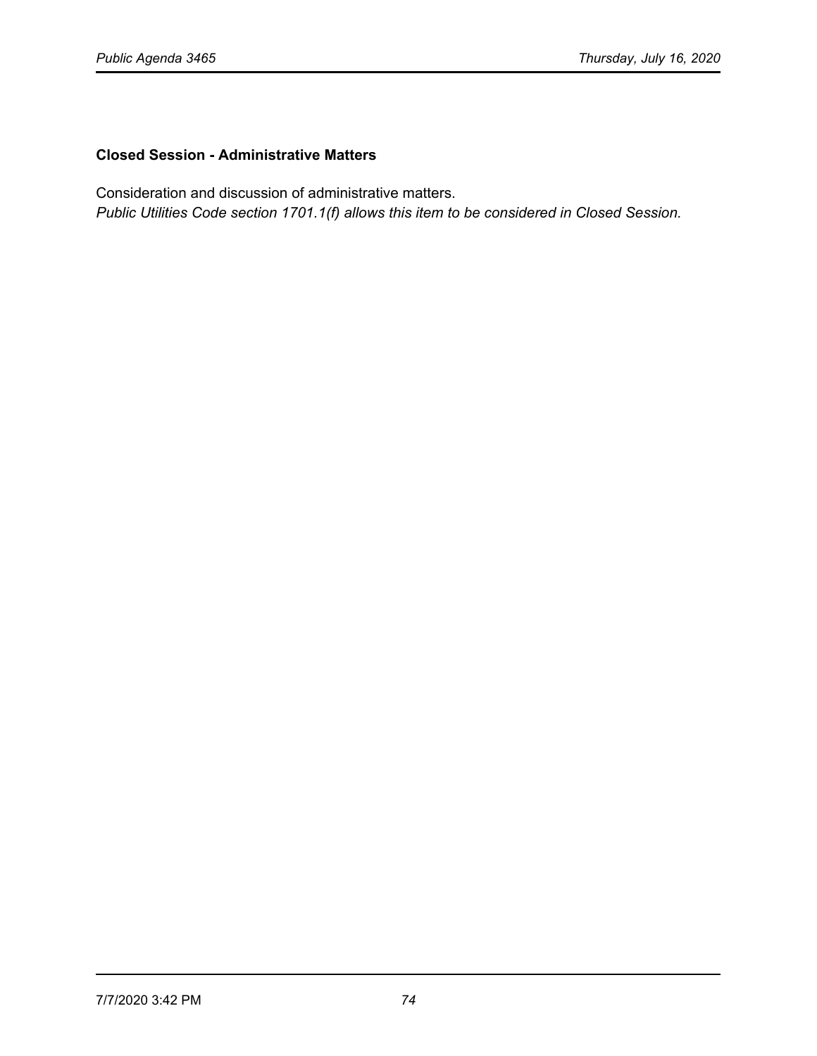**Closed Session - Administrative Matters**

Consideration and discussion of administrative matters.
*Public Utilities Code section 1701.1(f) allows this item to be considered in Closed Session.*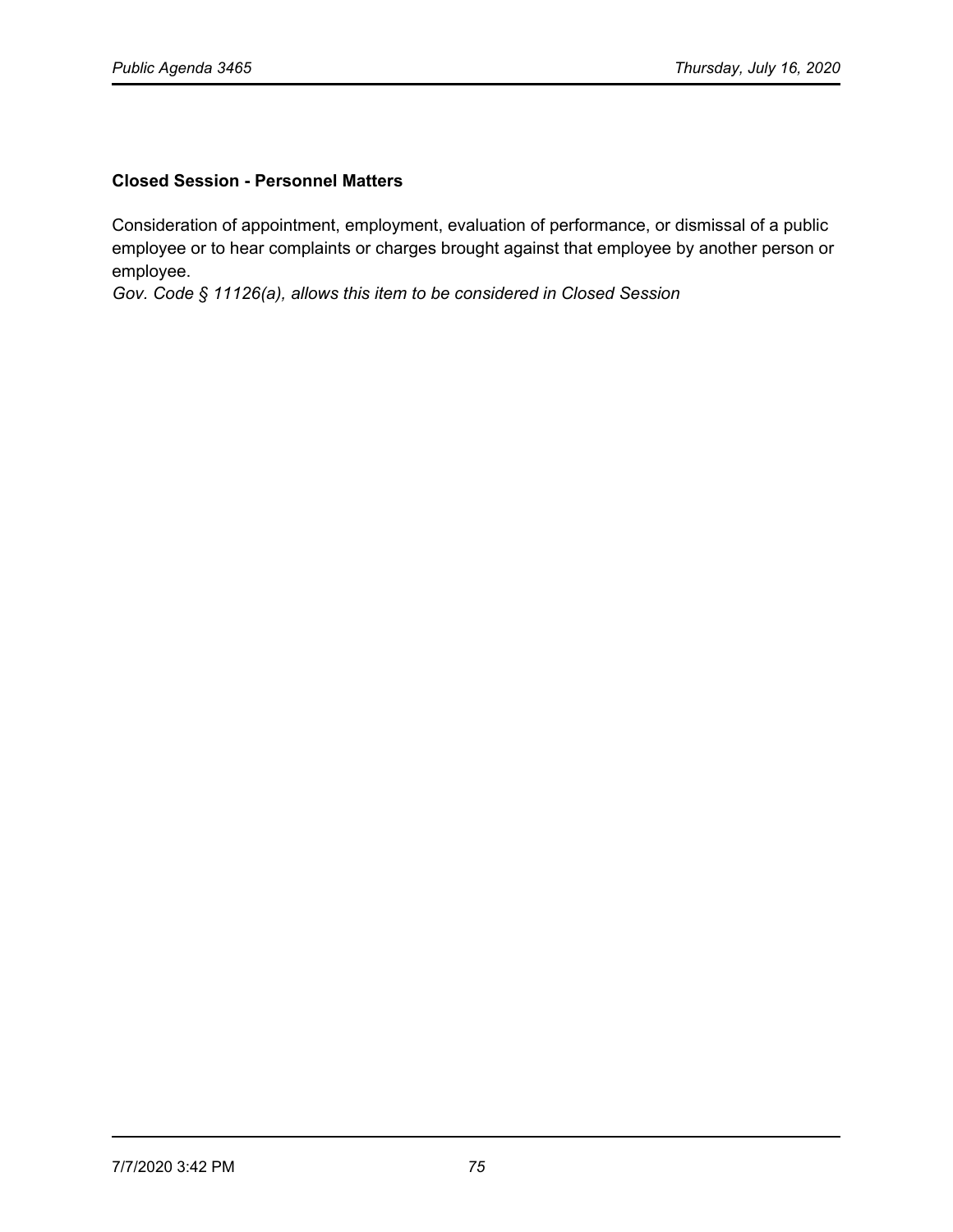**Closed Session - Personnel Matters**

Consideration of appointment, employment, evaluation of performance, or dismissal of a public employee or to hear complaints or charges brought against that employee by another person or employee.
*Gov. Code § 11126(a), allows this item to be considered in Closed Session*